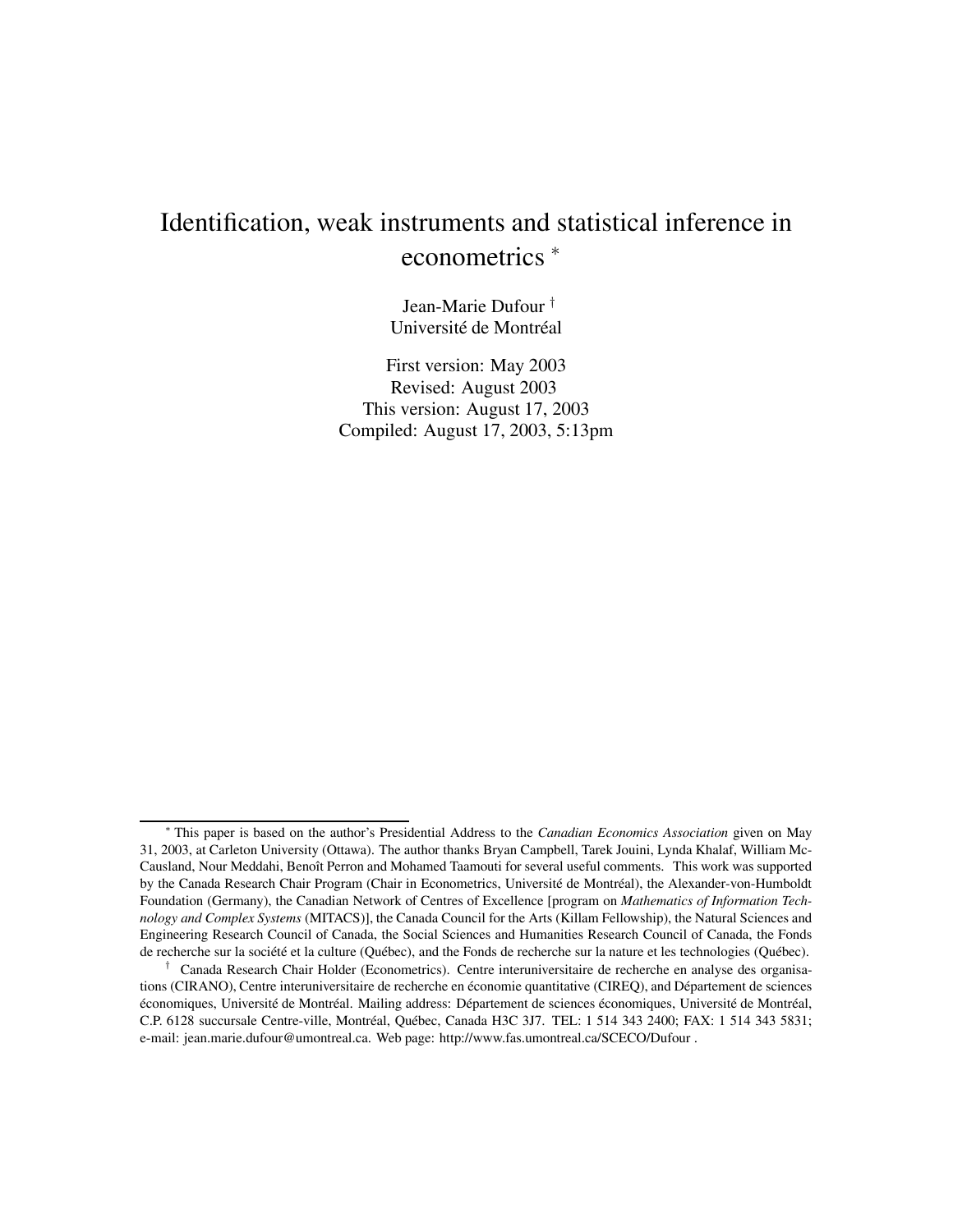# Identification, weak instruments and statistical inference in econometrics [*]

Jean-Marie Dufour [†]
Université de Montréal

First version: May 2003
Revised: August 2003
This version: August 17, 2003
Compiled: August 17, 2003, 5:13pm

---

[*] This paper is based on the author's Presidential Address to the *Canadian Economics Association* given on May 31, 2003, at Carleton University (Ottawa). The author thanks Bryan Campbell, Tarek Jouini, Lynda Khalaf, William McCausland, Nour Meddahi, Benoît Perron and Mohamed Taamouti for several useful comments. This work was supported by the Canada Research Chair Program (Chair in Econometrics, Université de Montréal), the Alexander-von-Humboldt Foundation (Germany), the Canadian Network of Centres of Excellence [program on *Mathematics of Information Technology and Complex Systems* (MITACS)], the Canada Council for the Arts (Killam Fellowship), the Natural Sciences and Engineering Research Council of Canada, the Social Sciences and Humanities Research Council of Canada, the Fonds de recherche sur la société et la culture (Québec), and the Fonds de recherche sur la nature et les technologies (Québec).

[†] Canada Research Chair Holder (Econometrics). Centre interuniversitaire de recherche en analyse des organisations (CIRANO), Centre interuniversitaire de recherche en économie quantitative (CIREQ), and Département de sciences économiques, Université de Montréal. Mailing address: Département de sciences économiques, Université de Montréal, C.P. 6128 succursale Centre-ville, Montréal, Québec, Canada H3C 3J7. TEL: 1 514 343 2400; FAX: 1 514 343 5831; e-mail: jean.marie.dufour@umontreal.ca. Web page: http://www.fas.umontreal.ca/SCECO/Dufour .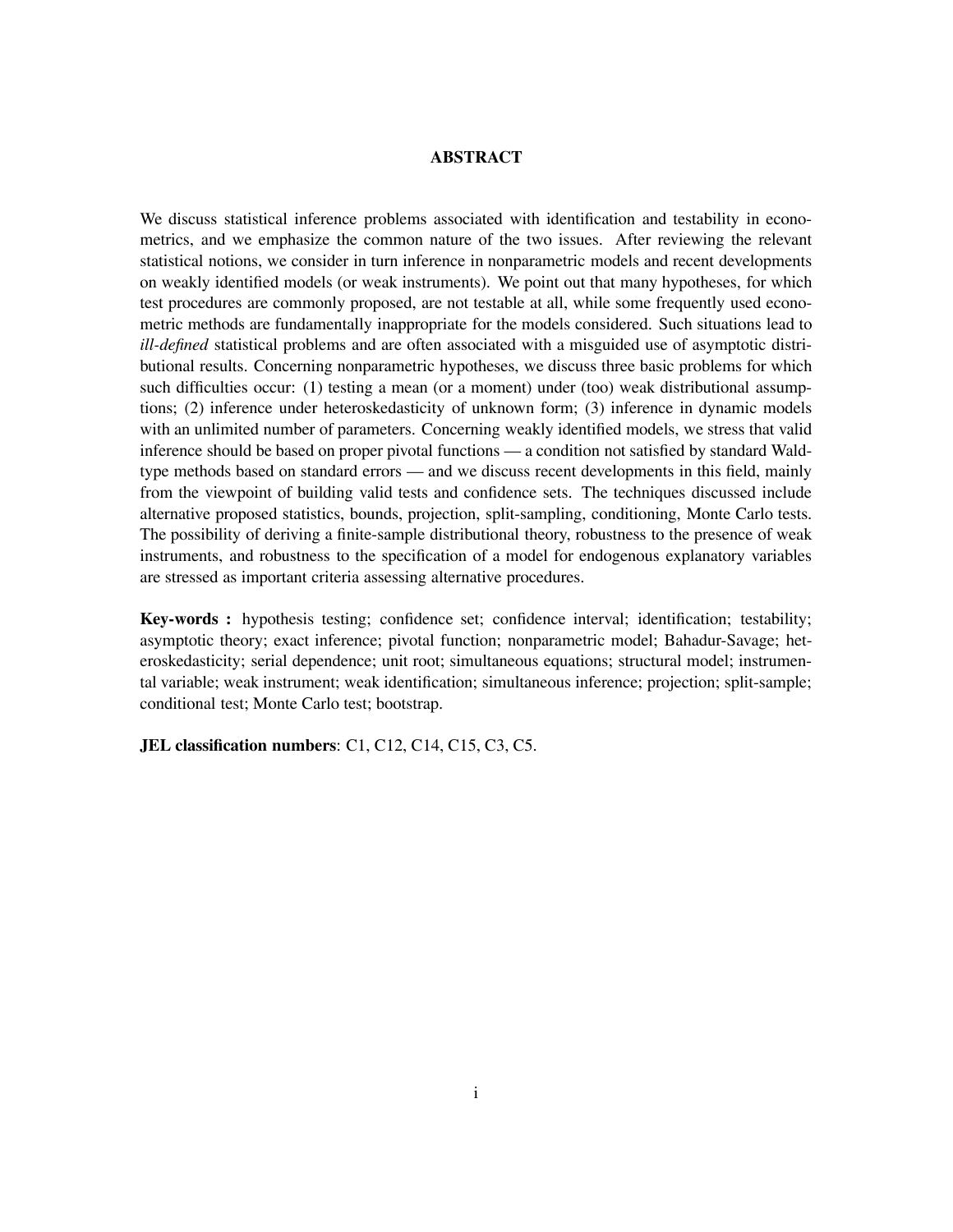## ABSTRACT

We discuss statistical inference problems associated with identification and testability in econometrics, and we emphasize the common nature of the two issues. After reviewing the relevant statistical notions, we consider in turn inference in nonparametric models and recent developments on weakly identified models (or weak instruments). We point out that many hypotheses, for which test procedures are commonly proposed, are not testable at all, while some frequently used econometric methods are fundamentally inappropriate for the models considered. Such situations lead to *ill-defined* statistical problems and are often associated with a misguided use of asymptotic distributional results. Concerning nonparametric hypotheses, we discuss three basic problems for which such difficulties occur: (1) testing a mean (or a moment) under (too) weak distributional assumptions; (2) inference under heteroskedasticity of unknown form; (3) inference in dynamic models with an unlimited number of parameters. Concerning weakly identified models, we stress that valid inference should be based on proper pivotal functions — a condition not satisfied by standard Wald-type methods based on standard errors — and we discuss recent developments in this field, mainly from the viewpoint of building valid tests and confidence sets. The techniques discussed include alternative proposed statistics, bounds, projection, split-sampling, conditioning, Monte Carlo tests. The possibility of deriving a finite-sample distributional theory, robustness to the presence of weak instruments, and robustness to the specification of a model for endogenous explanatory variables are stressed as important criteria assessing alternative procedures.

**Key-words :** hypothesis testing; confidence set; confidence interval; identification; testability; asymptotic theory; exact inference; pivotal function; nonparametric model; Bahadur-Savage; heteroskedasticity; serial dependence; unit root; simultaneous equations; structural model; instrumental variable; weak instrument; weak identification; simultaneous inference; projection; split-sample; conditional test; Monte Carlo test; bootstrap.

**JEL classification numbers**: C1, C12, C14, C15, C3, C5.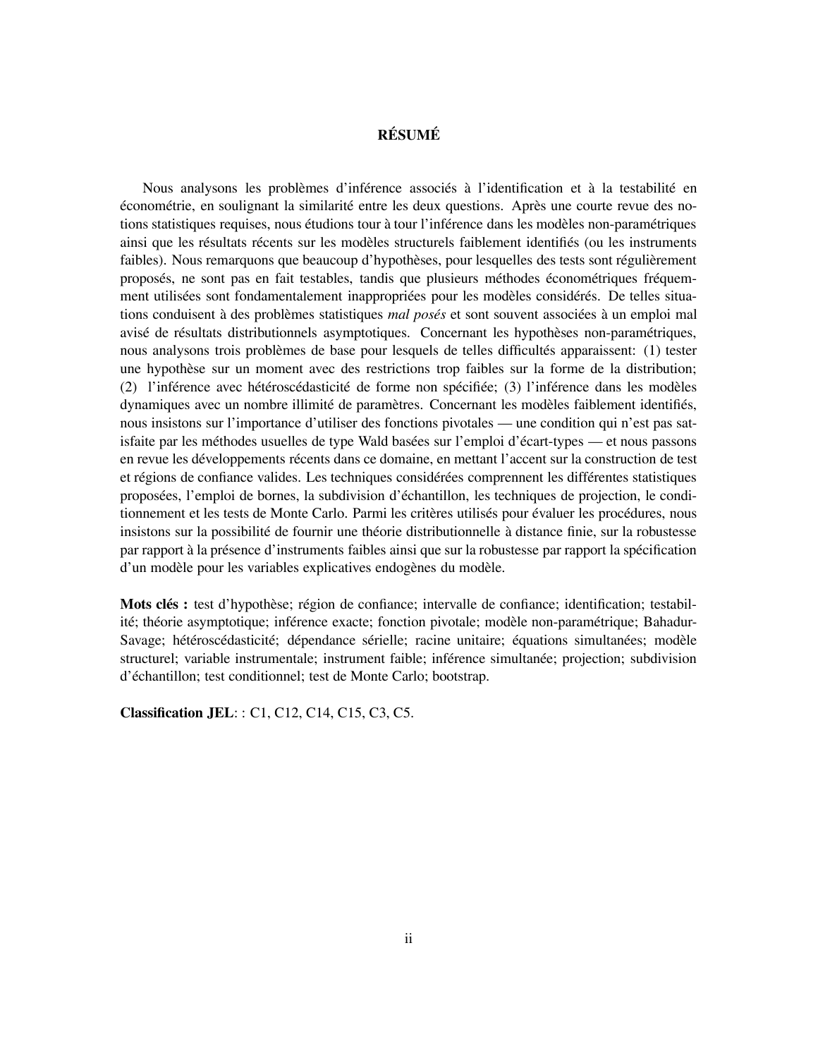## RÉSUMÉ

Nous analysons les problèmes d'inférence associés à l'identification et à la testabilité en économétrie, en soulignant la similarité entre les deux questions. Après une courte revue des notions statistiques requises, nous étudions tour à tour l'inférence dans les modèles non-paramétriques ainsi que les résultats récents sur les modèles structurels faiblement identifiés (ou les instruments faibles). Nous remarquons que beaucoup d'hypothèses, pour lesquelles des tests sont régulièrement proposés, ne sont pas en fait testables, tandis que plusieurs méthodes économétriques fréquemment utilisées sont fondamentalement inappropriées pour les modèles considérés. De telles situations conduisent à des problèmes statistiques *mal posés* et sont souvent associées à un emploi mal avisé de résultats distributionnels asymptotiques. Concernant les hypothèses non-paramétriques, nous analysons trois problèmes de base pour lesquels de telles difficultés apparaissent: (1) tester une hypothèse sur un moment avec des restrictions trop faibles sur la forme de la distribution; (2) l'inférence avec hétéroscédasticité de forme non spécifiée; (3) l'inférence dans les modèles dynamiques avec un nombre illimité de paramètres. Concernant les modèles faiblement identifiés, nous insistons sur l'importance d'utiliser des fonctions pivotales — une condition qui n'est pas satisfaite par les méthodes usuelles de type Wald basées sur l'emploi d'écart-types — et nous passons en revue les développements récents dans ce domaine, en mettant l'accent sur la construction de test et régions de confiance valides. Les techniques considérées comprennent les différentes statistiques proposées, l'emploi de bornes, la subdivision d'échantillon, les techniques de projection, le conditionnement et les tests de Monte Carlo. Parmi les critères utilisés pour évaluer les procédures, nous insistons sur la possibilité de fournir une théorie distributionnelle à distance finie, sur la robustesse par rapport à la présence d'instruments faibles ainsi que sur la robustesse par rapport la spécification d'un modèle pour les variables explicatives endogènes du modèle.

**Mots clés :** test d'hypothèse; région de confiance; intervalle de confiance; identification; testabilité; théorie asymptotique; inférence exacte; fonction pivotale; modèle non-paramétrique; Bahadur-Savage; hétéroscédasticité; dépendance sérielle; racine unitaire; équations simultanées; modèle structurel; variable instrumentale; instrument faible; inférence simultanée; projection; subdivision d'échantillon; test conditionnel; test de Monte Carlo; bootstrap.

**Classification JEL**: : C1, C12, C14, C15, C3, C5.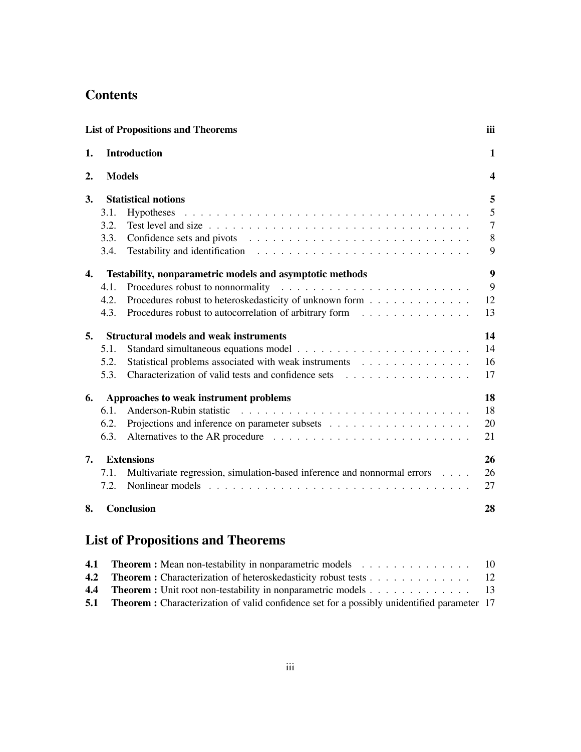# Contents

| | | |
|---|---|---|
| **List of Propositions and Theorems** | | **iii** |
| **1.** | **Introduction** | **1** |
| **2.** | **Models** | **4** |
| **3.** | **Statistical notions** | **5** |
| | 3.1. Hypotheses | 5 |
| | 3.2. Test level and size | 7 |
| | 3.3. Confidence sets and pivots | 8 |
| | 3.4. Testability and identification | 9 |
| **4.** | **Testability, nonparametric models and asymptotic methods** | **9** |
| | 4.1. Procedures robust to nonnormality | 9 |
| | 4.2. Procedures robust to heteroskedasticity of unknown form | 12 |
| | 4.3. Procedures robust to autocorrelation of arbitrary form | 13 |
| **5.** | **Structural models and weak instruments** | **14** |
| | 5.1. Standard simultaneous equations model | 14 |
| | 5.2. Statistical problems associated with weak instruments | 16 |
| | 5.3. Characterization of valid tests and confidence sets | 17 |
| **6.** | **Approaches to weak instrument problems** | **18** |
| | 6.1. Anderson-Rubin statistic | 18 |
| | 6.2. Projections and inference on parameter subsets | 20 |
| | 6.3. Alternatives to the AR procedure | 21 |
| **7.** | **Extensions** | **26** |
| | 7.1. Multivariate regression, simulation-based inference and nonnormal errors | 26 |
| | 7.2. Nonlinear models | 27 |
| **8.** | **Conclusion** | **28** |

# List of Propositions and Theorems

| | | |
|---|---|---|
| **4.1** | **Theorem :** Mean non-testability in nonparametric models | 10 |
| **4.2** | **Theorem :** Characterization of heteroskedasticity robust tests | 12 |
| **4.4** | **Theorem :** Unit root non-testability in nonparametric models | 13 |
| **5.1** | **Theorem :** Characterization of valid confidence set for a possibly unidentified parameter | 17 |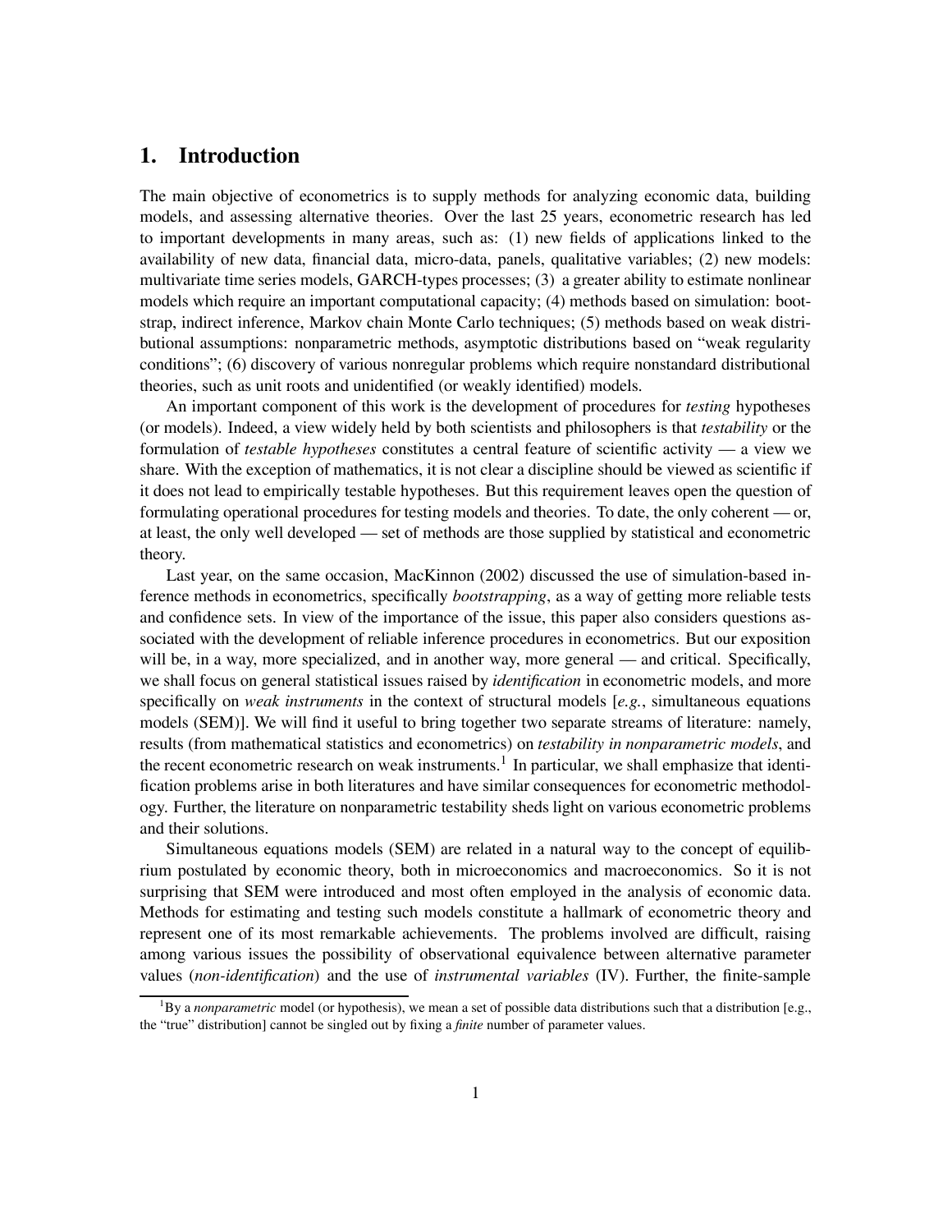## 1. Introduction

The main objective of econometrics is to supply methods for analyzing economic data, building models, and assessing alternative theories. Over the last 25 years, econometric research has led to important developments in many areas, such as: (1) new fields of applications linked to the availability of new data, financial data, micro-data, panels, qualitative variables; (2) new models: multivariate time series models, GARCH-types processes; (3) a greater ability to estimate nonlinear models which require an important computational capacity; (4) methods based on simulation: bootstrap, indirect inference, Markov chain Monte Carlo techniques; (5) methods based on weak distributional assumptions: nonparametric methods, asymptotic distributions based on "weak regularity conditions"; (6) discovery of various nonregular problems which require nonstandard distributional theories, such as unit roots and unidentified (or weakly identified) models.

An important component of this work is the development of procedures for *testing* hypotheses (or models). Indeed, a view widely held by both scientists and philosophers is that *testability* or the formulation of *testable hypotheses* constitutes a central feature of scientific activity — a view we share. With the exception of mathematics, it is not clear a discipline should be viewed as scientific if it does not lead to empirically testable hypotheses. But this requirement leaves open the question of formulating operational procedures for testing models and theories. To date, the only coherent — or, at least, the only well developed — set of methods are those supplied by statistical and econometric theory.

Last year, on the same occasion, MacKinnon (2002) discussed the use of simulation-based inference methods in econometrics, specifically *bootstrapping*, as a way of getting more reliable tests and confidence sets. In view of the importance of the issue, this paper also considers questions associated with the development of reliable inference procedures in econometrics. But our exposition will be, in a way, more specialized, and in another way, more general — and critical. Specifically, we shall focus on general statistical issues raised by *identification* in econometric models, and more specifically on *weak instruments* in the context of structural models [*e.g.*, simultaneous equations models (SEM)]. We will find it useful to bring together two separate streams of literature: namely, results (from mathematical statistics and econometrics) on *testability in nonparametric models*, and the recent econometric research on weak instruments.[1] In particular, we shall emphasize that identification problems arise in both literatures and have similar consequences for econometric methodology. Further, the literature on nonparametric testability sheds light on various econometric problems and their solutions.

Simultaneous equations models (SEM) are related in a natural way to the concept of equilibrium postulated by economic theory, both in microeconomics and macroeconomics. So it is not surprising that SEM were introduced and most often employed in the analysis of economic data. Methods for estimating and testing such models constitute a hallmark of econometric theory and represent one of its most remarkable achievements. The problems involved are difficult, raising among various issues the possibility of observational equivalence between alternative parameter values (*non-identification*) and the use of *instrumental variables* (IV). Further, the finite-sample

[1] By a *nonparametric* model (or hypothesis), we mean a set of possible data distributions such that a distribution [e.g., the "true" distribution] cannot be singled out by fixing a *finite* number of parameter values.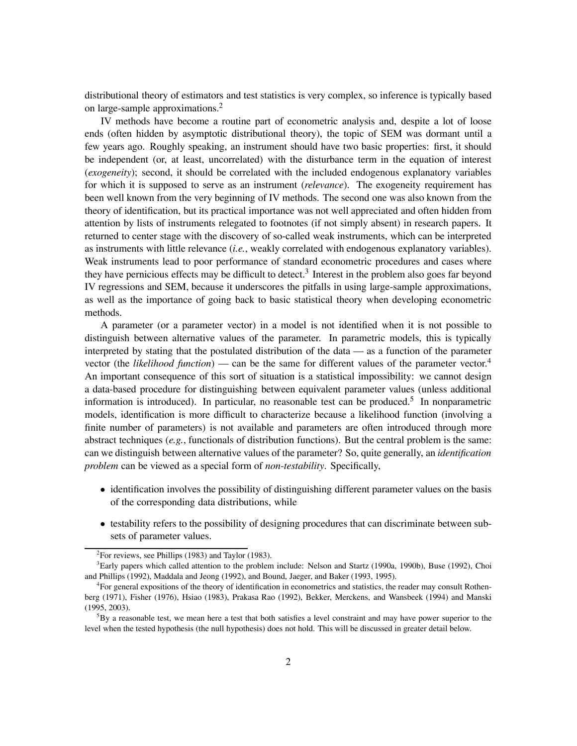distributional theory of estimators and test statistics is very complex, so inference is typically based on large-sample approximations.[2]

IV methods have become a routine part of econometric analysis and, despite a lot of loose ends (often hidden by asymptotic distributional theory), the topic of SEM was dormant until a few years ago. Roughly speaking, an instrument should have two basic properties: first, it should be independent (or, at least, uncorrelated) with the disturbance term in the equation of interest (*exogeneity*); second, it should be correlated with the included endogenous explanatory variables for which it is supposed to serve as an instrument (*relevance*). The exogeneity requirement has been well known from the very beginning of IV methods. The second one was also known from the theory of identification, but its practical importance was not well appreciated and often hidden from attention by lists of instruments relegated to footnotes (if not simply absent) in research papers. It returned to center stage with the discovery of so-called weak instruments, which can be interpreted as instruments with little relevance (*i.e.*, weakly correlated with endogenous explanatory variables). Weak instruments lead to poor performance of standard econometric procedures and cases where they have pernicious effects may be difficult to detect.[3] Interest in the problem also goes far beyond IV regressions and SEM, because it underscores the pitfalls in using large-sample approximations, as well as the importance of going back to basic statistical theory when developing econometric methods.

A parameter (or a parameter vector) in a model is not identified when it is not possible to distinguish between alternative values of the parameter. In parametric models, this is typically interpreted by stating that the postulated distribution of the data — as a function of the parameter vector (the *likelihood function*) — can be the same for different values of the parameter vector.[4] An important consequence of this sort of situation is a statistical impossibility: we cannot design a data-based procedure for distinguishing between equivalent parameter values (unless additional information is introduced). In particular, no reasonable test can be produced.[5] In nonparametric models, identification is more difficult to characterize because a likelihood function (involving a finite number of parameters) is not available and parameters are often introduced through more abstract techniques (*e.g.*, functionals of distribution functions). But the central problem is the same: can we distinguish between alternative values of the parameter? So, quite generally, an *identification problem* can be viewed as a special form of *non-testability*. Specifically,

- identification involves the possibility of distinguishing different parameter values on the basis of the corresponding data distributions, while
- testability refers to the possibility of designing procedures that can discriminate between subsets of parameter values.

[2] For reviews, see Phillips (1983) and Taylor (1983).

[3] Early papers which called attention to the problem include: Nelson and Startz (1990a, 1990b), Buse (1992), Choi and Phillips (1992), Maddala and Jeong (1992), and Bound, Jaeger, and Baker (1993, 1995).

[4] For general expositions of the theory of identification in econometrics and statistics, the reader may consult Rothenberg (1971), Fisher (1976), Hsiao (1983), Prakasa Rao (1992), Bekker, Merckens, and Wansbeek (1994) and Manski (1995, 2003).

[5] By a reasonable test, we mean here a test that both satisfies a level constraint and may have power superior to the level when the tested hypothesis (the null hypothesis) does not hold. This will be discussed in greater detail below.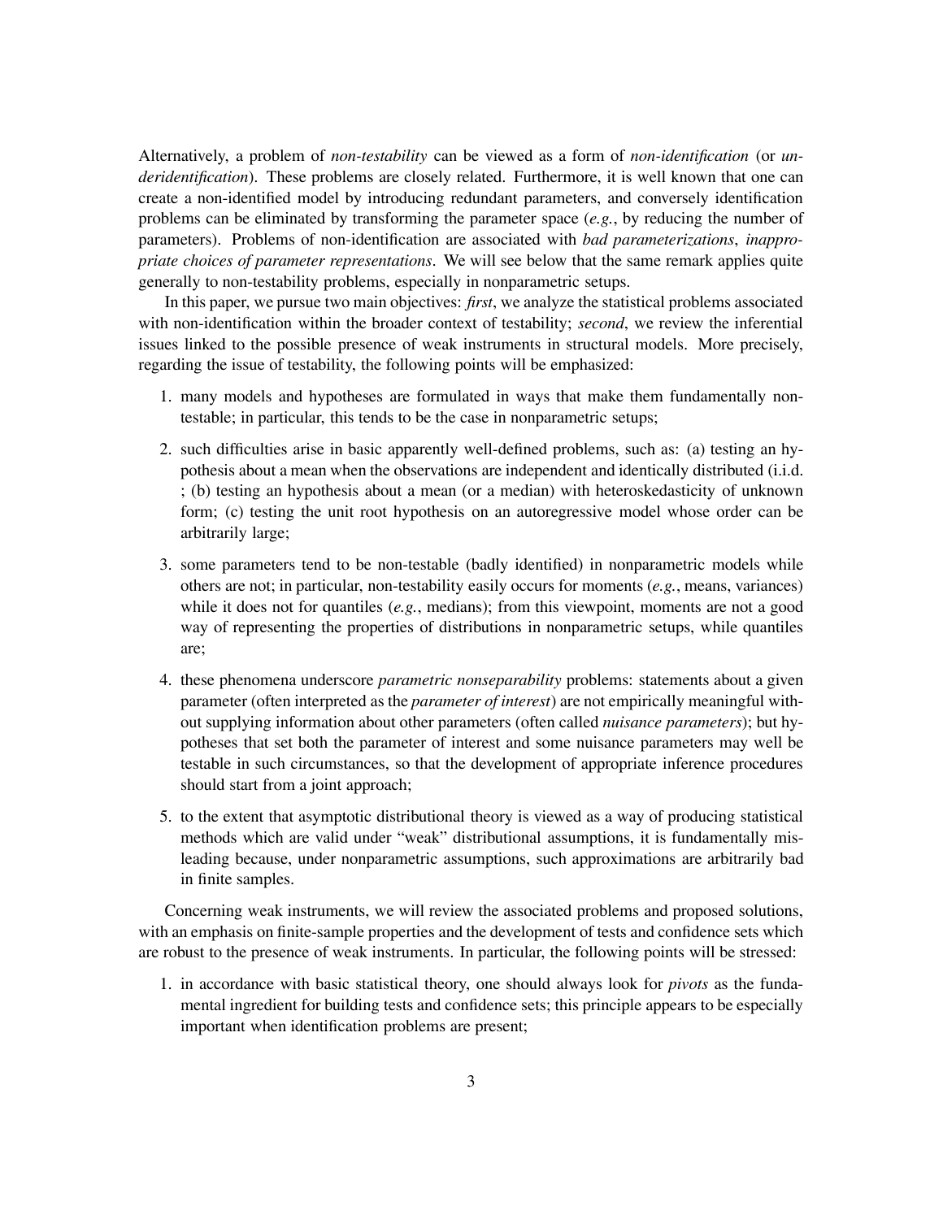Alternatively, a problem of *non-testability* can be viewed as a form of *non-identification* (or *underidentification*). These problems are closely related. Furthermore, it is well known that one can create a non-identified model by introducing redundant parameters, and conversely identification problems can be eliminated by transforming the parameter space (*e.g.*, by reducing the number of parameters). Problems of non-identification are associated with *bad parameterizations*, *inappropriate choices of parameter representations*. We will see below that the same remark applies quite generally to non-testability problems, especially in nonparametric setups.

In this paper, we pursue two main objectives: *first*, we analyze the statistical problems associated with non-identification within the broader context of testability; *second*, we review the inferential issues linked to the possible presence of weak instruments in structural models. More precisely, regarding the issue of testability, the following points will be emphasized:

1. many models and hypotheses are formulated in ways that make them fundamentally non-testable; in particular, this tends to be the case in nonparametric setups;
2. such difficulties arise in basic apparently well-defined problems, such as: (a) testing an hypothesis about a mean when the observations are independent and identically distributed (i.i.d. ; (b) testing an hypothesis about a mean (or a median) with heteroskedasticity of unknown form; (c) testing the unit root hypothesis on an autoregressive model whose order can be arbitrarily large;
3. some parameters tend to be non-testable (badly identified) in nonparametric models while others are not; in particular, non-testability easily occurs for moments (*e.g.*, means, variances) while it does not for quantiles (*e.g.*, medians); from this viewpoint, moments are not a good way of representing the properties of distributions in nonparametric setups, while quantiles are;
4. these phenomena underscore *parametric nonseparability* problems: statements about a given parameter (often interpreted as the *parameter of interest*) are not empirically meaningful without supplying information about other parameters (often called *nuisance parameters*); but hypotheses that set both the parameter of interest and some nuisance parameters may well be testable in such circumstances, so that the development of appropriate inference procedures should start from a joint approach;
5. to the extent that asymptotic distributional theory is viewed as a way of producing statistical methods which are valid under "weak" distributional assumptions, it is fundamentally misleading because, under nonparametric assumptions, such approximations are arbitrarily bad in finite samples.

Concerning weak instruments, we will review the associated problems and proposed solutions, with an emphasis on finite-sample properties and the development of tests and confidence sets which are robust to the presence of weak instruments. In particular, the following points will be stressed:

1. in accordance with basic statistical theory, one should always look for *pivots* as the fundamental ingredient for building tests and confidence sets; this principle appears to be especially important when identification problems are present;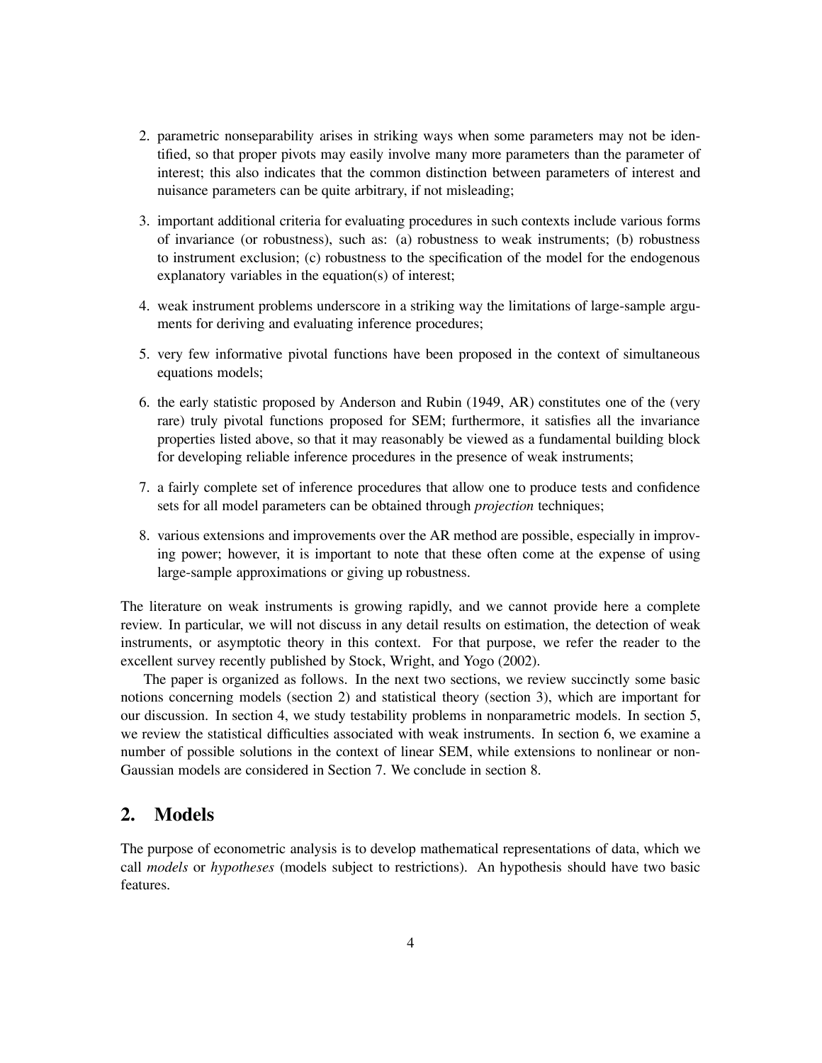2. parametric nonseparability arises in striking ways when some parameters may not be identified, so that proper pivots may easily involve many more parameters than the parameter of interest; this also indicates that the common distinction between parameters of interest and nuisance parameters can be quite arbitrary, if not misleading;

3. important additional criteria for evaluating procedures in such contexts include various forms of invariance (or robustness), such as: (a) robustness to weak instruments; (b) robustness to instrument exclusion; (c) robustness to the specification of the model for the endogenous explanatory variables in the equation(s) of interest;

4. weak instrument problems underscore in a striking way the limitations of large-sample arguments for deriving and evaluating inference procedures;

5. very few informative pivotal functions have been proposed in the context of simultaneous equations models;

6. the early statistic proposed by Anderson and Rubin (1949, AR) constitutes one of the (very rare) truly pivotal functions proposed for SEM; furthermore, it satisfies all the invariance properties listed above, so that it may reasonably be viewed as a fundamental building block for developing reliable inference procedures in the presence of weak instruments;

7. a fairly complete set of inference procedures that allow one to produce tests and confidence sets for all model parameters can be obtained through *projection* techniques;

8. various extensions and improvements over the AR method are possible, especially in improving power; however, it is important to note that these often come at the expense of using large-sample approximations or giving up robustness.

The literature on weak instruments is growing rapidly, and we cannot provide here a complete review. In particular, we will not discuss in any detail results on estimation, the detection of weak instruments, or asymptotic theory in this context. For that purpose, we refer the reader to the excellent survey recently published by Stock, Wright, and Yogo (2002).

The paper is organized as follows. In the next two sections, we review succinctly some basic notions concerning models (section 2) and statistical theory (section 3), which are important for our discussion. In section 4, we study testability problems in nonparametric models. In section 5, we review the statistical difficulties associated with weak instruments. In section 6, we examine a number of possible solutions in the context of linear SEM, while extensions to nonlinear or non-Gaussian models are considered in Section 7. We conclude in section 8.

## 2. Models

The purpose of econometric analysis is to develop mathematical representations of data, which we call *models* or *hypotheses* (models subject to restrictions). An hypothesis should have two basic features.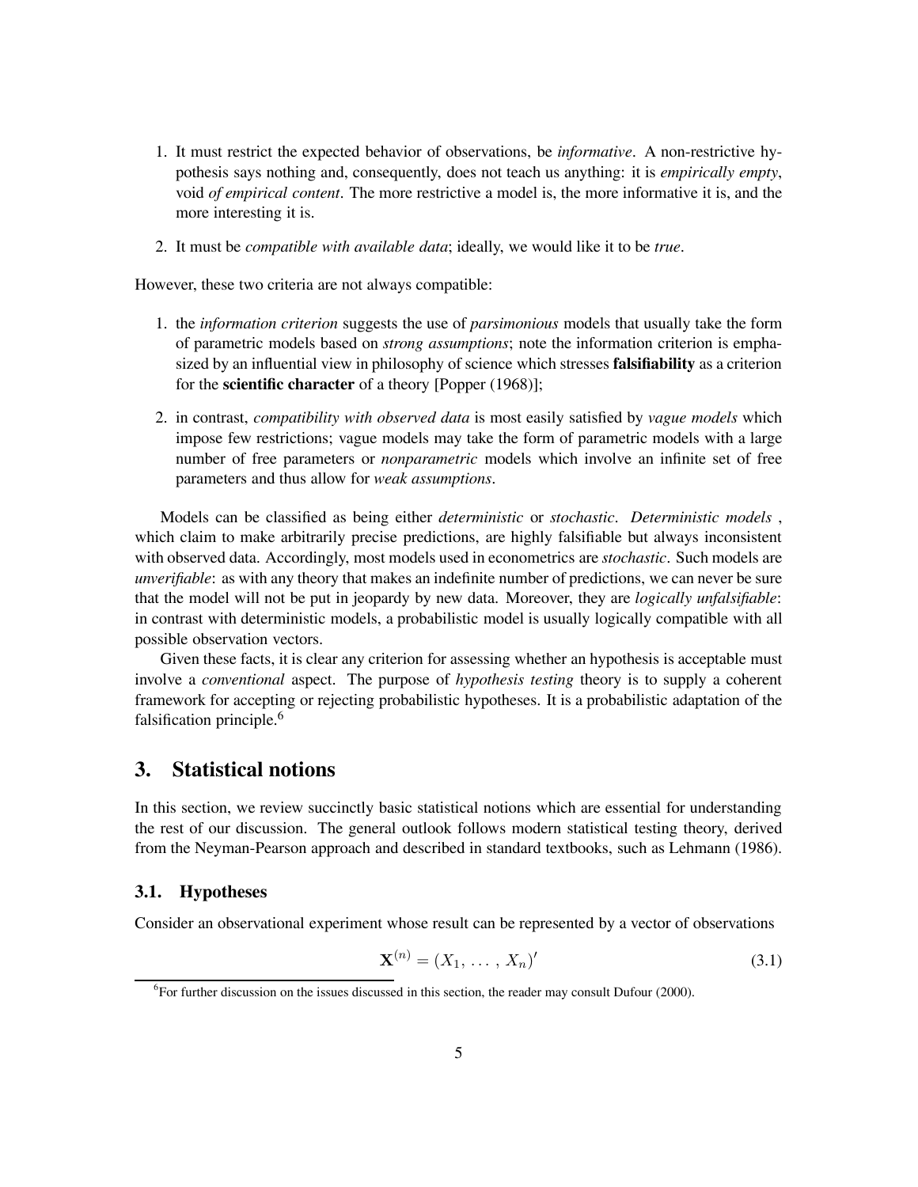1. It must restrict the expected behavior of observations, be *informative*. A non-restrictive hypothesis says nothing and, consequently, does not teach us anything: it is *empirically empty*, void *of empirical content*. The more restrictive a model is, the more informative it is, and the more interesting it is.

2. It must be *compatible with available data*; ideally, we would like it to be *true*.

However, these two criteria are not always compatible:

1. the *information criterion* suggests the use of *parsimonious* models that usually take the form of parametric models based on *strong assumptions*; note the information criterion is emphasized by an influential view in philosophy of science which stresses **falsifiability** as a criterion for the **scientific character** of a theory [Popper (1968)];

2. in contrast, *compatibility with observed data* is most easily satisfied by *vague models* which impose few restrictions; vague models may take the form of parametric models with a large number of free parameters or *nonparametric* models which involve an infinite set of free parameters and thus allow for *weak assumptions*.

Models can be classified as being either *deterministic* or *stochastic*. *Deterministic models* , which claim to make arbitrarily precise predictions, are highly falsifiable but always inconsistent with observed data. Accordingly, most models used in econometrics are *stochastic*. Such models are *unverifiable*: as with any theory that makes an indefinite number of predictions, we can never be sure that the model will not be put in jeopardy by new data. Moreover, they are *logically unfalsifiable*: in contrast with deterministic models, a probabilistic model is usually logically compatible with all possible observation vectors.

Given these facts, it is clear any criterion for assessing whether an hypothesis is acceptable must involve a *conventional* aspect. The purpose of *hypothesis testing* theory is to supply a coherent framework for accepting or rejecting probabilistic hypotheses. It is a probabilistic adaptation of the falsification principle.[6]

## 3. Statistical notions

In this section, we review succinctly basic statistical notions which are essential for understanding the rest of our discussion. The general outlook follows modern statistical testing theory, derived from the Neyman-Pearson approach and described in standard textbooks, such as Lehmann (1986).

### 3.1. Hypotheses

Consider an observational experiment whose result can be represented by a vector of observations

$$\mathbf{X}^{(n)} = (X_1, \ldots, X_n)' \tag{3.1}$$

[6] For further discussion on the issues discussed in this section, the reader may consult Dufour (2000).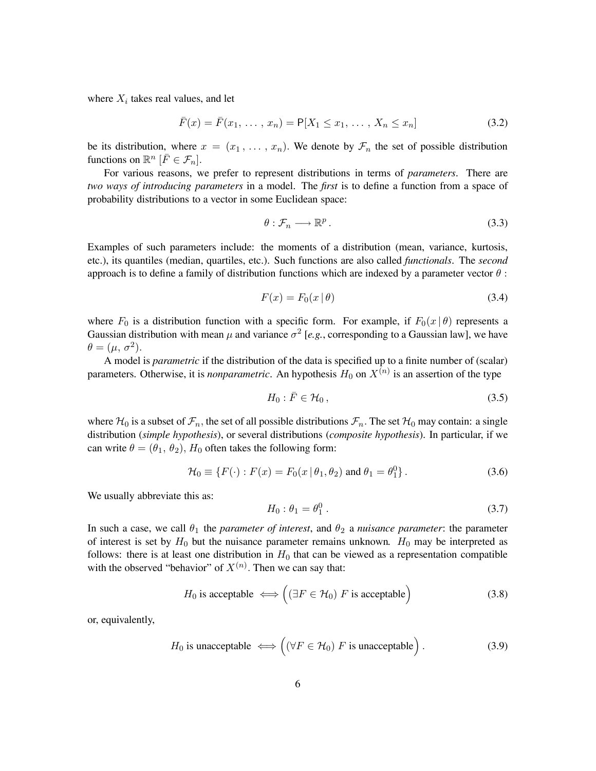where $X_i$ takes real values, and let

$$\bar{F}(x) = \bar{F}(x_1, \ldots, x_n) = \mathsf{P}[X_1 \le x_1, \ldots, X_n \le x_n] \tag{3.2}$$

be its distribution, where $x = (x_1, \ldots, x_n)$. We denote by $\mathcal{F}_n$ the set of possible distribution functions on $\mathbb{R}^n$ [$\bar{F} \in \mathcal{F}_n$].

For various reasons, we prefer to represent distributions in terms of *parameters*. There are *two ways of introducing parameters* in a model. The *first* is to define a function from a space of probability distributions to a vector in some Euclidean space:

$$\theta : \mathcal{F}_n \longrightarrow \mathbb{R}^p \,. \tag{3.3}$$

Examples of such parameters include: the moments of a distribution (mean, variance, kurtosis, etc.), its quantiles (median, quartiles, etc.). Such functions are also called *functionals*. The *second* approach is to define a family of distribution functions which are indexed by a parameter vector $\theta$ :

$$F(x) = F_0(x \,|\, \theta) \tag{3.4}$$

where $F_0$ is a distribution function with a specific form. For example, if $F_0(x \,|\, \theta)$ represents a Gaussian distribution with mean $\mu$ and variance $\sigma^2$ [*e.g.*, corresponding to a Gaussian law], we have $\theta = (\mu, \sigma^2)$.

A model is *parametric* if the distribution of the data is specified up to a finite number of (scalar) parameters. Otherwise, it is *nonparametric*. An hypothesis $H_0$ on $X^{(n)}$ is an assertion of the type

$$H_0 : \bar{F} \in \mathcal{H}_0 \,, \tag{3.5}$$

where $\mathcal{H}_0$ is a subset of $\mathcal{F}_n$, the set of all possible distributions $\mathcal{F}_n$. The set $\mathcal{H}_0$ may contain: a single distribution (*simple hypothesis*), or several distributions (*composite hypothesis*). In particular, if we can write $\theta = (\theta_1, \theta_2)$, $H_0$ often takes the following form:

$$\mathcal{H}_0 \equiv \{F(\cdot) : F(x) = F_0(x \,|\, \theta_1, \theta_2) \text{ and } \theta_1 = \theta_1^0\} \,. \tag{3.6}$$

We usually abbreviate this as:

$$H_0 : \theta_1 = \theta_1^0 \,. \tag{3.7}$$

In such a case, we call $\theta_1$ the *parameter of interest*, and $\theta_2$ a *nuisance parameter*: the parameter of interest is set by $H_0$ but the nuisance parameter remains unknown. $H_0$ may be interpreted as follows: there is at least one distribution in $H_0$ that can be viewed as a representation compatible with the observed "behavior" of $X^{(n)}$. Then we can say that:

$$H_0 \text{ is acceptable } \iff \Big( (\exists F \in \mathcal{H}_0) \; F \text{ is acceptable} \Big) \tag{3.8}$$

or, equivalently,

$$H_0 \text{ is unacceptable } \iff \Big( (\forall F \in \mathcal{H}_0) \; F \text{ is unacceptable} \Big) \,. \tag{3.9}$$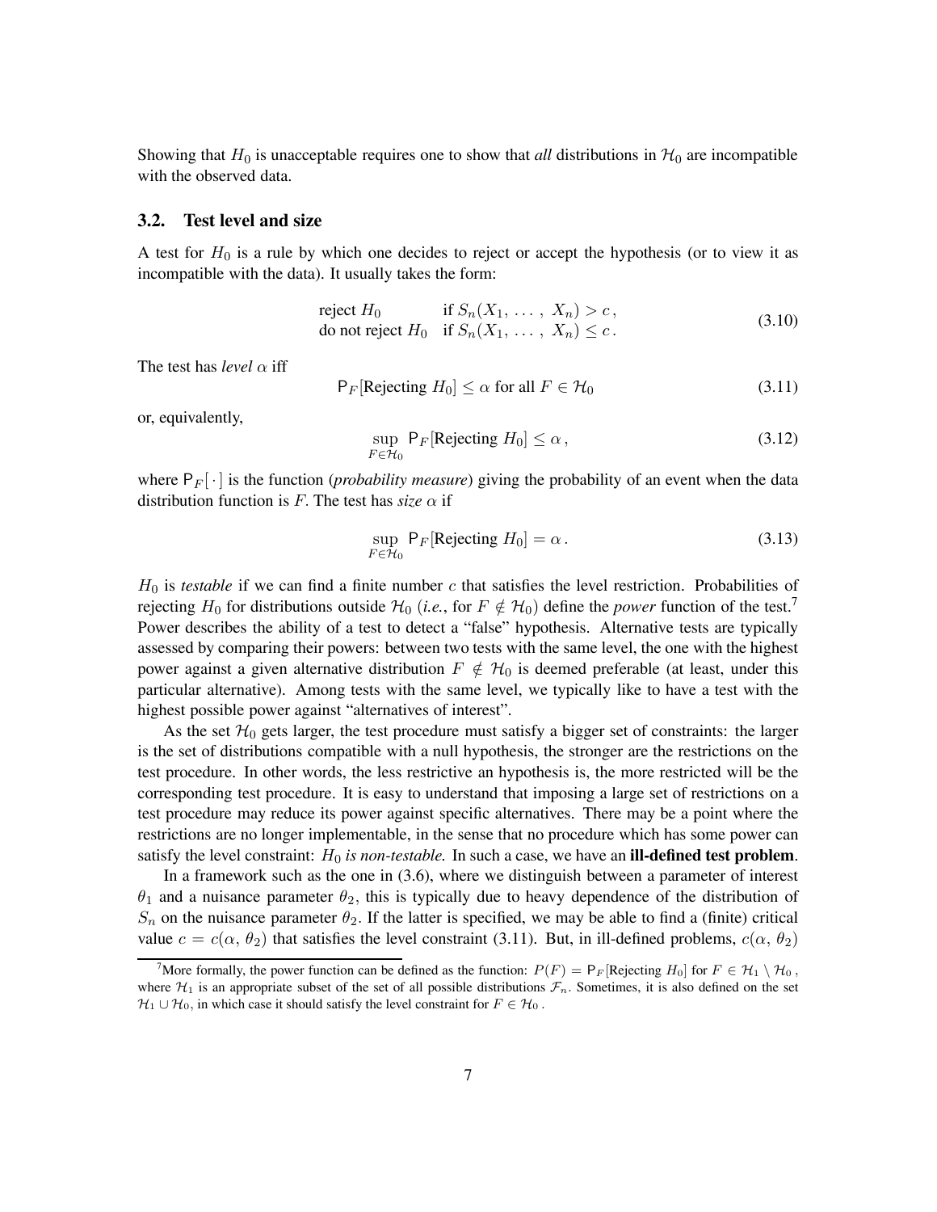Showing that $H_0$ is unacceptable requires one to show that *all* distributions in $\mathcal{H}_0$ are incompatible with the observed data.

### 3.2. Test level and size

A test for $H_0$ is a rule by which one decides to reject or accept the hypothesis (or to view it as incompatible with the data). It usually takes the form:

$$\begin{array}{ll} \text{reject } H_0 & \text{if } S_n(X_1, \ldots, X_n) > c, \\ \text{do not reject } H_0 & \text{if } S_n(X_1, \ldots, X_n) \leq c. \end{array} \tag{3.10}$$

The test has *level* $\alpha$ iff

$$\mathsf{P}_F[\text{Rejecting } H_0] \leq \alpha \text{ for all } F \in \mathcal{H}_0 \tag{3.11}$$

or, equivalently,

$$\sup_{F \in \mathcal{H}_0} \mathsf{P}_F[\text{Rejecting } H_0] \leq \alpha, \tag{3.12}$$

where $\mathsf{P}_F[\,\cdot\,]$ is the function (*probability measure*) giving the probability of an event when the data distribution function is $F$. The test has *size* $\alpha$ if

$$\sup_{F \in \mathcal{H}_0} \mathsf{P}_F[\text{Rejecting } H_0] = \alpha. \tag{3.13}$$

$H_0$ is *testable* if we can find a finite number $c$ that satisfies the level restriction. Probabilities of rejecting $H_0$ for distributions outside $\mathcal{H}_0$ (*i.e.*, for $F \notin \mathcal{H}_0$) define the *power* function of the test.[7] Power describes the ability of a test to detect a "false" hypothesis. Alternative tests are typically assessed by comparing their powers: between two tests with the same level, the one with the highest power against a given alternative distribution $F \notin \mathcal{H}_0$ is deemed preferable (at least, under this particular alternative). Among tests with the same level, we typically like to have a test with the highest possible power against "alternatives of interest".

As the set $\mathcal{H}_0$ gets larger, the test procedure must satisfy a bigger set of constraints: the larger is the set of distributions compatible with a null hypothesis, the stronger are the restrictions on the test procedure. In other words, the less restrictive an hypothesis is, the more restricted will be the corresponding test procedure. It is easy to understand that imposing a large set of restrictions on a test procedure may reduce its power against specific alternatives. There may be a point where the restrictions are no longer implementable, in the sense that no procedure which has some power can satisfy the level constraint: *$H_0$ is non-testable.* In such a case, we have an **ill-defined test problem**.

In a framework such as the one in (3.6), where we distinguish between a parameter of interest $\theta_1$ and a nuisance parameter $\theta_2$, this is typically due to heavy dependence of the distribution of $S_n$ on the nuisance parameter $\theta_2$. If the latter is specified, we may be able to find a (finite) critical value $c = c(\alpha, \theta_2)$ that satisfies the level constraint (3.11). But, in ill-defined problems, $c(\alpha, \theta_2)$

[7] More formally, the power function can be defined as the function: $P(F) = \mathsf{P}_F[\text{Rejecting } H_0]$ for $F \in \mathcal{H}_1 \setminus \mathcal{H}_0$, where $\mathcal{H}_1$ is an appropriate subset of the set of all possible distributions $\mathcal{F}_n$. Sometimes, it is also defined on the set $\mathcal{H}_1 \cup \mathcal{H}_0$, in which case it should satisfy the level constraint for $F \in \mathcal{H}_0$.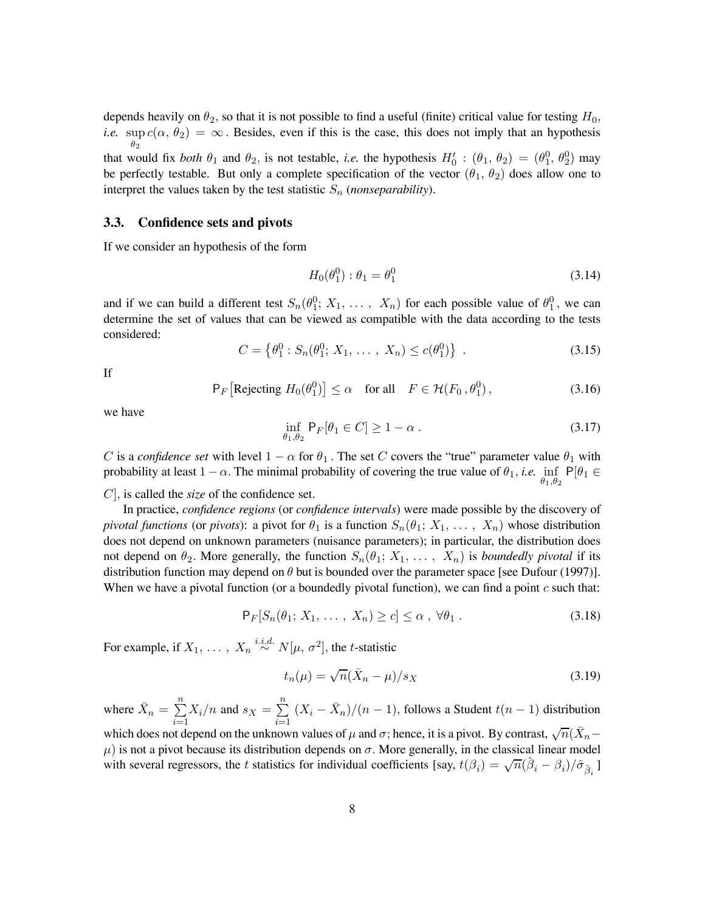depends heavily on $\theta_2$, so that it is not possible to find a useful (finite) critical value for testing $H_0$, *i.e.* $\sup_{\theta_2} c(\alpha, \theta_2) = \infty$. Besides, even if this is the case, this does not imply that an hypothesis that would fix *both* $\theta_1$ and $\theta_2$, is not testable, *i.e.* the hypothesis $H_0' : (\theta_1, \theta_2) = (\theta_1^0, \theta_2^0)$ may be perfectly testable. But only a complete specification of the vector $(\theta_1, \theta_2)$ does allow one to interpret the values taken by the test statistic $S_n$ (*nonseparability*).

### 3.3. Confidence sets and pivots

If we consider an hypothesis of the form

$$H_0(\theta_1^0) : \theta_1 = \theta_1^0 \tag{3.14}$$

and if we can build a different test $S_n(\theta_1^0; X_1, \ldots, X_n)$ for each possible value of $\theta_1^0$, we can determine the set of values that can be viewed as compatible with the data according to the tests considered:

$$C = \left\{\theta_1^0 : S_n(\theta_1^0; X_1, \ldots, X_n) \leq c(\theta_1^0)\right\} . \tag{3.15}$$

If

$$\mathsf{P}_F\left[\text{Rejecting } H_0(\theta_1^0)\right] \leq \alpha \quad \text{for all} \quad F \in \mathcal{H}(F_0, \theta_1^0), \tag{3.16}$$

we have

$$\inf_{\theta_1, \theta_2} \mathsf{P}_F[\theta_1 \in C] \geq 1 - \alpha . \tag{3.17}$$

$C$ is a *confidence set* with level $1-\alpha$ for $\theta_1$. The set $C$ covers the "true" parameter value $\theta_1$ with probability at least $1-\alpha$. The minimal probability of covering the true value of $\theta_1$, *i.e.* $\inf_{\theta_1, \theta_2} \mathsf{P}[\theta_1 \in C]$, is called the *size* of the confidence set.

In practice, *confidence regions* (or *confidence intervals*) were made possible by the discovery of *pivotal functions* (or *pivots*): a pivot for $\theta_1$ is a function $S_n(\theta_1; X_1, \ldots, X_n)$ whose distribution does not depend on unknown parameters (nuisance parameters); in particular, the distribution does not depend on $\theta_2$. More generally, the function $S_n(\theta_1; X_1, \ldots, X_n)$ is *boundedly pivotal* if its distribution function may depend on $\theta$ but is bounded over the parameter space [see Dufour (1997)]. When we have a pivotal function (or a boundedly pivotal function), we can find a point $c$ such that:

$$\mathsf{P}_F[S_n(\theta_1; X_1, \ldots, X_n) \geq c] \leq \alpha , \ \forall \theta_1 . \tag{3.18}$$

For example, if $X_1, \ldots, X_n \overset{i.i.d.}{\sim} N[\mu, \sigma^2]$, the $t$-statistic

$$t_n(\mu) = \sqrt{n}(\bar{X}_n - \mu)/s_X \tag{3.19}$$

where $\bar{X}_n = \sum_{i=1}^{n} X_i/n$ and $s_X = \sum_{i=1}^{n} (X_i - \bar{X}_n)/(n-1)$, follows a Student $t(n-1)$ distribution which does not depend on the unknown values of $\mu$ and $\sigma$; hence, it is a pivot. By contrast, $\sqrt{n}(\bar{X}_n - \mu)$ is not a pivot because its distribution depends on $\sigma$. More generally, in the classical linear model with several regressors, the $t$ statistics for individual coefficients [say, $t(\beta_i) = \sqrt{n}(\hat{\beta}_i - \beta_i)/\hat{\sigma}_{\hat{\beta}_i}$]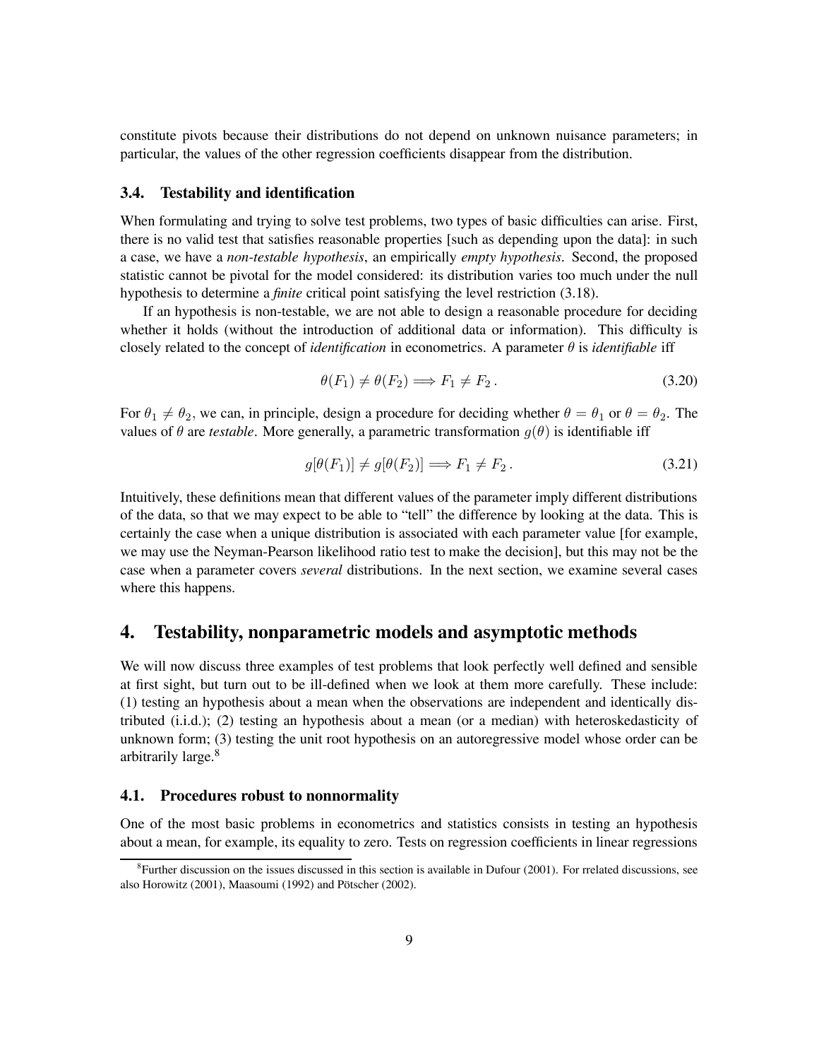constitute pivots because their distributions do not depend on unknown nuisance parameters; in particular, the values of the other regression coefficients disappear from the distribution.

### 3.4. Testability and identification

When formulating and trying to solve test problems, two types of basic difficulties can arise. First, there is no valid test that satisfies reasonable properties [such as depending upon the data]: in such a case, we have a *non-testable hypothesis*, an empirically *empty hypothesis*. Second, the proposed statistic cannot be pivotal for the model considered: its distribution varies too much under the null hypothesis to determine a *finite* critical point satisfying the level restriction (3.18).

If an hypothesis is non-testable, we are not able to design a reasonable procedure for deciding whether it holds (without the introduction of additional data or information). This difficulty is closely related to the concept of *identification* in econometrics. A parameter $\theta$ is *identifiable* iff

$$\theta(F_1) \neq \theta(F_2) \Longrightarrow F_1 \neq F_2 \,. \tag{3.20}$$

For $\theta_1 \neq \theta_2$, we can, in principle, design a procedure for deciding whether $\theta = \theta_1$ or $\theta = \theta_2$. The values of $\theta$ are *testable*. More generally, a parametric transformation $g(\theta)$ is identifiable iff

$$g[\theta(F_1)] \neq g[\theta(F_2)] \Longrightarrow F_1 \neq F_2 \,. \tag{3.21}$$

Intuitively, these definitions mean that different values of the parameter imply different distributions of the data, so that we may expect to be able to "tell" the difference by looking at the data. This is certainly the case when a unique distribution is associated with each parameter value [for example, we may use the Neyman-Pearson likelihood ratio test to make the decision], but this may not be the case when a parameter covers *several* distributions. In the next section, we examine several cases where this happens.

## 4. Testability, nonparametric models and asymptotic methods

We will now discuss three examples of test problems that look perfectly well defined and sensible at first sight, but turn out to be ill-defined when we look at them more carefully. These include: (1) testing an hypothesis about a mean when the observations are independent and identically distributed (i.i.d.); (2) testing an hypothesis about a mean (or a median) with heteroskedasticity of unknown form; (3) testing the unit root hypothesis on an autoregressive model whose order can be arbitrarily large.[8]

### 4.1. Procedures robust to nonnormality

One of the most basic problems in econometrics and statistics consists in testing an hypothesis about a mean, for example, its equality to zero. Tests on regression coefficients in linear regressions

[8] Further discussion on the issues discussed in this section is available in Dufour (2001). For rrelated discussions, see also Horowitz (2001), Maasoumi (1992) and Pötscher (2002).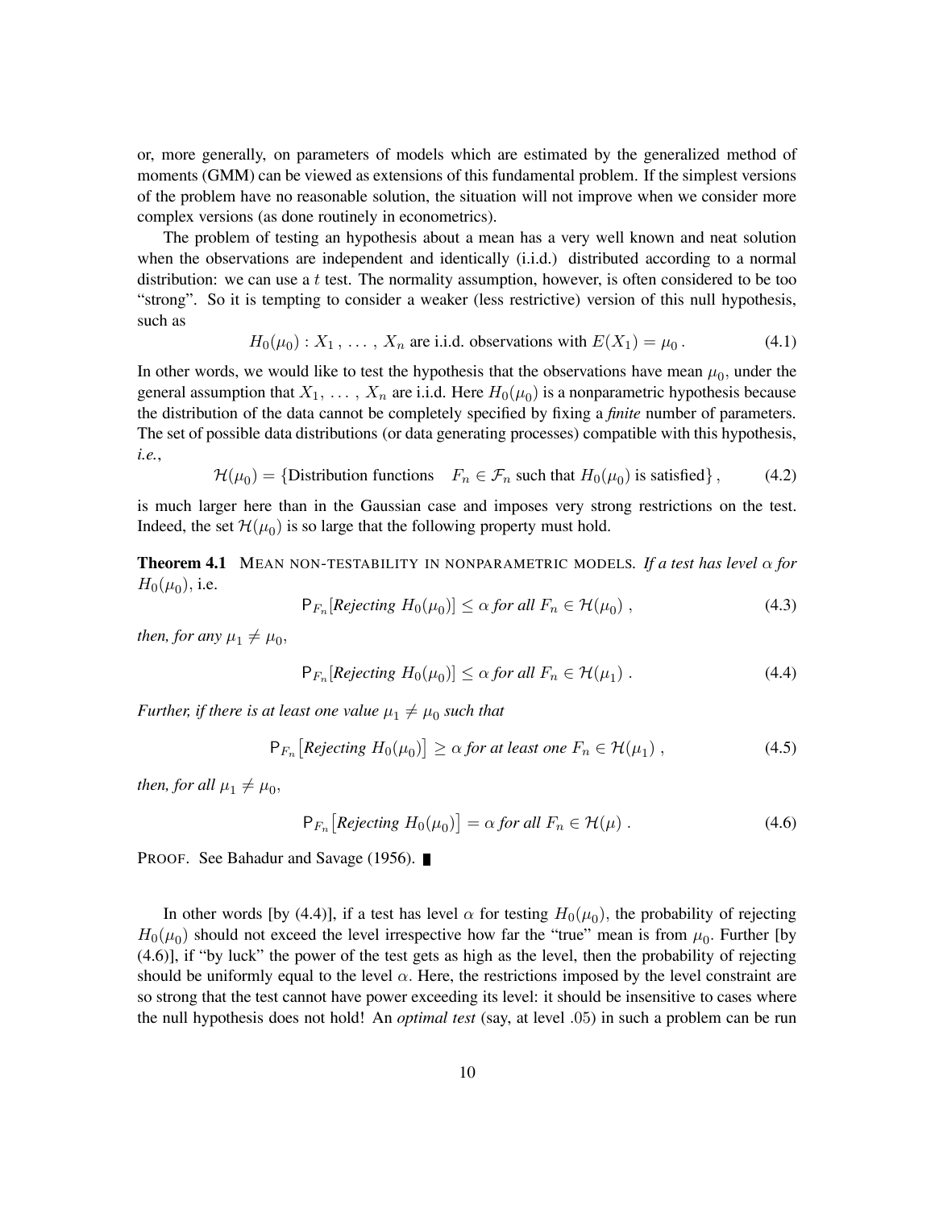or, more generally, on parameters of models which are estimated by the generalized method of moments (GMM) can be viewed as extensions of this fundamental problem. If the simplest versions of the problem have no reasonable solution, the situation will not improve when we consider more complex versions (as done routinely in econometrics).

The problem of testing an hypothesis about a mean has a very well known and neat solution when the observations are independent and identically (i.i.d.) distributed according to a normal distribution: we can use a $t$ test. The normality assumption, however, is often considered to be too "strong". So it is tempting to consider a weaker (less restrictive) version of this null hypothesis, such as

$$H_0(\mu_0) : X_1 , \ldots , X_n \text{ are i.i.d. observations with } E(X_1) = \mu_0 . \tag{4.1}$$

In other words, we would like to test the hypothesis that the observations have mean $\mu_0$, under the general assumption that $X_1 , \ldots , X_n$ are i.i.d. Here $H_0(\mu_0)$ is a nonparametric hypothesis because the distribution of the data cannot be completely specified by fixing a *finite* number of parameters. The set of possible data distributions (or data generating processes) compatible with this hypothesis, *i.e.*,

$$\mathcal{H}(\mu_0) = \{\text{Distribution functions} \quad F_n \in \mathcal{F}_n \text{ such that } H_0(\mu_0) \text{ is satisfied}\} , \tag{4.2}$$

is much larger here than in the Gaussian case and imposes very strong restrictions on the test. Indeed, the set $\mathcal{H}(\mu_0)$ is so large that the following property must hold.

**Theorem 4.1** MEAN NON-TESTABILITY IN NONPARAMETRIC MODELS. *If a test has level $\alpha$ for $H_0(\mu_0)$,* i.e.

$$\mathsf{P}_{F_n}[\textit{Rejecting } H_0(\mu_0)] \le \alpha \textit{ for all } F_n \in \mathcal{H}(\mu_0) , \tag{4.3}$$

*then, for any $\mu_1 \neq \mu_0$,*

$$\mathsf{P}_{F_n}[\textit{Rejecting } H_0(\mu_0)] \le \alpha \textit{ for all } F_n \in \mathcal{H}(\mu_1) . \tag{4.4}$$

*Further, if there is at least one value $\mu_1 \neq \mu_0$ such that*

$$\mathsf{P}_{F_n}\big[\textit{Rejecting } H_0(\mu_0)\big] \ge \alpha \textit{ for at least one } F_n \in \mathcal{H}(\mu_1) , \tag{4.5}$$

*then, for all $\mu_1 \neq \mu_0$,*

$$\mathsf{P}_{F_n}\big[\textit{Rejecting } H_0(\mu_0)\big] = \alpha \textit{ for all } F_n \in \mathcal{H}(\mu) . \tag{4.6}$$

PROOF. See Bahadur and Savage (1956). ∎

In other words [by (4.4)], if a test has level $\alpha$ for testing $H_0(\mu_0)$, the probability of rejecting $H_0(\mu_0)$ should not exceed the level irrespective how far the "true" mean is from $\mu_0$. Further [by (4.6)], if "by luck" the power of the test gets as high as the level, then the probability of rejecting should be uniformly equal to the level $\alpha$. Here, the restrictions imposed by the level constraint are so strong that the test cannot have power exceeding its level: it should be insensitive to cases where the null hypothesis does not hold! An *optimal test* (say, at level .05) in such a problem can be run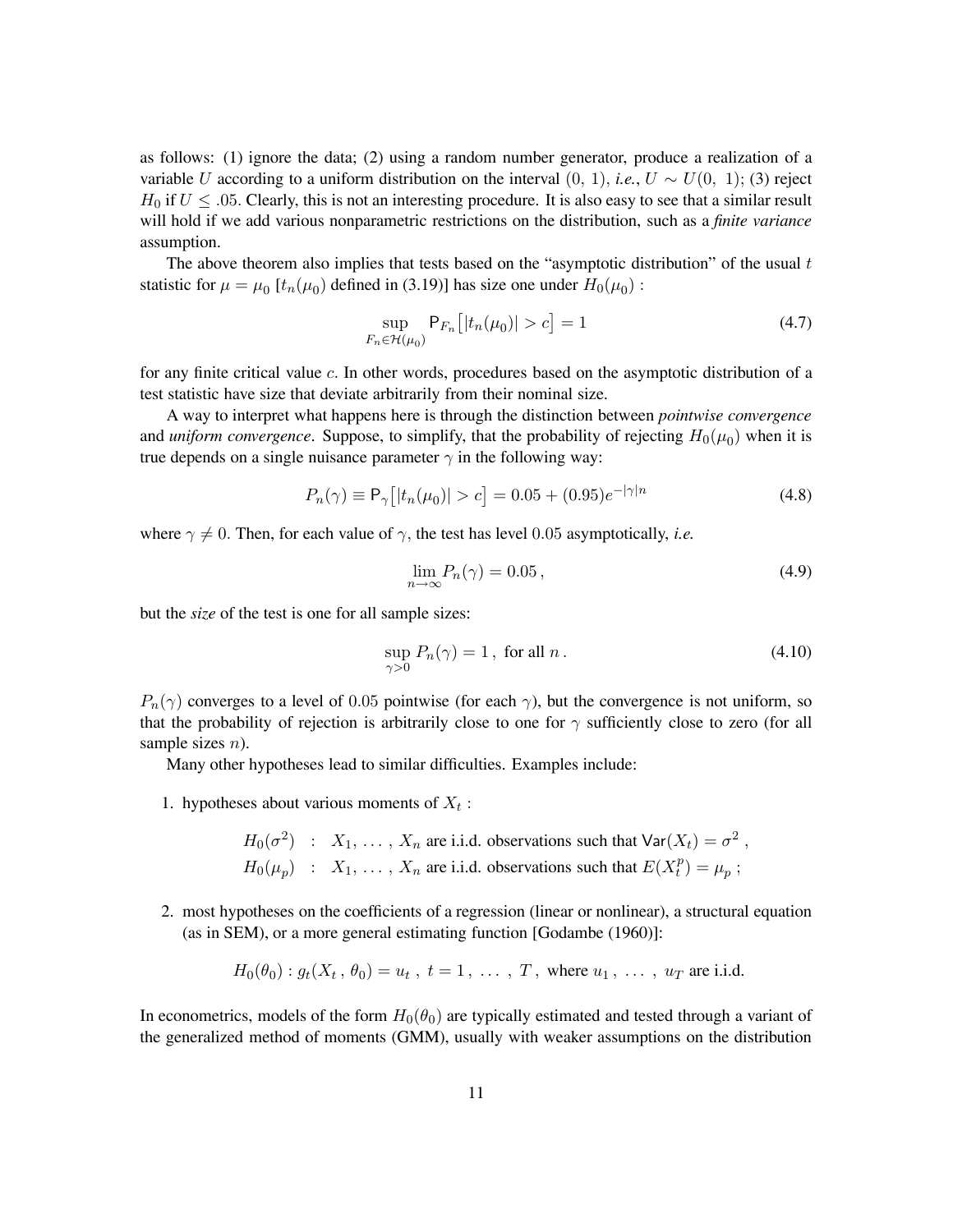as follows: (1) ignore the data; (2) using a random number generator, produce a realization of a variable $U$ according to a uniform distribution on the interval $(0, 1)$, *i.e.*, $U \sim U(0, 1)$; (3) reject $H_0$ if $U \leq .05$. Clearly, this is not an interesting procedure. It is also easy to see that a similar result will hold if we add various nonparametric restrictions on the distribution, such as a *finite variance* assumption.

The above theorem also implies that tests based on the "asymptotic distribution" of the usual $t$ statistic for $\mu = \mu_0$ [$t_n(\mu_0)$ defined in (3.19)] has size one under $H_0(\mu_0)$ :

$$\sup_{F_n \in \mathcal{H}(\mu_0)} \mathsf{P}_{F_n}\big[|t_n(\mu_0)| > c\big] = 1 \tag{4.7}$$

for any finite critical value $c$. In other words, procedures based on the asymptotic distribution of a test statistic have size that deviate arbitrarily from their nominal size.

A way to interpret what happens here is through the distinction between *pointwise convergence* and *uniform convergence*. Suppose, to simplify, that the probability of rejecting $H_0(\mu_0)$ when it is true depends on a single nuisance parameter $\gamma$ in the following way:

$$P_n(\gamma) \equiv \mathsf{P}_\gamma\big[|t_n(\mu_0)| > c\big] = 0.05 + (0.95)e^{-|\gamma|n} \tag{4.8}$$

where $\gamma \neq 0$. Then, for each value of $\gamma$, the test has level $0.05$ asymptotically, *i.e.*

$$\lim_{n\to\infty} P_n(\gamma) = 0.05\,, \tag{4.9}$$

but the *size* of the test is one for all sample sizes:

$$\sup_{\gamma>0} P_n(\gamma) = 1\,,\ \text{for all } n\,. \tag{4.10}$$

$P_n(\gamma)$ converges to a level of $0.05$ pointwise (for each $\gamma$), but the convergence is not uniform, so that the probability of rejection is arbitrarily close to one for $\gamma$ sufficiently close to zero (for all sample sizes $n$).

Many other hypotheses lead to similar difficulties. Examples include:

1. hypotheses about various moments of $X_t$ :

$$\begin{aligned} H_0(\sigma^2) &: \ X_1, \ldots, X_n \text{ are i.i.d. observations such that } \mathsf{Var}(X_t) = \sigma^2\,, \\ H_0(\mu_p) &: \ X_1, \ldots, X_n \text{ are i.i.d. observations such that } E(X_t^p) = \mu_p\,; \end{aligned}$$

2. most hypotheses on the coefficients of a regression (linear or nonlinear), a structural equation (as in SEM), or a more general estimating function [Godambe (1960)]:

$$H_0(\theta_0) : g_t(X_t\,,\,\theta_0) = u_t\,,\ t = 1\,,\ \ldots\,,\ T\,,\ \text{where } u_1\,,\ \ldots\,,\ u_T \text{ are i.i.d.}$$

In econometrics, models of the form $H_0(\theta_0)$ are typically estimated and tested through a variant of the generalized method of moments (GMM), usually with weaker assumptions on the distribution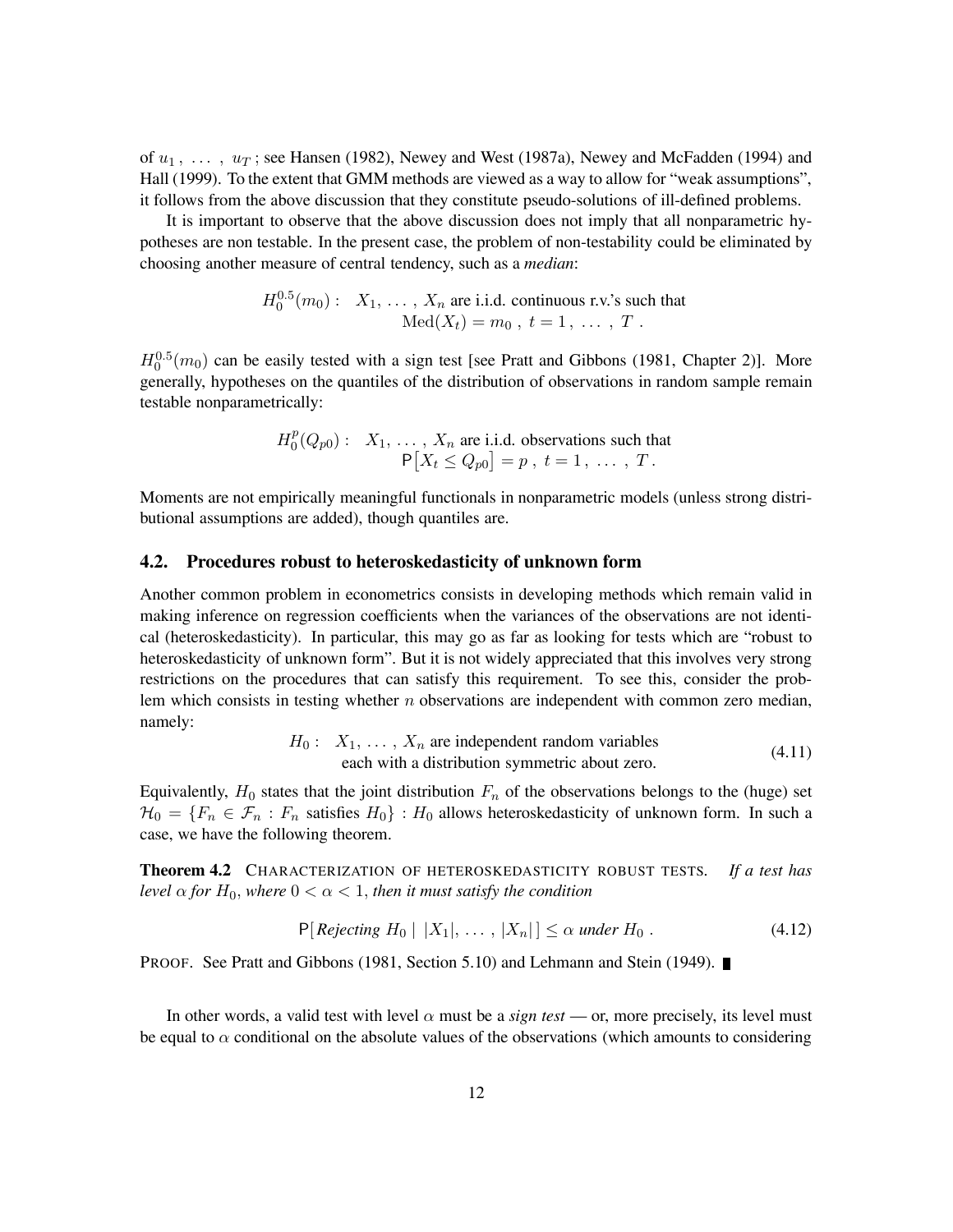of $u_1 , \ldots , u_T$ ; see Hansen (1982), Newey and West (1987a), Newey and McFadden (1994) and Hall (1999). To the extent that GMM methods are viewed as a way to allow for "weak assumptions", it follows from the above discussion that they constitute pseudo-solutions of ill-defined problems.

It is important to observe that the above discussion does not imply that all nonparametric hypotheses are non testable. In the present case, the problem of non-testability could be eliminated by choosing another measure of central tendency, such as a *median*:

$$
\begin{aligned}
H_0^{0.5}(m_0): \quad & X_1, \ldots, X_n \text{ are i.i.d. continuous r.v.'s such that} \\
& \mathrm{Med}(X_t) = m_0 , \; t = 1, \ldots, T .
\end{aligned}
$$

$H_0^{0.5}(m_0)$ can be easily tested with a sign test [see Pratt and Gibbons (1981, Chapter 2)]. More generally, hypotheses on the quantiles of the distribution of observations in random sample remain testable nonparametrically:

$$
\begin{aligned}
H_0^{p}(Q_{p0}): \quad & X_1, \ldots, X_n \text{ are i.i.d. observations such that} \\
& \mathsf{P}\big[X_t \le Q_{p0}\big] = p , \; t = 1, \ldots, T .
\end{aligned}
$$

Moments are not empirically meaningful functionals in nonparametric models (unless strong distributional assumptions are added), though quantiles are.

## 4.2. Procedures robust to heteroskedasticity of unknown form

Another common problem in econometrics consists in developing methods which remain valid in making inference on regression coefficients when the variances of the observations are not identical (heteroskedasticity). In particular, this may go as far as looking for tests which are "robust to heteroskedasticity of unknown form". But it is not widely appreciated that this involves very strong restrictions on the procedures that can satisfy this requirement. To see this, consider the problem which consists in testing whether $n$ observations are independent with common zero median, namely:

$$
\begin{aligned}
H_0 : \quad & X_1, \ldots, X_n \text{ are independent random variables} \\
& \text{each with a distribution symmetric about zero.}
\end{aligned}
\tag{4.11}
$$

Equivalently, $H_0$ states that the joint distribution $F_n$ of the observations belongs to the (huge) set $\mathcal{H}_0 = \{F_n \in \mathcal{F}_n : F_n \text{ satisfies } H_0\}$ : $H_0$ allows heteroskedasticity of unknown form. In such a case, we have the following theorem.

**Theorem 4.2** CHARACTERIZATION OF HETEROSKEDASTICITY ROBUST TESTS. *If a test has level $\alpha$ for $H_0$, where $0 < \alpha < 1$, then it must satisfy the condition*

$$
\mathsf{P}[\,\textit{Rejecting } H_0 \mid |X_1|, \ldots, |X_n|\,] \le \alpha \textit{ under } H_0 . \tag{4.12}
$$

PROOF. See Pratt and Gibbons (1981, Section 5.10) and Lehmann and Stein (1949). ∎

In other words, a valid test with level $\alpha$ must be a *sign test* — or, more precisely, its level must be equal to $\alpha$ conditional on the absolute values of the observations (which amounts to considering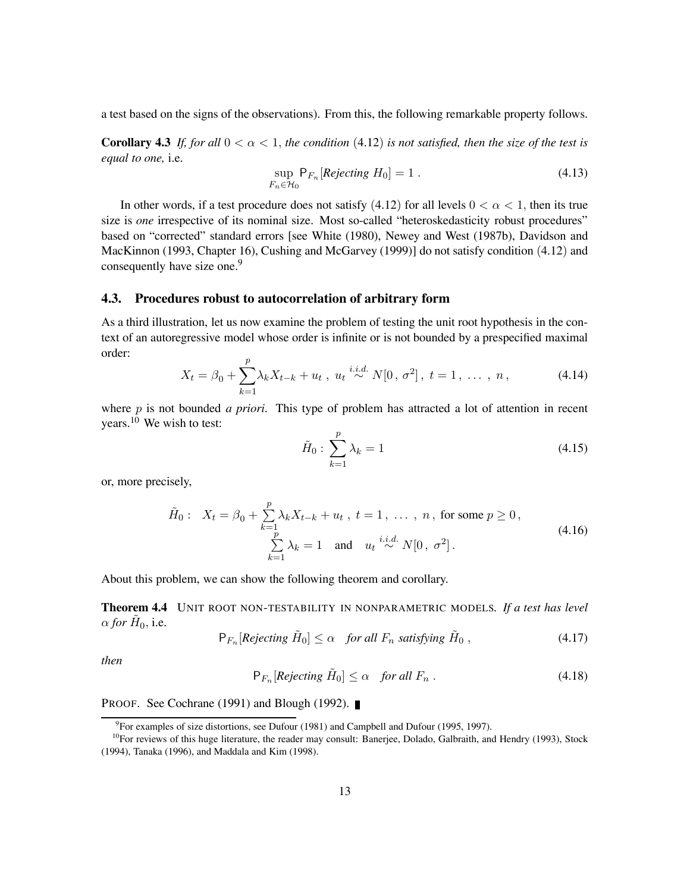a test based on the signs of the observations). From this, the following remarkable property follows.

**Corollary 4.3** *If, for all $0 < \alpha < 1$, the condition (4.12) is not satisfied, then the size of the test is equal to one,* i.e.

$$\sup_{F_n \in \mathcal{H}_0} \mathsf{P}_{F_n}[\text{Rejecting } H_0] = 1\ . \tag{4.13}$$

In other words, if a test procedure does not satisfy (4.12) for all levels $0 < \alpha < 1$, then its true size is *one* irrespective of its nominal size. Most so-called "heteroskedasticity robust procedures" based on "corrected" standard errors [see White (1980), Newey and West (1987b), Davidson and MacKinnon (1993, Chapter 16), Cushing and McGarvey (1999)] do not satisfy condition (4.12) and consequently have size one.[9]

### 4.3. Procedures robust to autocorrelation of arbitrary form

As a third illustration, let us now examine the problem of testing the unit root hypothesis in the context of an autoregressive model whose order is infinite or is not bounded by a prespecified maximal order:

$$X_t = \beta_0 + \sum_{k=1}^{p} \lambda_k X_{t-k} + u_t\ ,\ u_t \overset{i.i.d.}{\sim} N[0\,,\,\sigma^2]\,,\ t = 1\,,\ \ldots\ ,\ n\,, \tag{4.14}$$

where $p$ is not bounded *a priori*. This type of problem has attracted a lot of attention in recent years.[10] We wish to test:

$$\tilde{H}_0 : \sum_{k=1}^{p} \lambda_k = 1 \tag{4.15}$$

or, more precisely,

$$\begin{aligned} \tilde{H}_0 :\quad X_t = \beta_0 + \sum_{k=1}^{p} \lambda_k X_{t-k} + u_t\ ,\ t = 1\,,\ \ldots\ ,\ n\,,\ \text{for some } p \geq 0\,, \\ \sum_{k=1}^{p} \lambda_k = 1 \quad \text{and} \quad u_t \overset{i.i.d.}{\sim} N[0\,,\,\sigma^2]\,. \end{aligned} \tag{4.16}$$

About this problem, we can show the following theorem and corollary.

**Theorem 4.4** UNIT ROOT NON-TESTABILITY IN NONPARAMETRIC MODELS. *If a test has level $\alpha$ for $\tilde{H}_0$,* i.e.

$$\mathsf{P}_{F_n}[\text{Rejecting } \tilde{H}_0] \leq \alpha \quad \text{for all } F_n \text{ satisfying } \tilde{H}_0\ , \tag{4.17}$$

*then*

$$\mathsf{P}_{F_n}[\text{Rejecting } \tilde{H}_0] \leq \alpha \quad \text{for all } F_n\ . \tag{4.18}$$

PROOF. See Cochrane (1991) and Blough (1992). ∎

[9] For examples of size distortions, see Dufour (1981) and Campbell and Dufour (1995, 1997).

[10] For reviews of this huge literature, the reader may consult: Banerjee, Dolado, Galbraith, and Hendry (1993), Stock (1994), Tanaka (1996), and Maddala and Kim (1998).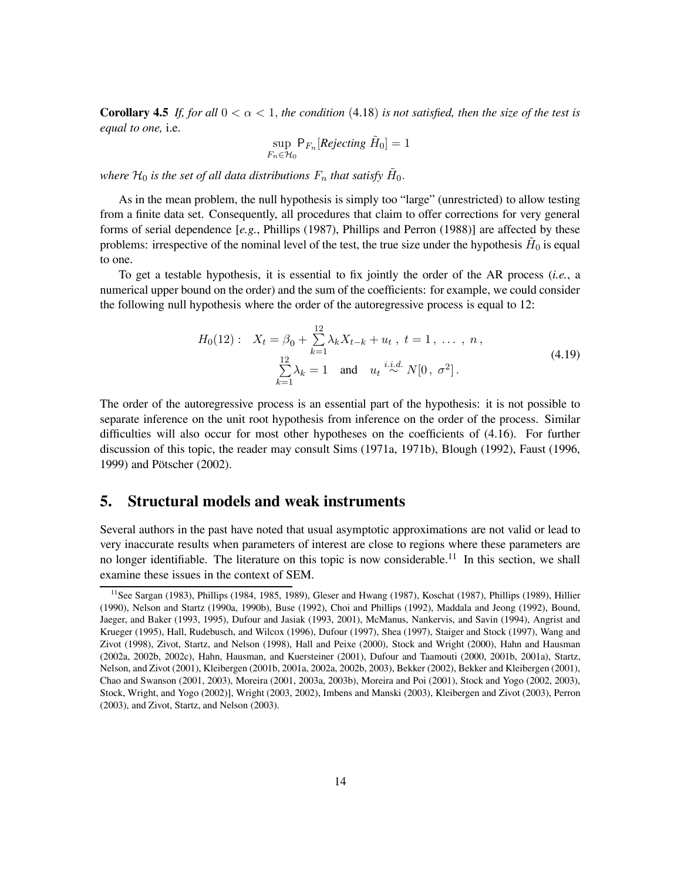**Corollary 4.5** *If, for all $0 < \alpha < 1$, the condition* (4.18) *is not satisfied, then the size of the test is equal to one,* i.e.

$$\sup_{F_n \in \mathcal{H}_0} \mathsf{P}_{F_n}[\textit{Rejecting } \tilde{H}_0] = 1$$

*where $\mathcal{H}_0$ is the set of all data distributions $F_n$ that satisfy $\tilde{H}_0$.*

As in the mean problem, the null hypothesis is simply too "large" (unrestricted) to allow testing from a finite data set. Consequently, all procedures that claim to offer corrections for very general forms of serial dependence [*e.g.*, Phillips (1987), Phillips and Perron (1988)] are affected by these problems: irrespective of the nominal level of the test, the true size under the hypothesis $\tilde{H}_0$ is equal to one.

To get a testable hypothesis, it is essential to fix jointly the order of the AR process (*i.e.*, a numerical upper bound on the order) and the sum of the coefficients: for example, we could consider the following null hypothesis where the order of the autoregressive process is equal to 12:

$$\begin{aligned} H_0(12): \quad X_t = \beta_0 + \sum_{k=1}^{12} \lambda_k X_{t-k} + u_t \,,\; t = 1\,,\; \ldots\;,\; n\,, \\ \sum_{k=1}^{12} \lambda_k = 1 \quad \text{and} \quad u_t \overset{i.i.d.}{\sim} N[0\,,\; \sigma^2]\,. \end{aligned} \tag{4.19}$$

The order of the autoregressive process is an essential part of the hypothesis: it is not possible to separate inference on the unit root hypothesis from inference on the order of the process. Similar difficulties will also occur for most other hypotheses on the coefficients of (4.16). For further discussion of this topic, the reader may consult Sims (1971a, 1971b), Blough (1992), Faust (1996, 1999) and Pötscher (2002).

## 5. Structural models and weak instruments

Several authors in the past have noted that usual asymptotic approximations are not valid or lead to very inaccurate results when parameters of interest are close to regions where these parameters are no longer identifiable. The literature on this topic is now considerable.[11] In this section, we shall examine these issues in the context of SEM.

[11] See Sargan (1983), Phillips (1984, 1985, 1989), Gleser and Hwang (1987), Koschat (1987), Phillips (1989), Hillier (1990), Nelson and Startz (1990a, 1990b), Buse (1992), Choi and Phillips (1992), Maddala and Jeong (1992), Bound, Jaeger, and Baker (1993, 1995), Dufour and Jasiak (1993, 2001), McManus, Nankervis, and Savin (1994), Angrist and Krueger (1995), Hall, Rudebusch, and Wilcox (1996), Dufour (1997), Shea (1997), Staiger and Stock (1997), Wang and Zivot (1998), Zivot, Startz, and Nelson (1998), Hall and Peixe (2000), Stock and Wright (2000), Hahn and Hausman (2002a, 2002b, 2002c), Hahn, Hausman, and Kuersteiner (2001), Dufour and Taamouti (2000, 2001b, 2001a), Startz, Nelson, and Zivot (2001), Kleibergen (2001b, 2001a, 2002a, 2002b, 2003), Bekker (2002), Bekker and Kleibergen (2001), Chao and Swanson (2001, 2003), Moreira (2001, 2003a, 2003b), Moreira and Poi (2001), Stock and Yogo (2002, 2003), Stock, Wright, and Yogo (2002)], Wright (2003, 2002), Imbens and Manski (2003), Kleibergen and Zivot (2003), Perron (2003), and Zivot, Startz, and Nelson (2003).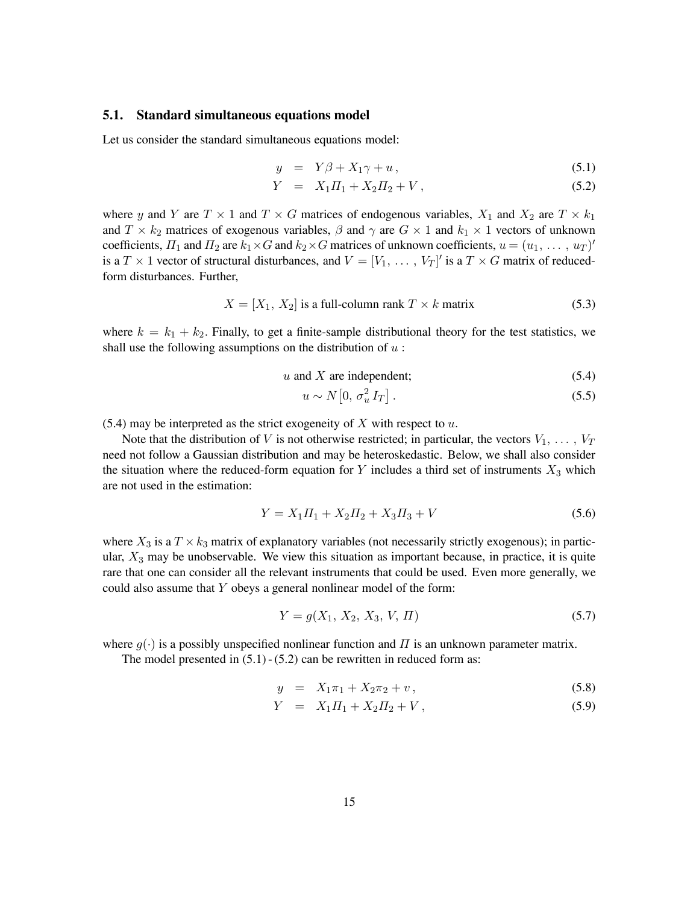### 5.1. Standard simultaneous equations model

Let us consider the standard simultaneous equations model:

$$y = Y\beta + X_1\gamma + u\,, \tag{5.1}$$

$$Y = X_1\Pi_1 + X_2\Pi_2 + V\,, \tag{5.2}$$

where $y$ and $Y$ are $T \times 1$ and $T \times G$ matrices of endogenous variables, $X_1$ and $X_2$ are $T \times k_1$ and $T \times k_2$ matrices of exogenous variables, $\beta$ and $\gamma$ are $G \times 1$ and $k_1 \times 1$ vectors of unknown coefficients, $\Pi_1$ and $\Pi_2$ are $k_1 \times G$ and $k_2 \times G$ matrices of unknown coefficients, $u = (u_1, \ldots, u_T)'$ is a $T \times 1$ vector of structural disturbances, and $V = [V_1, \ldots, V_T]'$ is a $T \times G$ matrix of reduced-form disturbances. Further,

$$X = [X_1, X_2] \text{ is a full-column rank } T \times k \text{ matrix} \tag{5.3}$$

where $k = k_1 + k_2$. Finally, to get a finite-sample distributional theory for the test statistics, we shall use the following assumptions on the distribution of $u$ :

$$u \text{ and } X \text{ are independent;} \tag{5.4}$$

$$u \sim N\left[0,\, \sigma_u^2 I_T\right]. \tag{5.5}$$

(5.4) may be interpreted as the strict exogeneity of $X$ with respect to $u$.

Note that the distribution of $V$ is not otherwise restricted; in particular, the vectors $V_1, \ldots, V_T$ need not follow a Gaussian distribution and may be heteroskedastic. Below, we shall also consider the situation where the reduced-form equation for $Y$ includes a third set of instruments $X_3$ which are not used in the estimation:

$$Y = X_1\Pi_1 + X_2\Pi_2 + X_3\Pi_3 + V \tag{5.6}$$

where $X_3$ is a $T \times k_3$ matrix of explanatory variables (not necessarily strictly exogenous); in particular, $X_3$ may be unobservable. We view this situation as important because, in practice, it is quite rare that one can consider all the relevant instruments that could be used. Even more generally, we could also assume that $Y$ obeys a general nonlinear model of the form:

$$Y = g(X_1, X_2, X_3, V, \Pi) \tag{5.7}$$

where $g(\cdot)$ is a possibly unspecified nonlinear function and $\Pi$ is an unknown parameter matrix.

The model presented in (5.1) - (5.2) can be rewritten in reduced form as:

$$y = X_1\pi_1 + X_2\pi_2 + v\,, \tag{5.8}$$

$$Y = X_1\Pi_1 + X_2\Pi_2 + V\,, \tag{5.9}$$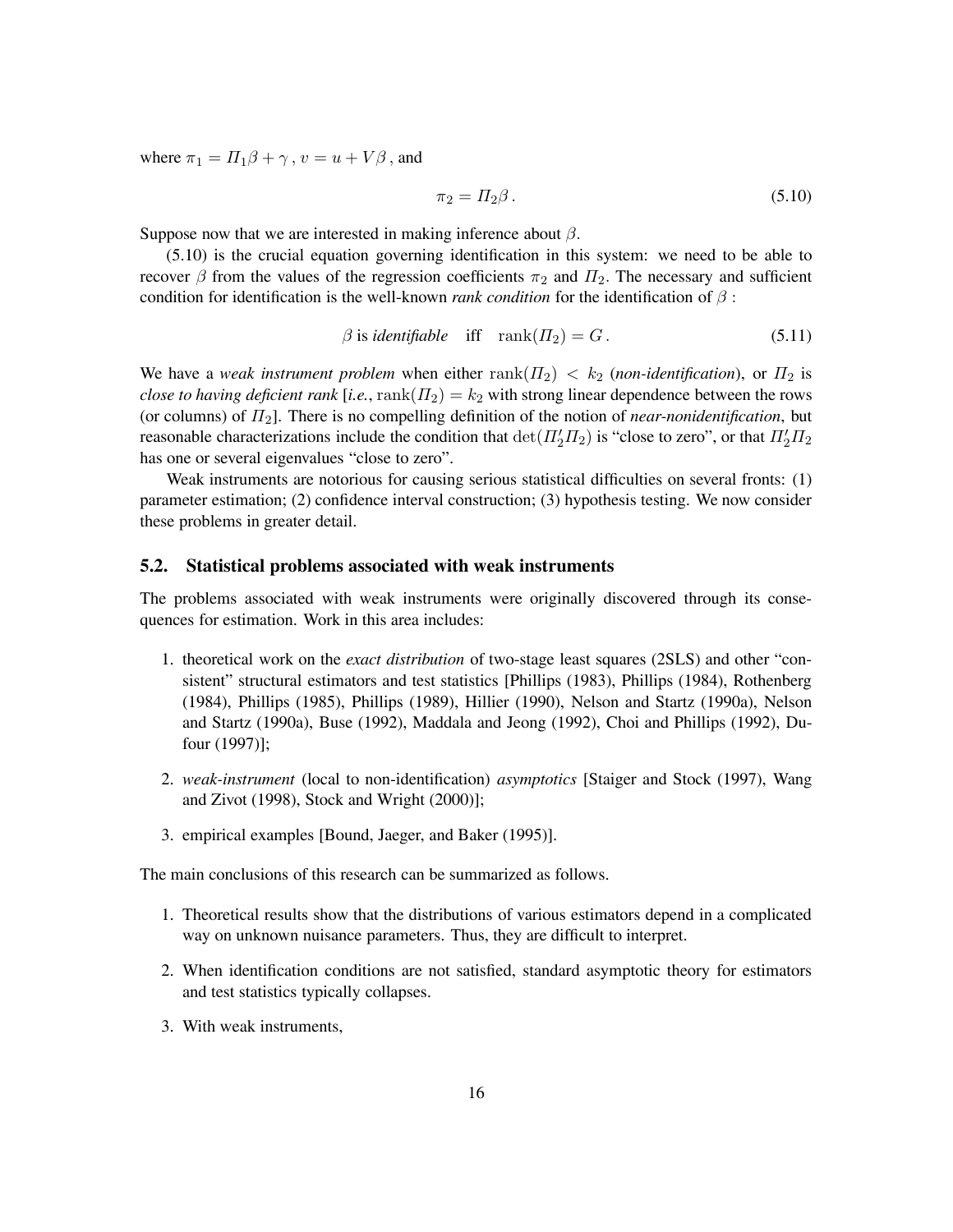where $\pi_1 = \Pi_1 \beta + \gamma$, $v = u + V\beta$, and

$$\pi_2 = \Pi_2 \beta . \tag{5.10}$$

Suppose now that we are interested in making inference about $\beta$.

(5.10) is the crucial equation governing identification in this system: we need to be able to recover $\beta$ from the values of the regression coefficients $\pi_2$ and $\Pi_2$. The necessary and sufficient condition for identification is the well-known *rank condition* for the identification of $\beta$ :

$$\beta \text{ is } \textit{identifiable} \quad \text{iff} \quad \operatorname{rank}(\Pi_2) = G . \tag{5.11}$$

We have a *weak instrument problem* when either $\operatorname{rank}(\Pi_2) < k_2$ (*non-identification*), or $\Pi_2$ is *close to having deficient rank* [*i.e.*, $\operatorname{rank}(\Pi_2) = k_2$ with strong linear dependence between the rows (or columns) of $\Pi_2$]. There is no compelling definition of the notion of *near-nonidentification*, but reasonable characterizations include the condition that $\det(\Pi_2' \Pi_2)$ is "close to zero", or that $\Pi_2' \Pi_2$ has one or several eigenvalues "close to zero".

Weak instruments are notorious for causing serious statistical difficulties on several fronts: (1) parameter estimation; (2) confidence interval construction; (3) hypothesis testing. We now consider these problems in greater detail.

## 5.2. Statistical problems associated with weak instruments

The problems associated with weak instruments were originally discovered through its consequences for estimation. Work in this area includes:

1. theoretical work on the *exact distribution* of two-stage least squares (2SLS) and other "consistent" structural estimators and test statistics [Phillips (1983), Phillips (1984), Rothenberg (1984), Phillips (1985), Phillips (1989), Hillier (1990), Nelson and Startz (1990a), Nelson and Startz (1990a), Buse (1992), Maddala and Jeong (1992), Choi and Phillips (1992), Dufour (1997)];
2. *weak-instrument* (local to non-identification) *asymptotics* [Staiger and Stock (1997), Wang and Zivot (1998), Stock and Wright (2000)];
3. empirical examples [Bound, Jaeger, and Baker (1995)].

The main conclusions of this research can be summarized as follows.

1. Theoretical results show that the distributions of various estimators depend in a complicated way on unknown nuisance parameters. Thus, they are difficult to interpret.
2. When identification conditions are not satisfied, standard asymptotic theory for estimators and test statistics typically collapses.
3. With weak instruments,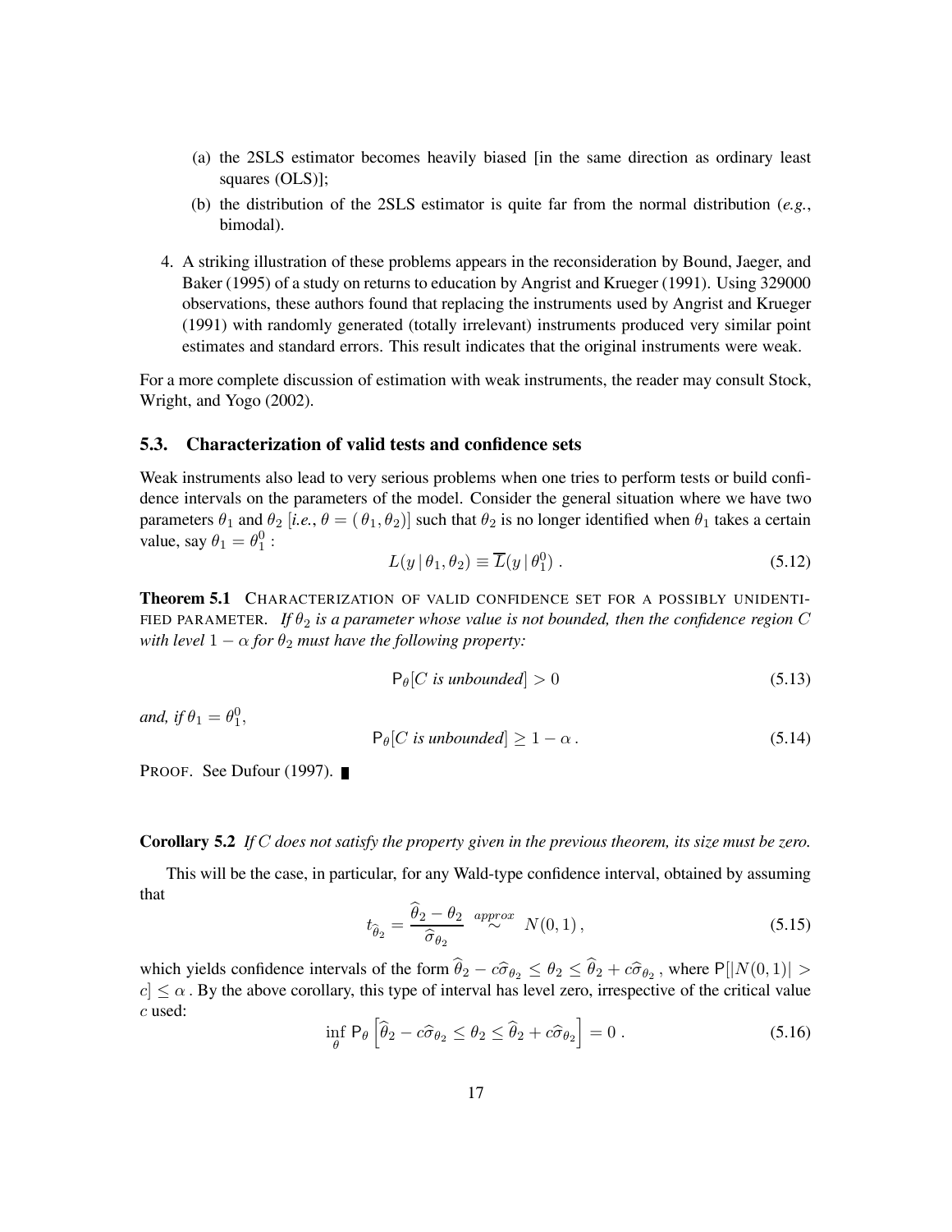(a) the 2SLS estimator becomes heavily biased [in the same direction as ordinary least squares (OLS)];

(b) the distribution of the 2SLS estimator is quite far from the normal distribution (*e.g.*, bimodal).

4. A striking illustration of these problems appears in the reconsideration by Bound, Jaeger, and Baker (1995) of a study on returns to education by Angrist and Krueger (1991). Using 329000 observations, these authors found that replacing the instruments used by Angrist and Krueger (1991) with randomly generated (totally irrelevant) instruments produced very similar point estimates and standard errors. This result indicates that the original instruments were weak.

For a more complete discussion of estimation with weak instruments, the reader may consult Stock, Wright, and Yogo (2002).

### 5.3. Characterization of valid tests and confidence sets

Weak instruments also lead to very serious problems when one tries to perform tests or build confidence intervals on the parameters of the model. Consider the general situation where we have two parameters $\theta_1$ and $\theta_2$ [*i.e.*, $\theta = (\theta_1, \theta_2)$] such that $\theta_2$ is no longer identified when $\theta_1$ takes a certain value, say $\theta_1 = \theta_1^0$ :

$$L(y \mid \theta_1, \theta_2) \equiv \overline{L}(y \mid \theta_1^0) \, . \tag{5.12}$$

**Theorem 5.1** CHARACTERIZATION OF VALID CONFIDENCE SET FOR A POSSIBLY UNIDENTIFIED PARAMETER. *If $\theta_2$ is a parameter whose value is not bounded, then the confidence region $C$ with level $1 - \alpha$ for $\theta_2$ must have the following property:*

$$\mathsf{P}_\theta[C \text{ is unbounded}] > 0 \tag{5.13}$$

*and, if $\theta_1 = \theta_1^0$,*

$$\mathsf{P}_\theta[C \text{ is unbounded}] \geq 1 - \alpha \, . \tag{5.14}$$

PROOF. See Dufour (1997). ∎

**Corollary 5.2** *If $C$ does not satisfy the property given in the previous theorem, its size must be zero.*

This will be the case, in particular, for any Wald-type confidence interval, obtained by assuming that

$$t_{\widehat{\theta}_2} = \frac{\widehat{\theta}_2 - \theta_2}{\widehat{\sigma}_{\theta_2}} \overset{approx}{\sim} N(0, 1) \, , \tag{5.15}$$

which yields confidence intervals of the form $\widehat{\theta}_2 - c\widehat{\sigma}_{\theta_2} \leq \theta_2 \leq \widehat{\theta}_2 + c\widehat{\sigma}_{\theta_2}$ , where $\mathsf{P}[|N(0,1)| > c] \leq \alpha$ . By the above corollary, this type of interval has level zero, irrespective of the critical value $c$ used:

$$\inf_{\theta} \mathsf{P}_\theta \left[ \widehat{\theta}_2 - c\widehat{\sigma}_{\theta_2} \leq \theta_2 \leq \widehat{\theta}_2 + c\widehat{\sigma}_{\theta_2} \right] = 0 \, . \tag{5.16}$$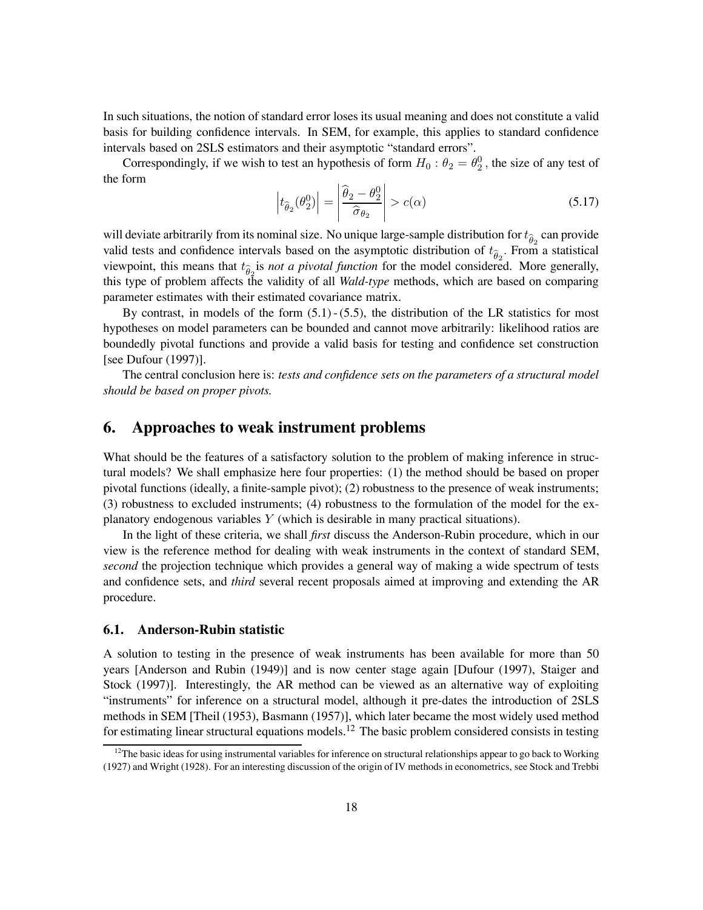In such situations, the notion of standard error loses its usual meaning and does not constitute a valid basis for building confidence intervals. In SEM, for example, this applies to standard confidence intervals based on 2SLS estimators and their asymptotic "standard errors".

Correspondingly, if we wish to test an hypothesis of form $H_0 : \theta_2 = \theta_2^0$, the size of any test of the form

$$\left| t_{\widehat{\theta}_2}(\theta_2^0) \right| = \left| \frac{\widehat{\theta}_2 - \theta_2^0}{\widehat{\sigma}_{\theta_2}} \right| > c(\alpha) \tag{5.17}$$

will deviate arbitrarily from its nominal size. No unique large-sample distribution for $t_{\widehat{\theta}_2}$ can provide valid tests and confidence intervals based on the asymptotic distribution of $t_{\widehat{\theta}_2}$. From a statistical viewpoint, this means that $t_{\widehat{\theta}_2}$ is *not a pivotal function* for the model considered. More generally, this type of problem affects the validity of all *Wald-type* methods, which are based on comparing parameter estimates with their estimated covariance matrix.

By contrast, in models of the form (5.1) - (5.5), the distribution of the LR statistics for most hypotheses on model parameters can be bounded and cannot move arbitrarily: likelihood ratios are boundedly pivotal functions and provide a valid basis for testing and confidence set construction [see Dufour (1997)].

The central conclusion here is: *tests and confidence sets on the parameters of a structural model should be based on proper pivots.*

# 6. Approaches to weak instrument problems

What should be the features of a satisfactory solution to the problem of making inference in structural models? We shall emphasize here four properties: (1) the method should be based on proper pivotal functions (ideally, a finite-sample pivot); (2) robustness to the presence of weak instruments; (3) robustness to excluded instruments; (4) robustness to the formulation of the model for the explanatory endogenous variables $Y$ (which is desirable in many practical situations).

In the light of these criteria, we shall *first* discuss the Anderson-Rubin procedure, which in our view is the reference method for dealing with weak instruments in the context of standard SEM, *second* the projection technique which provides a general way of making a wide spectrum of tests and confidence sets, and *third* several recent proposals aimed at improving and extending the AR procedure.

## 6.1. Anderson-Rubin statistic

A solution to testing in the presence of weak instruments has been available for more than 50 years [Anderson and Rubin (1949)] and is now center stage again [Dufour (1997), Staiger and Stock (1997)]. Interestingly, the AR method can be viewed as an alternative way of exploiting "instruments" for inference on a structural model, although it pre-dates the introduction of 2SLS methods in SEM [Theil (1953), Basmann (1957)], which later became the most widely used method for estimating linear structural equations models.[12] The basic problem considered consists in testing

[12] The basic ideas for using instrumental variables for inference on structural relationships appear to go back to Working (1927) and Wright (1928). For an interesting discussion of the origin of IV methods in econometrics, see Stock and Trebbi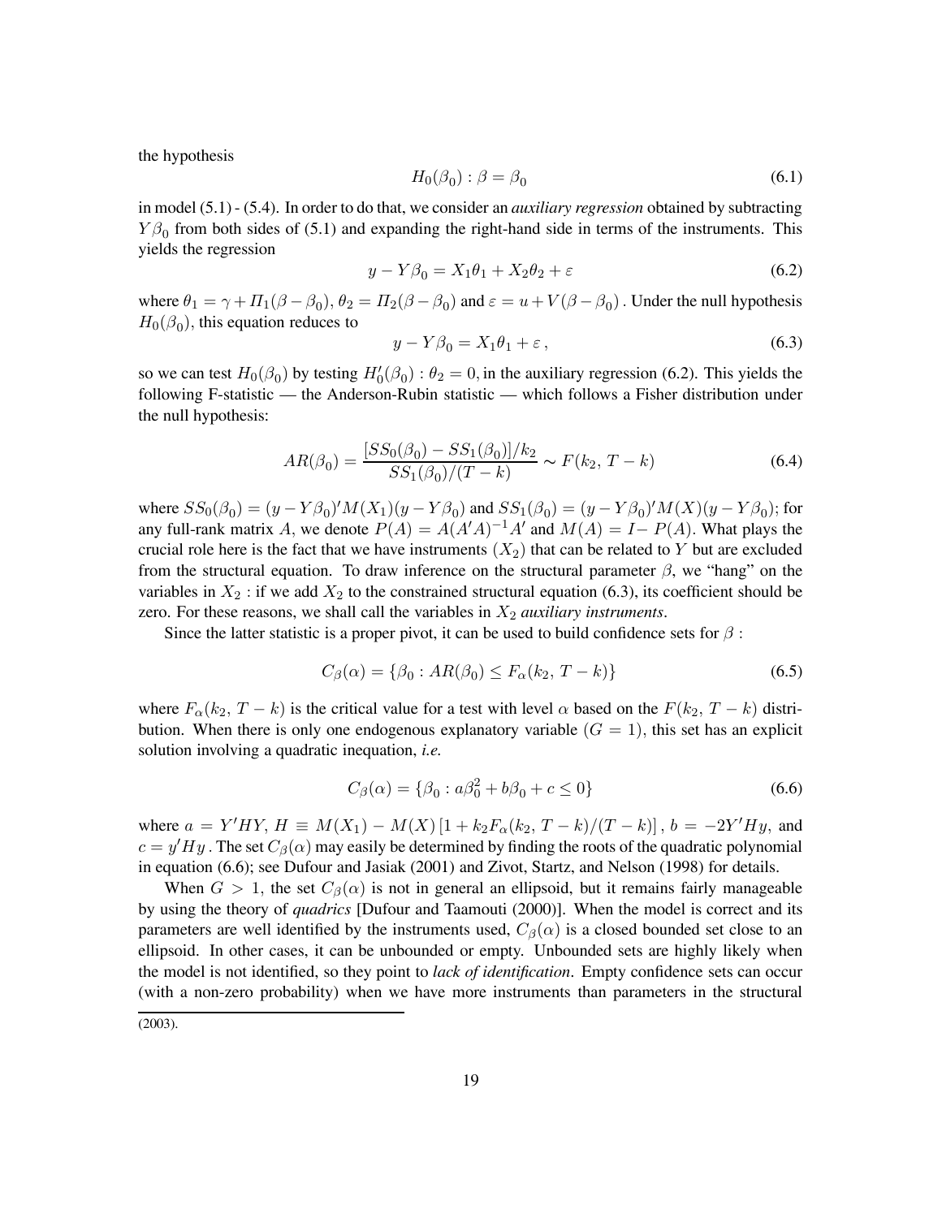the hypothesis

$$H_0(\beta_0) : \beta = \beta_0 \tag{6.1}$$

in model (5.1) - (5.4). In order to do that, we consider an *auxiliary regression* obtained by subtracting $Y\beta_0$ from both sides of (5.1) and expanding the right-hand side in terms of the instruments. This yields the regression

$$y - Y\beta_0 = X_1\theta_1 + X_2\theta_2 + \varepsilon \tag{6.2}$$

where $\theta_1 = \gamma + \Pi_1(\beta - \beta_0)$, $\theta_2 = \Pi_2(\beta - \beta_0)$ and $\varepsilon = u + V(\beta - \beta_0)$. Under the null hypothesis $H_0(\beta_0)$, this equation reduces to

$$y - Y\beta_0 = X_1\theta_1 + \varepsilon\,, \tag{6.3}$$

so we can test $H_0(\beta_0)$ by testing $H_0'(\beta_0) : \theta_2 = 0$, in the auxiliary regression (6.2). This yields the following F-statistic — the Anderson-Rubin statistic — which follows a Fisher distribution under the null hypothesis:

$$AR(\beta_0) = \frac{[SS_0(\beta_0) - SS_1(\beta_0)]/k_2}{SS_1(\beta_0)/(T-k)} \sim F(k_2,\, T-k) \tag{6.4}$$

where $SS_0(\beta_0) = (y - Y\beta_0)'M(X_1)(y - Y\beta_0)$ and $SS_1(\beta_0) = (y - Y\beta_0)'M(X)(y - Y\beta_0)$; for any full-rank matrix $A$, we denote $P(A) = A(A'A)^{-1}A'$ and $M(A) = I - P(A)$. What plays the crucial role here is the fact that we have instruments $(X_2)$ that can be related to $Y$ but are excluded from the structural equation. To draw inference on the structural parameter $\beta$, we "hang" on the variables in $X_2$ : if we add $X_2$ to the constrained structural equation (6.3), its coefficient should be zero. For these reasons, we shall call the variables in $X_2$ *auxiliary instruments*.

Since the latter statistic is a proper pivot, it can be used to build confidence sets for $\beta$ :

$$C_\beta(\alpha) = \{\beta_0 : AR(\beta_0) \leq F_\alpha(k_2,\, T-k)\} \tag{6.5}$$

where $F_\alpha(k_2,\, T-k)$ is the critical value for a test with level $\alpha$ based on the $F(k_2,\, T-k)$ distribution. When there is only one endogenous explanatory variable $(G = 1)$, this set has an explicit solution involving a quadratic inequation, *i.e.*

$$C_\beta(\alpha) = \{\beta_0 : a\beta_0^2 + b\beta_0 + c \leq 0\} \tag{6.6}$$

where $a = Y'HY$, $H \equiv M(X_1) - M(X)\left[1 + k_2 F_\alpha(k_2,\, T-k)/(T-k)\right]$, $b = -2Y'Hy$, and $c = y'Hy$. The set $C_\beta(\alpha)$ may easily be determined by finding the roots of the quadratic polynomial in equation (6.6); see Dufour and Jasiak (2001) and Zivot, Startz, and Nelson (1998) for details.

When $G > 1$, the set $C_\beta(\alpha)$ is not in general an ellipsoid, but it remains fairly manageable by using the theory of *quadrics* [Dufour and Taamouti (2000)]. When the model is correct and its parameters are well identified by the instruments used, $C_\beta(\alpha)$ is a closed bounded set close to an ellipsoid. In other cases, it can be unbounded or empty. Unbounded sets are highly likely when the model is not identified, so they point to *lack of identification*. Empty confidence sets can occur (with a non-zero probability) when we have more instruments than parameters in the structural

(2003).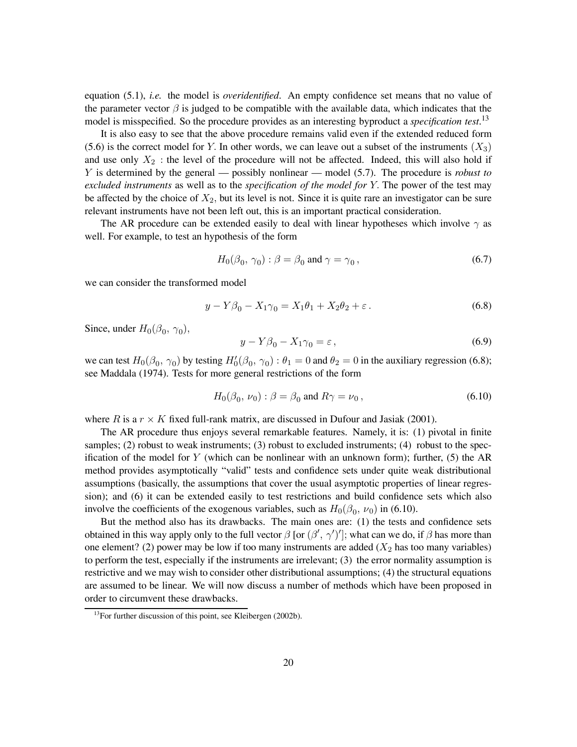equation (5.1), *i.e.* the model is *overidentified*. An empty confidence set means that no value of the parameter vector $\beta$ is judged to be compatible with the available data, which indicates that the model is misspecified. So the procedure provides as an interesting byproduct a *specification test*.[13]

It is also easy to see that the above procedure remains valid even if the extended reduced form (5.6) is the correct model for $Y$. In other words, we can leave out a subset of the instruments $(X_3)$ and use only $X_2$ : the level of the procedure will not be affected. Indeed, this will also hold if $Y$ is determined by the general — possibly nonlinear — model (5.7). The procedure is *robust to excluded instruments* as well as to the *specification of the model for $Y$*. The power of the test may be affected by the choice of $X_2$, but its level is not. Since it is quite rare an investigator can be sure relevant instruments have not been left out, this is an important practical consideration.

The AR procedure can be extended easily to deal with linear hypotheses which involve $\gamma$ as well. For example, to test an hypothesis of the form

$$H_0(\beta_0, \gamma_0) : \beta = \beta_0 \text{ and } \gamma = \gamma_0 \,, \tag{6.7}$$

we can consider the transformed model

$$y - Y\beta_0 - X_1\gamma_0 = X_1\theta_1 + X_2\theta_2 + \varepsilon \,. \tag{6.8}$$

Since, under $H_0(\beta_0, \gamma_0)$,

$$y - Y\beta_0 - X_1\gamma_0 = \varepsilon \,, \tag{6.9}$$

we can test $H_0(\beta_0, \gamma_0)$ by testing $H_0'(\beta_0, \gamma_0) : \theta_1 = 0$ and $\theta_2 = 0$ in the auxiliary regression (6.8); see Maddala (1974). Tests for more general restrictions of the form

$$H_0(\beta_0, \nu_0) : \beta = \beta_0 \text{ and } R\gamma = \nu_0 \,, \tag{6.10}$$

where $R$ is a $r \times K$ fixed full-rank matrix, are discussed in Dufour and Jasiak (2001).

The AR procedure thus enjoys several remarkable features. Namely, it is: (1) pivotal in finite samples; (2) robust to weak instruments; (3) robust to excluded instruments; (4) robust to the specification of the model for $Y$ (which can be nonlinear with an unknown form); further, (5) the AR method provides asymptotically "valid" tests and confidence sets under quite weak distributional assumptions (basically, the assumptions that cover the usual asymptotic properties of linear regression); and (6) it can be extended easily to test restrictions and build confidence sets which also involve the coefficients of the exogenous variables, such as $H_0(\beta_0, \nu_0)$ in (6.10).

But the method also has its drawbacks. The main ones are: (1) the tests and confidence sets obtained in this way apply only to the full vector $\beta$ [or $(\beta', \gamma')'$]; what can we do, if $\beta$ has more than one element? (2) power may be low if too many instruments are added ($X_2$ has too many variables) to perform the test, especially if the instruments are irrelevant; (3) the error normality assumption is restrictive and we may wish to consider other distributional assumptions; (4) the structural equations are assumed to be linear. We will now discuss a number of methods which have been proposed in order to circumvent these drawbacks.

[13] For further discussion of this point, see Kleibergen (2002b).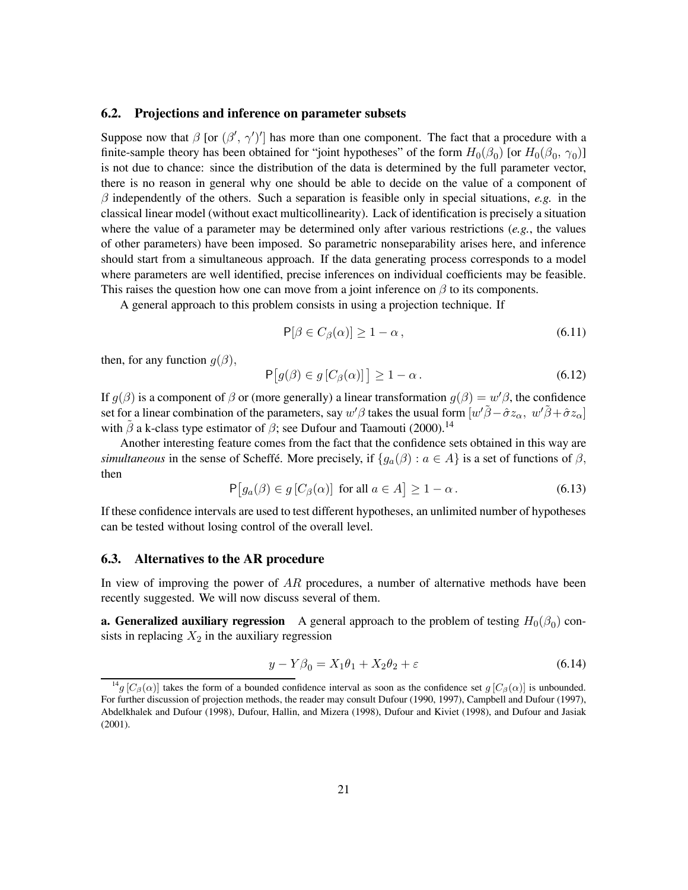### 6.2. Projections and inference on parameter subsets

Suppose now that $\beta$ [or $(\beta', \gamma')'$] has more than one component. The fact that a procedure with a finite-sample theory has been obtained for "joint hypotheses" of the form $H_0(\beta_0)$ [or $H_0(\beta_0, \gamma_0)$] is not due to chance: since the distribution of the data is determined by the full parameter vector, there is no reason in general why one should be able to decide on the value of a component of $\beta$ independently of the others. Such a separation is feasible only in special situations, *e.g.* in the classical linear model (without exact multicollinearity). Lack of identification is precisely a situation where the value of a parameter may be determined only after various restrictions (*e.g.*, the values of other parameters) have been imposed. So parametric nonseparability arises here, and inference should start from a simultaneous approach. If the data generating process corresponds to a model where parameters are well identified, precise inferences on individual coefficients may be feasible. This raises the question how one can move from a joint inference on $\beta$ to its components.

A general approach to this problem consists in using a projection technique. If

$$\mathsf{P}[\beta \in C_\beta(\alpha)] \geq 1 - \alpha\,, \tag{6.11}$$

then, for any function $g(\beta)$,

$$\mathsf{P}\big[g(\beta) \in g\left[C_\beta(\alpha)\right]\big] \geq 1 - \alpha\,. \tag{6.12}$$

If $g(\beta)$ is a component of $\beta$ or (more generally) a linear transformation $g(\beta) = w'\beta$, the confidence set for a linear combination of the parameters, say $w'\beta$ takes the usual form $[w'\tilde{\beta} - \hat{\sigma} z_\alpha,\ w'\tilde{\beta} + \hat{\sigma} z_\alpha]$ with $\tilde{\beta}$ a k-class type estimator of $\beta$; see Dufour and Taamouti (2000).[14]

Another interesting feature comes from the fact that the confidence sets obtained in this way are *simultaneous* in the sense of Scheffé. More precisely, if $\{g_a(\beta) : a \in A\}$ is a set of functions of $\beta$, then

$$\mathsf{P}\big[g_a(\beta) \in g\left[C_\beta(\alpha)\right] \text{ for all } a \in A\big] \geq 1 - \alpha\,. \tag{6.13}$$

If these confidence intervals are used to test different hypotheses, an unlimited number of hypotheses can be tested without losing control of the overall level.

### 6.3. Alternatives to the AR procedure

In view of improving the power of $AR$ procedures, a number of alternative methods have been recently suggested. We will now discuss several of them.

**a. Generalized auxiliary regression** A general approach to the problem of testing $H_0(\beta_0)$ consists in replacing $X_2$ in the auxiliary regression

$$y - Y\beta_0 = X_1\theta_1 + X_2\theta_2 + \varepsilon \tag{6.14}$$

[14] $g\left[C_\beta(\alpha)\right]$ takes the form of a bounded confidence interval as soon as the confidence set $g\left[C_\beta(\alpha)\right]$ is unbounded. For further discussion of projection methods, the reader may consult Dufour (1990, 1997), Campbell and Dufour (1997), Abdelkhalek and Dufour (1998), Dufour, Hallin, and Mizera (1998), Dufour and Kiviet (1998), and Dufour and Jasiak (2001).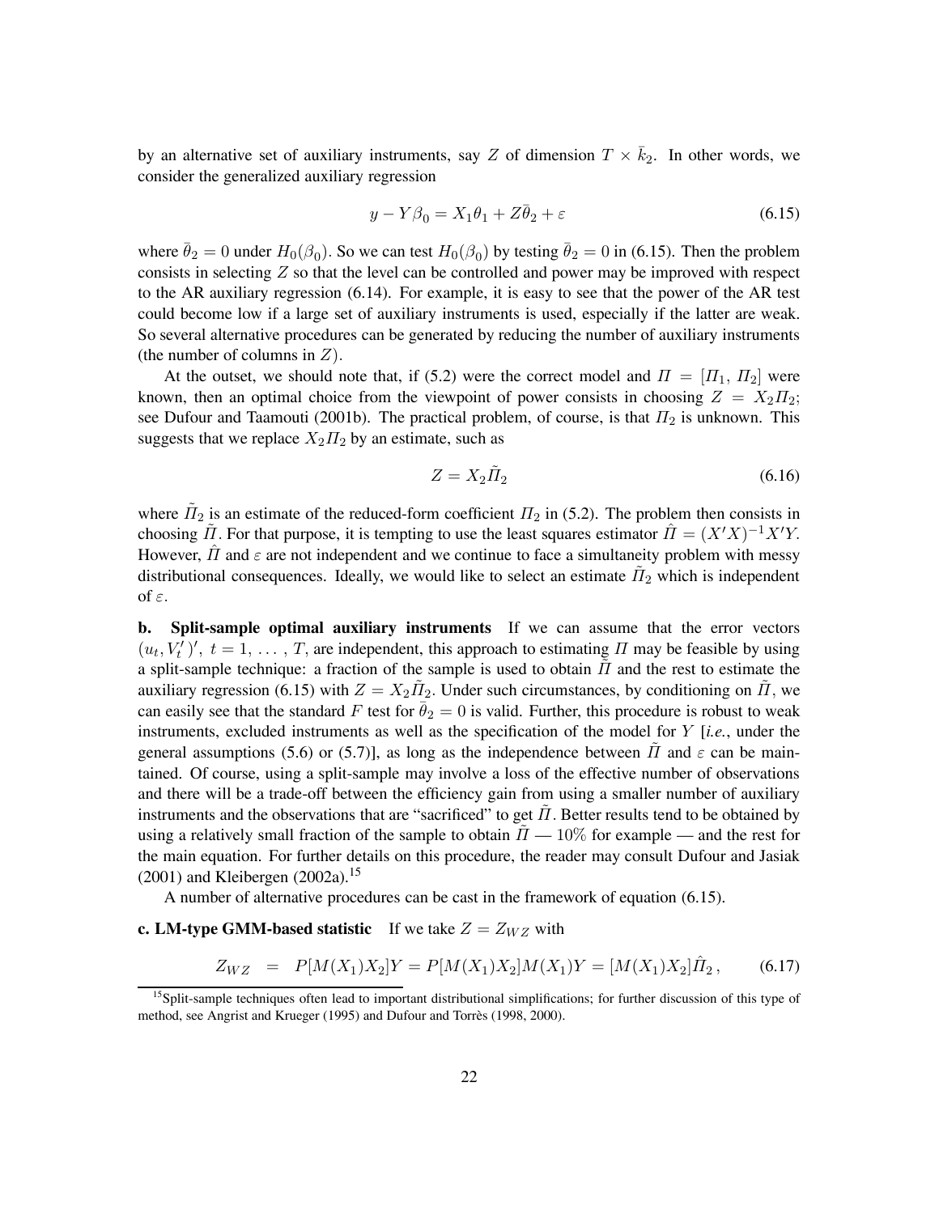by an alternative set of auxiliary instruments, say $Z$ of dimension $T \times \bar{k}_2$. In other words, we consider the generalized auxiliary regression

$$y - Y\beta_0 = X_1\theta_1 + Z\bar{\theta}_2 + \varepsilon \tag{6.15}$$

where $\bar{\theta}_2 = 0$ under $H_0(\beta_0)$. So we can test $H_0(\beta_0)$ by testing $\bar{\theta}_2 = 0$ in (6.15). Then the problem consists in selecting $Z$ so that the level can be controlled and power may be improved with respect to the AR auxiliary regression (6.14). For example, it is easy to see that the power of the AR test could become low if a large set of auxiliary instruments is used, especially if the latter are weak. So several alternative procedures can be generated by reducing the number of auxiliary instruments (the number of columns in $Z$).

At the outset, we should note that, if (5.2) were the correct model and $\Pi = [\Pi_1, \Pi_2]$ were known, then an optimal choice from the viewpoint of power consists in choosing $Z = X_2\Pi_2$; see Dufour and Taamouti (2001b). The practical problem, of course, is that $\Pi_2$ is unknown. This suggests that we replace $X_2\Pi_2$ by an estimate, such as

$$Z = X_2\tilde{\Pi}_2 \tag{6.16}$$

where $\tilde{\Pi}_2$ is an estimate of the reduced-form coefficient $\Pi_2$ in (5.2). The problem then consists in choosing $\tilde{\Pi}$. For that purpose, it is tempting to use the least squares estimator $\hat{\Pi} = (X'X)^{-1}X'Y$. However, $\hat{\Pi}$ and $\varepsilon$ are not independent and we continue to face a simultaneity problem with messy distributional consequences. Ideally, we would like to select an estimate $\tilde{\Pi}_2$ which is independent of $\varepsilon$.

**b. Split-sample optimal auxiliary instruments** If we can assume that the error vectors $(u_t, V_t')'$, $t = 1, \ldots, T$, are independent, this approach to estimating $\Pi$ may be feasible by using a split-sample technique: a fraction of the sample is used to obtain $\tilde{\Pi}$ and the rest to estimate the auxiliary regression (6.15) with $Z = X_2\tilde{\Pi}_2$. Under such circumstances, by conditioning on $\tilde{\Pi}$, we can easily see that the standard $F$ test for $\bar{\theta}_2 = 0$ is valid. Further, this procedure is robust to weak instruments, excluded instruments as well as the specification of the model for $Y$ [*i.e.*, under the general assumptions (5.6) or (5.7)], as long as the independence between $\tilde{\Pi}$ and $\varepsilon$ can be maintained. Of course, using a split-sample may involve a loss of the effective number of observations and there will be a trade-off between the efficiency gain from using a smaller number of auxiliary instruments and the observations that are "sacrificed" to get $\tilde{\Pi}$. Better results tend to be obtained by using a relatively small fraction of the sample to obtain $\tilde{\Pi}$ — $10\%$ for example — and the rest for the main equation. For further details on this procedure, the reader may consult Dufour and Jasiak (2001) and Kleibergen (2002a).[15]

A number of alternative procedures can be cast in the framework of equation (6.15).

**c. LM-type GMM-based statistic** If we take $Z = Z_{WZ}$ with

$$Z_{WZ} = P[M(X_1)X_2]Y = P[M(X_1)X_2]M(X_1)Y = [M(X_1)X_2]\hat{\Pi}_2\,, \tag{6.17}$$

[15] Split-sample techniques often lead to important distributional simplifications; for further discussion of this type of method, see Angrist and Krueger (1995) and Dufour and Torrès (1998, 2000).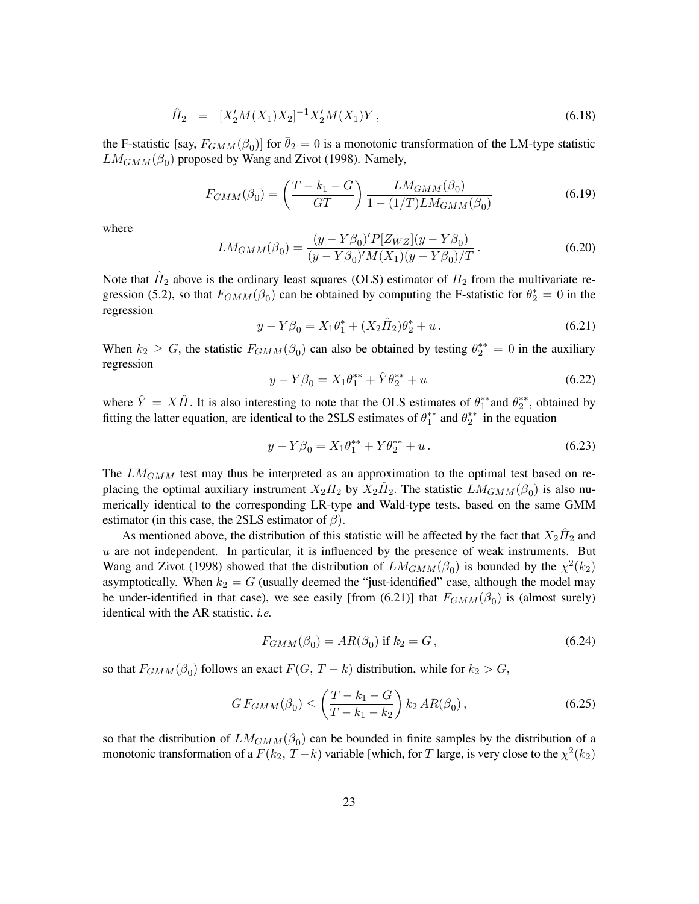$$\hat{\Pi}_2 = [X_2' M(X_1) X_2]^{-1} X_2' M(X_1) Y\,, \tag{6.18}$$

the F-statistic [say, $F_{GMM}(\beta_0)$] for $\bar{\theta}_2 = 0$ is a monotonic transformation of the LM-type statistic $LM_{GMM}(\beta_0)$ proposed by Wang and Zivot (1998). Namely,

$$F_{GMM}(\beta_0) = \left(\frac{T - k_1 - G}{GT}\right) \frac{LM_{GMM}(\beta_0)}{1 - (1/T) LM_{GMM}(\beta_0)} \tag{6.19}$$

where

$$LM_{GMM}(\beta_0) = \frac{(y - Y\beta_0)' P[Z_{WZ}](y - Y\beta_0)}{(y - Y\beta_0)' M(X_1)(y - Y\beta_0)/T}\,. \tag{6.20}$$

Note that $\hat{\Pi}_2$ above is the ordinary least squares (OLS) estimator of $\Pi_2$ from the multivariate regression (5.2), so that $F_{GMM}(\beta_0)$ can be obtained by computing the F-statistic for $\theta_2^* = 0$ in the regression

$$y - Y\beta_0 = X_1 \theta_1^* + (X_2 \hat{\Pi}_2)\theta_2^* + u\,. \tag{6.21}$$

When $k_2 \geq G$, the statistic $F_{GMM}(\beta_0)$ can also be obtained by testing $\theta_2^{**} = 0$ in the auxiliary regression

$$y - Y\beta_0 = X_1 \theta_1^{**} + \hat{Y}\theta_2^{**} + u \tag{6.22}$$

where $\hat{Y} = X\hat{\Pi}$. It is also interesting to note that the OLS estimates of $\theta_1^{**}$ and $\theta_2^{**}$, obtained by fitting the latter equation, are identical to the 2SLS estimates of $\theta_1^{**}$ and $\theta_2^{**}$ in the equation

$$y - Y\beta_0 = X_1 \theta_1^{**} + Y\theta_2^{**} + u\,. \tag{6.23}$$

The $LM_{GMM}$ test may thus be interpreted as an approximation to the optimal test based on replacing the optimal auxiliary instrument $X_2\Pi_2$ by $X_2\hat{\Pi}_2$. The statistic $LM_{GMM}(\beta_0)$ is also numerically identical to the corresponding LR-type and Wald-type tests, based on the same GMM estimator (in this case, the 2SLS estimator of $\beta$).

As mentioned above, the distribution of this statistic will be affected by the fact that $X_2\hat{\Pi}_2$ and $u$ are not independent. In particular, it is influenced by the presence of weak instruments. But Wang and Zivot (1998) showed that the distribution of $LM_{GMM}(\beta_0)$ is bounded by the $\chi^2(k_2)$ asymptotically. When $k_2 = G$ (usually deemed the "just-identified" case, although the model may be under-identified in that case), we see easily [from (6.21)] that $F_{GMM}(\beta_0)$ is (almost surely) identical with the AR statistic, *i.e.*

$$F_{GMM}(\beta_0) = AR(\beta_0) \text{ if } k_2 = G\,, \tag{6.24}$$

so that $F_{GMM}(\beta_0)$ follows an exact $F(G,\, T-k)$ distribution, while for $k_2 > G$,

$$G\, F_{GMM}(\beta_0) \leq \left(\frac{T - k_1 - G}{T - k_1 - k_2}\right) k_2\, AR(\beta_0)\,, \tag{6.25}$$

so that the distribution of $LM_{GMM}(\beta_0)$ can be bounded in finite samples by the distribution of a monotonic transformation of a $F(k_2,\, T-k)$ variable [which, for $T$ large, is very close to the $\chi^2(k_2)$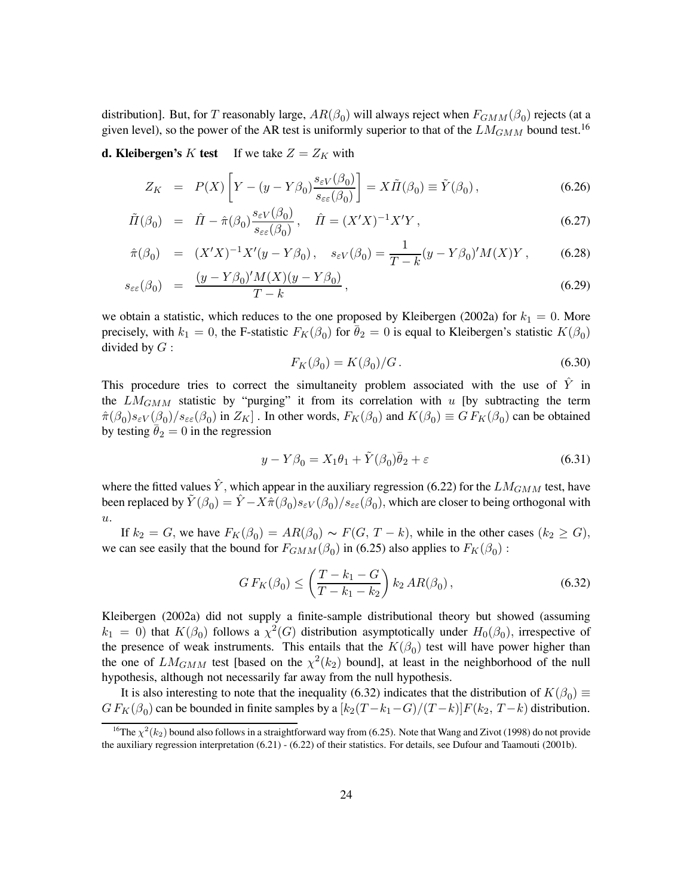distribution]. But, for $T$ reasonably large, $AR(\beta_0)$ will always reject when $F_{GMM}(\beta_0)$ rejects (at a given level), so the power of the AR test is uniformly superior to that of the $LM_{GMM}$ bound test.[16]

**d. Kleibergen's $K$ test** If we take $Z = Z_K$ with

$$
\begin{aligned}
Z_K &= P(X)\left[Y - (y - Y\beta_0)\frac{s_{\varepsilon V}(\beta_0)}{s_{\varepsilon\varepsilon}(\beta_0)}\right] = X\tilde{\Pi}(\beta_0) \equiv \tilde{Y}(\beta_0)\,, &(6.26)\\
\tilde{\Pi}(\beta_0) &= \hat{\Pi} - \hat{\pi}(\beta_0)\frac{s_{\varepsilon V}(\beta_0)}{s_{\varepsilon\varepsilon}(\beta_0)}\,, \quad \hat{\Pi} = (X'X)^{-1}X'Y\,, &(6.27)\\
\hat{\pi}(\beta_0) &= (X'X)^{-1}X'(y - Y\beta_0)\,, \quad s_{\varepsilon V}(\beta_0) = \frac{1}{T-k}(y - Y\beta_0)'M(X)Y\,, &(6.28)\\
s_{\varepsilon\varepsilon}(\beta_0) &= \frac{(y - Y\beta_0)'M(X)(y - Y\beta_0)}{T-k}\,, &(6.29)
\end{aligned}
$$

we obtain a statistic, which reduces to the one proposed by Kleibergen (2002a) for $k_1 = 0$. More precisely, with $k_1 = 0$, the F-statistic $F_K(\beta_0)$ for $\bar{\theta}_2 = 0$ is equal to Kleibergen's statistic $K(\beta_0)$ divided by $G$ :

$$
F_K(\beta_0) = K(\beta_0)/G\,. \tag{6.30}
$$

This procedure tries to correct the simultaneity problem associated with the use of $\hat{Y}$ in the $LM_{GMM}$ statistic by "purging" it from its correlation with $u$ [by subtracting the term $\hat{\pi}(\beta_0)s_{\varepsilon V}(\beta_0)/s_{\varepsilon\varepsilon}(\beta_0)$ in $Z_K$] . In other words, $F_K(\beta_0)$ and $K(\beta_0) \equiv G\,F_K(\beta_0)$ can be obtained by testing $\bar{\theta}_2 = 0$ in the regression

$$
y - Y\beta_0 = X_1\theta_1 + \tilde{Y}(\beta_0)\bar{\theta}_2 + \varepsilon \tag{6.31}
$$

where the fitted values $\hat{Y}$, which appear in the auxiliary regression (6.22) for the $LM_{GMM}$ test, have been replaced by $\tilde{Y}(\beta_0) = \hat{Y} - X\hat{\pi}(\beta_0)s_{\varepsilon V}(\beta_0)/s_{\varepsilon\varepsilon}(\beta_0)$, which are closer to being orthogonal with $u$.

If $k_2 = G$, we have $F_K(\beta_0) = AR(\beta_0) \sim F(G,\, T-k)$, while in the other cases ($k_2 \geq G$), we can see easily that the bound for $F_{GMM}(\beta_0)$ in (6.25) also applies to $F_K(\beta_0)$ :

$$
G\,F_K(\beta_0) \leq \left(\frac{T - k_1 - G}{T - k_1 - k_2}\right) k_2\,AR(\beta_0)\,, \tag{6.32}
$$

Kleibergen (2002a) did not supply a finite-sample distributional theory but showed (assuming $k_1 = 0$) that $K(\beta_0)$ follows a $\chi^2(G)$ distribution asymptotically under $H_0(\beta_0)$, irrespective of the presence of weak instruments. This entails that the $K(\beta_0)$ test will have power higher than the one of $LM_{GMM}$ test [based on the $\chi^2(k_2)$ bound], at least in the neighborhood of the null hypothesis, although not necessarily far away from the null hypothesis.

It is also interesting to note that the inequality (6.32) indicates that the distribution of $K(\beta_0) \equiv G\,F_K(\beta_0)$ can be bounded in finite samples by a $[k_2(T-k_1-G)/(T-k)]F(k_2,\, T-k)$ distribution.

[16] The $\chi^2(k_2)$ bound also follows in a straightforward way from (6.25). Note that Wang and Zivot (1998) do not provide the auxiliary regression interpretation (6.21) - (6.22) of their statistics. For details, see Dufour and Taamouti (2001b).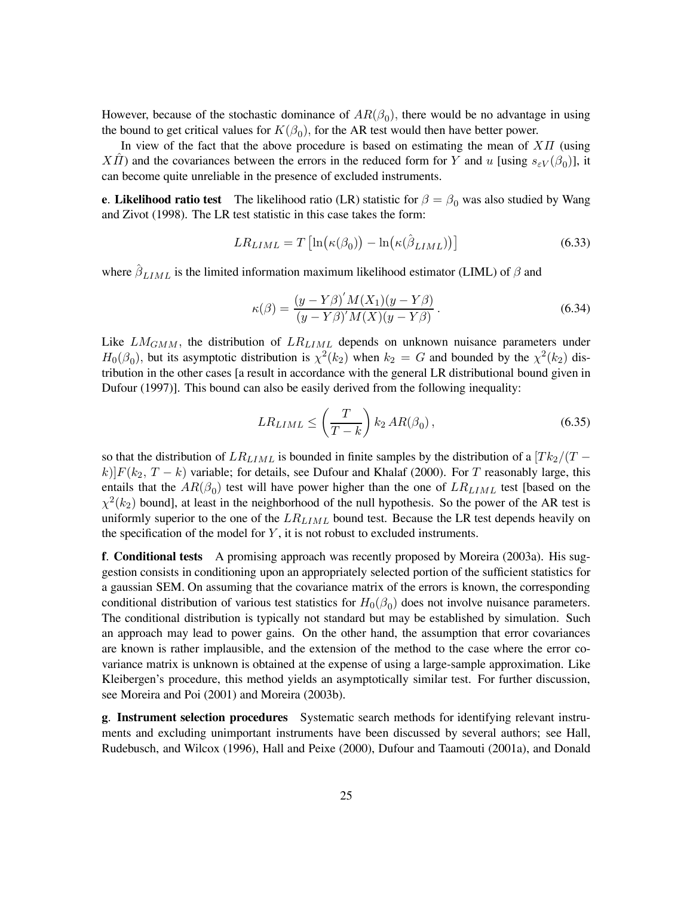However, because of the stochastic dominance of $AR(\beta_0)$, there would be no advantage in using the bound to get critical values for $K(\beta_0)$, for the AR test would then have better power.

In view of the fact that the above procedure is based on estimating the mean of $X\Pi$ (using $X\hat{\Pi}$) and the covariances between the errors in the reduced form for $Y$ and $u$ [using $s_{\varepsilon V}(\beta_0)$], it can become quite unreliable in the presence of excluded instruments.

**e**. **Likelihood ratio test** The likelihood ratio (LR) statistic for $\beta = \beta_0$ was also studied by Wang and Zivot (1998). The LR test statistic in this case takes the form:

$$LR_{LIML} = T\left[\ln\big(\kappa(\beta_0)\big) - \ln\big(\kappa(\hat{\beta}_{LIML})\big)\right] \tag{6.33}$$

where $\hat{\beta}_{LIML}$ is the limited information maximum likelihood estimator (LIML) of $\beta$ and

$$\kappa(\beta) = \frac{(y - Y\beta)' M(X_1)(y - Y\beta)}{(y - Y\beta)' M(X)(y - Y\beta)}\,. \tag{6.34}$$

Like $LM_{GMM}$, the distribution of $LR_{LIML}$ depends on unknown nuisance parameters under $H_0(\beta_0)$, but its asymptotic distribution is $\chi^2(k_2)$ when $k_2 = G$ and bounded by the $\chi^2(k_2)$ distribution in the other cases [a result in accordance with the general LR distributional bound given in Dufour (1997)]. This bound can also be easily derived from the following inequality:

$$LR_{LIML} \leq \left(\frac{T}{T-k}\right) k_2\, AR(\beta_0)\,, \tag{6.35}$$

so that the distribution of $LR_{LIML}$ is bounded in finite samples by the distribution of a $[Tk_2/(T - k)]F(k_2,\, T - k)$ variable; for details, see Dufour and Khalaf (2000). For $T$ reasonably large, this entails that the $AR(\beta_0)$ test will have power higher than the one of $LR_{LIML}$ test [based on the $\chi^2(k_2)$ bound], at least in the neighborhood of the null hypothesis. So the power of the AR test is uniformly superior to the one of the $LR_{LIML}$ bound test. Because the LR test depends heavily on the specification of the model for $Y$, it is not robust to excluded instruments.

**f**. **Conditional tests** A promising approach was recently proposed by Moreira (2003a). His suggestion consists in conditioning upon an appropriately selected portion of the sufficient statistics for a gaussian SEM. On assuming that the covariance matrix of the errors is known, the corresponding conditional distribution of various test statistics for $H_0(\beta_0)$ does not involve nuisance parameters. The conditional distribution is typically not standard but may be established by simulation. Such an approach may lead to power gains. On the other hand, the assumption that error covariances are known is rather implausible, and the extension of the method to the case where the error covariance matrix is unknown is obtained at the expense of using a large-sample approximation. Like Kleibergen's procedure, this method yields an asymptotically similar test. For further discussion, see Moreira and Poi (2001) and Moreira (2003b).

**g**. **Instrument selection procedures** Systematic search methods for identifying relevant instruments and excluding unimportant instruments have been discussed by several authors; see Hall, Rudebusch, and Wilcox (1996), Hall and Peixe (2000), Dufour and Taamouti (2001a), and Donald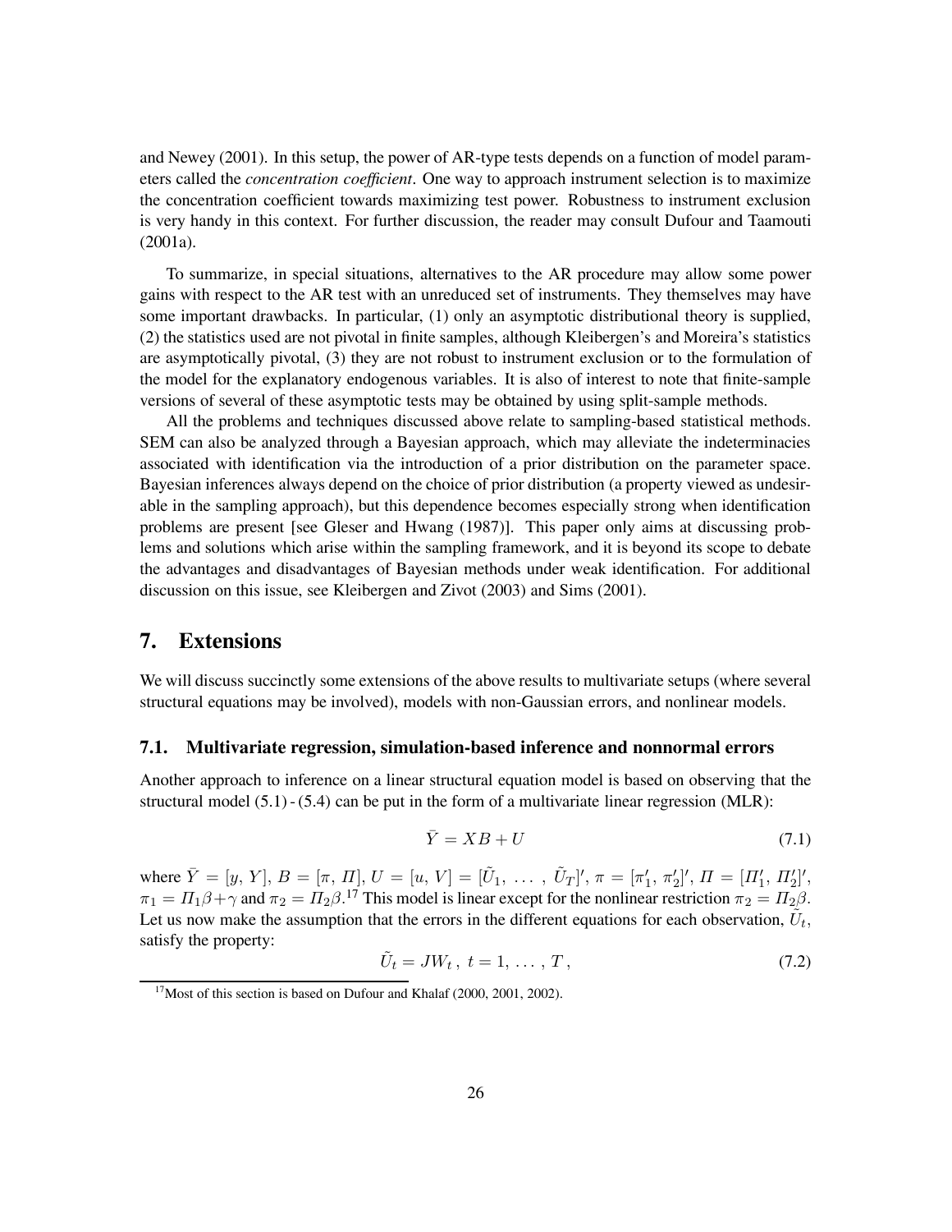and Newey (2001). In this setup, the power of AR-type tests depends on a function of model parameters called the *concentration coefficient*. One way to approach instrument selection is to maximize the concentration coefficient towards maximizing test power. Robustness to instrument exclusion is very handy in this context. For further discussion, the reader may consult Dufour and Taamouti (2001a).

To summarize, in special situations, alternatives to the AR procedure may allow some power gains with respect to the AR test with an unreduced set of instruments. They themselves may have some important drawbacks. In particular, (1) only an asymptotic distributional theory is supplied, (2) the statistics used are not pivotal in finite samples, although Kleibergen's and Moreira's statistics are asymptotically pivotal, (3) they are not robust to instrument exclusion or to the formulation of the model for the explanatory endogenous variables. It is also of interest to note that finite-sample versions of several of these asymptotic tests may be obtained by using split-sample methods.

All the problems and techniques discussed above relate to sampling-based statistical methods. SEM can also be analyzed through a Bayesian approach, which may alleviate the indeterminacies associated with identification via the introduction of a prior distribution on the parameter space. Bayesian inferences always depend on the choice of prior distribution (a property viewed as undesirable in the sampling approach), but this dependence becomes especially strong when identification problems are present [see Gleser and Hwang (1987)]. This paper only aims at discussing problems and solutions which arise within the sampling framework, and it is beyond its scope to debate the advantages and disadvantages of Bayesian methods under weak identification. For additional discussion on this issue, see Kleibergen and Zivot (2003) and Sims (2001).

# 7. Extensions

We will discuss succinctly some extensions of the above results to multivariate setups (where several structural equations may be involved), models with non-Gaussian errors, and nonlinear models.

## 7.1. Multivariate regression, simulation-based inference and nonnormal errors

Another approach to inference on a linear structural equation model is based on observing that the structural model (5.1) - (5.4) can be put in the form of a multivariate linear regression (MLR):

$$\bar{Y} = XB + U \tag{7.1}$$

where $\bar{Y} = [y, Y]$, $B = [\pi, \Pi]$, $U = [u, V] = [\tilde{U}_1, \ldots, \tilde{U}_T]'$, $\pi = [\pi_1', \pi_2']'$, $\Pi = [\Pi_1', \Pi_2']'$, $\pi_1 = \Pi_1\beta + \gamma$ and $\pi_2 = \Pi_2\beta$.[17] This model is linear except for the nonlinear restriction $\pi_2 = \Pi_2\beta$. Let us now make the assumption that the errors in the different equations for each observation, $\tilde{U}_t$, satisfy the property:

$$\tilde{U}_t = JW_t\,,\ t = 1, \ldots, T\,, \tag{7.2}$$

[17] Most of this section is based on Dufour and Khalaf (2000, 2001, 2002).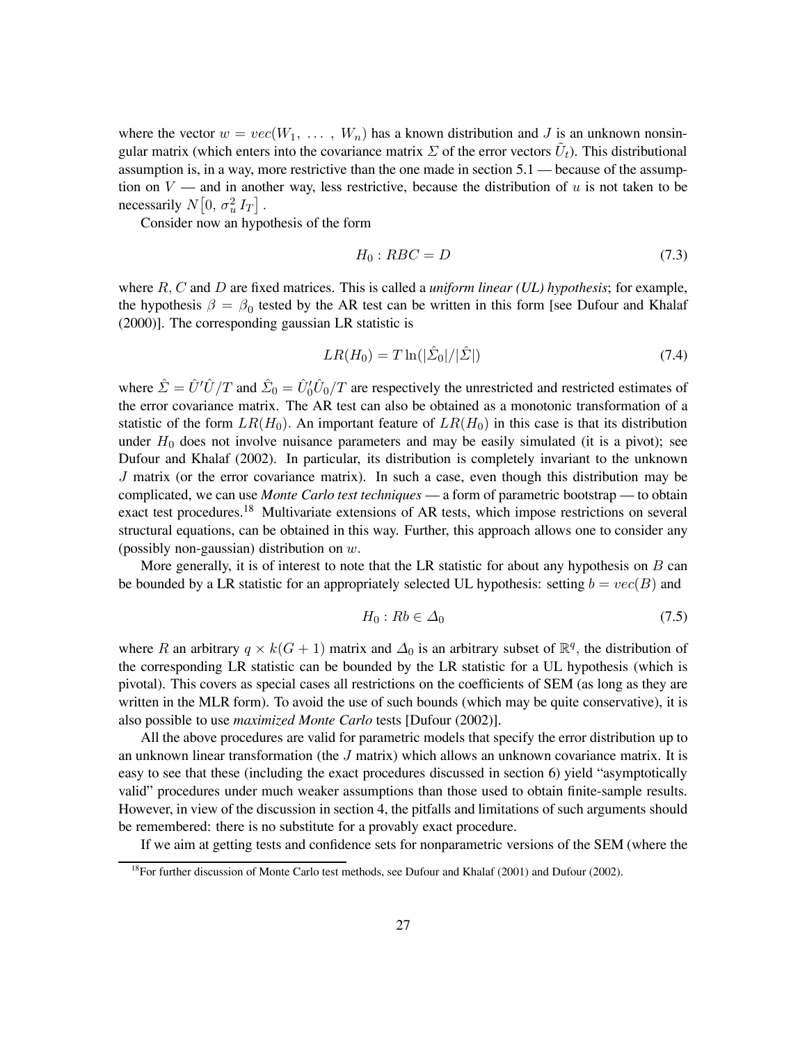where the vector $w = vec(W_1, \ldots, W_n)$ has a known distribution and $J$ is an unknown nonsingular matrix (which enters into the covariance matrix $\Sigma$ of the error vectors $\tilde{U}_t$). This distributional assumption is, in a way, more restrictive than the one made in section 5.1 — because of the assumption on $V$ — and in another way, less restrictive, because the distribution of $u$ is not taken to be necessarily $N\big[0, \sigma_u^2 I_T\big]$.

Consider now an hypothesis of the form

$$H_0 : RBC = D \tag{7.3}$$

where $R$, $C$ and $D$ are fixed matrices. This is called a ***uniform linear (UL) hypothesis***; for example, the hypothesis $\beta = \beta_0$ tested by the AR test can be written in this form [see Dufour and Khalaf (2000)]. The corresponding gaussian LR statistic is

$$LR(H_0) = T \ln(|\hat{\Sigma}_0|/|\hat{\Sigma}|) \tag{7.4}$$

where $\hat{\Sigma} = \hat{U}'\hat{U}/T$ and $\hat{\Sigma}_0 = \hat{U}_0'\hat{U}_0/T$ are respectively the unrestricted and restricted estimates of the error covariance matrix. The AR test can also be obtained as a monotonic transformation of a statistic of the form $LR(H_0)$. An important feature of $LR(H_0)$ in this case is that its distribution under $H_0$ does not involve nuisance parameters and may be easily simulated (it is a pivot); see Dufour and Khalaf (2002). In particular, its distribution is completely invariant to the unknown $J$ matrix (or the error covariance matrix). In such a case, even though this distribution may be complicated, we can use ***Monte Carlo test techniques*** — a form of parametric bootstrap — to obtain exact test procedures.[18] Multivariate extensions of AR tests, which impose restrictions on several structural equations, can be obtained in this way. Further, this approach allows one to consider any (possibly non-gaussian) distribution on $w$.

More generally, it is of interest to note that the LR statistic for about any hypothesis on $B$ can be bounded by a LR statistic for an appropriately selected UL hypothesis: setting $b = vec(B)$ and

$$H_0 : Rb \in \Delta_0 \tag{7.5}$$

where $R$ an arbitrary $q \times k(G+1)$ matrix and $\Delta_0$ is an arbitrary subset of $\mathbb{R}^q$, the distribution of the corresponding LR statistic can be bounded by the LR statistic for a UL hypothesis (which is pivotal). This covers as special cases all restrictions on the coefficients of SEM (as long as they are written in the MLR form). To avoid the use of such bounds (which may be quite conservative), it is also possible to use ***maximized Monte Carlo*** tests [Dufour (2002)].

All the above procedures are valid for parametric models that specify the error distribution up to an unknown linear transformation (the $J$ matrix) which allows an unknown covariance matrix. It is easy to see that these (including the exact procedures discussed in section 6) yield "asymptotically valid" procedures under much weaker assumptions than those used to obtain finite-sample results. However, in view of the discussion in section 4, the pitfalls and limitations of such arguments should be remembered: there is no substitute for a provably exact procedure.

If we aim at getting tests and confidence sets for nonparametric versions of the SEM (where the

[18] For further discussion of Monte Carlo test methods, see Dufour and Khalaf (2001) and Dufour (2002).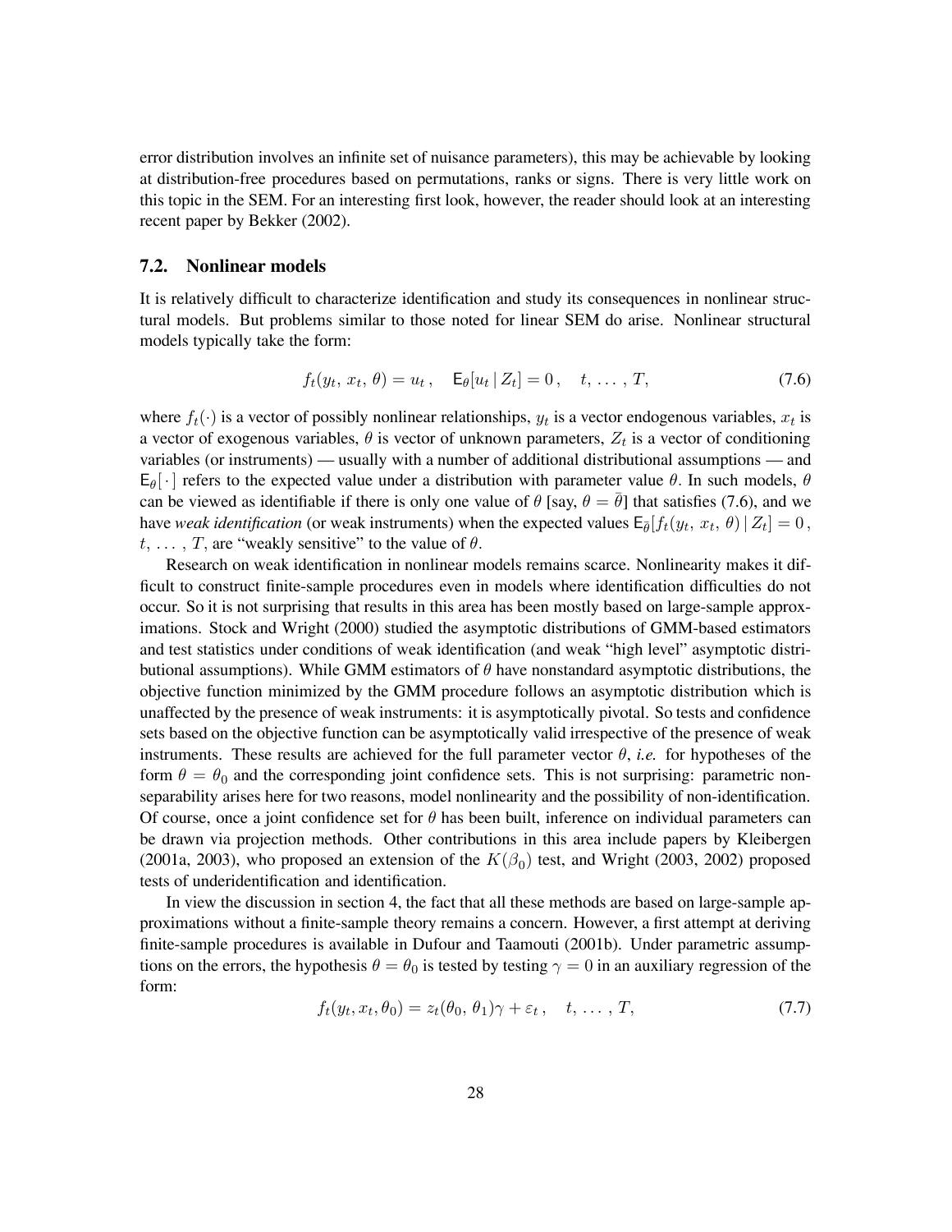error distribution involves an infinite set of nuisance parameters), this may be achievable by looking at distribution-free procedures based on permutations, ranks or signs. There is very little work on this topic in the SEM. For an interesting first look, however, the reader should look at an interesting recent paper by Bekker (2002).

## 7.2. Nonlinear models

It is relatively difficult to characterize identification and study its consequences in nonlinear structural models. But problems similar to those noted for linear SEM do arise. Nonlinear structural models typically take the form:

$$f_t(y_t,\, x_t,\, \theta) = u_t\,, \quad \mathsf{E}_\theta[u_t \,|\, Z_t] = 0\,, \quad t,\, \ldots\,,\, T, \tag{7.6}$$

where $f_t(\cdot)$ is a vector of possibly nonlinear relationships, $y_t$ is a vector endogenous variables, $x_t$ is a vector of exogenous variables, $\theta$ is vector of unknown parameters, $Z_t$ is a vector of conditioning variables (or instruments) — usually with a number of additional distributional assumptions — and $\mathsf{E}_\theta[\,\cdot\,]$ refers to the expected value under a distribution with parameter value $\theta$. In such models, $\theta$ can be viewed as identifiable if there is only one value of $\theta$ [say, $\theta = \bar{\theta}$] that satisfies (7.6), and we have *weak identification* (or weak instruments) when the expected values $\mathsf{E}_{\bar{\theta}}[f_t(y_t,\, x_t,\, \theta) \,|\, Z_t] = 0\,,$ $t,\, \ldots\,,\, T$, are "weakly sensitive" to the value of $\theta$.

Research on weak identification in nonlinear models remains scarce. Nonlinearity makes it difficult to construct finite-sample procedures even in models where identification difficulties do not occur. So it is not surprising that results in this area has been mostly based on large-sample approximations. Stock and Wright (2000) studied the asymptotic distributions of GMM-based estimators and test statistics under conditions of weak identification (and weak "high level" asymptotic distributional assumptions). While GMM estimators of $\theta$ have nonstandard asymptotic distributions, the objective function minimized by the GMM procedure follows an asymptotic distribution which is unaffected by the presence of weak instruments: it is asymptotically pivotal. So tests and confidence sets based on the objective function can be asymptotically valid irrespective of the presence of weak instruments. These results are achieved for the full parameter vector $\theta$, *i.e.* for hypotheses of the form $\theta = \theta_0$ and the corresponding joint confidence sets. This is not surprising: parametric nonseparability arises here for two reasons, model nonlinearity and the possibility of non-identification. Of course, once a joint confidence set for $\theta$ has been built, inference on individual parameters can be drawn via projection methods. Other contributions in this area include papers by Kleibergen (2001a, 2003), who proposed an extension of the $K(\beta_0)$ test, and Wright (2003, 2002) proposed tests of underidentification and identification.

In view the discussion in section 4, the fact that all these methods are based on large-sample approximations without a finite-sample theory remains a concern. However, a first attempt at deriving finite-sample procedures is available in Dufour and Taamouti (2001b). Under parametric assumptions on the errors, the hypothesis $\theta = \theta_0$ is tested by testing $\gamma = 0$ in an auxiliary regression of the form:

$$f_t(y_t, x_t, \theta_0) = z_t(\theta_0,\, \theta_1)\gamma + \varepsilon_t\,, \quad t,\, \ldots\,,\, T, \tag{7.7}$$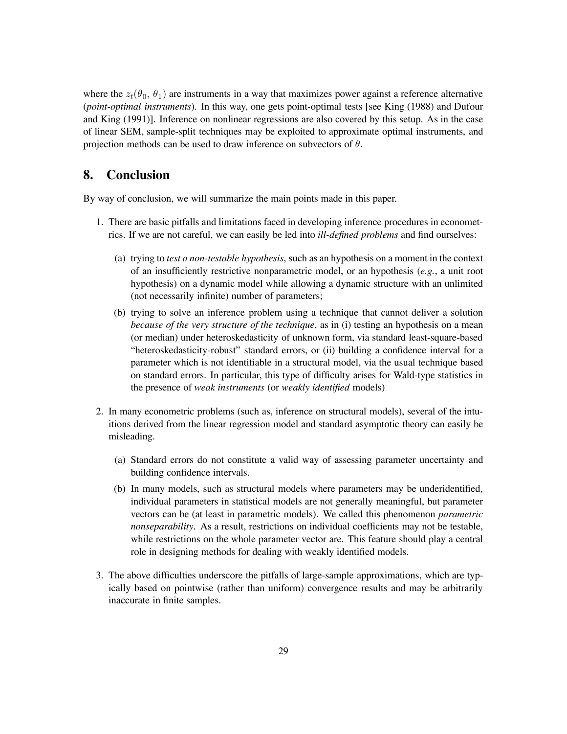where the $z_t(\theta_0, \theta_1)$ are instruments in a way that maximizes power against a reference alternative (*point-optimal instruments*). In this way, one gets point-optimal tests [see King (1988) and Dufour and King (1991)]. Inference on nonlinear regressions are also covered by this setup. As in the case of linear SEM, sample-split techniques may be exploited to approximate optimal instruments, and projection methods can be used to draw inference on subvectors of $\theta$.

## 8. Conclusion

By way of conclusion, we will summarize the main points made in this paper.

1. There are basic pitfalls and limitations faced in developing inference procedures in econometrics. If we are not careful, we can easily be led into *ill-defined problems* and find ourselves:

   (a) trying to *test a non-testable hypothesis*, such as an hypothesis on a moment in the context of an insufficiently restrictive nonparametric model, or an hypothesis (*e.g.*, a unit root hypothesis) on a dynamic model while allowing a dynamic structure with an unlimited (not necessarily infinite) number of parameters;

   (b) trying to solve an inference problem using a technique that cannot deliver a solution *because of the very structure of the technique*, as in (i) testing an hypothesis on a mean (or median) under heteroskedasticity of unknown form, via standard least-square-based "heteroskedasticity-robust" standard errors, or (ii) building a confidence interval for a parameter which is not identifiable in a structural model, via the usual technique based on standard errors. In particular, this type of difficulty arises for Wald-type statistics in the presence of *weak instruments* (or *weakly identified* models)

2. In many econometric problems (such as, inference on structural models), several of the intuitions derived from the linear regression model and standard asymptotic theory can easily be misleading.

   (a) Standard errors do not constitute a valid way of assessing parameter uncertainty and building confidence intervals.

   (b) In many models, such as structural models where parameters may be underidentified, individual parameters in statistical models are not generally meaningful, but parameter vectors can be (at least in parametric models). We called this phenomenon *parametric nonseparability*. As a result, restrictions on individual coefficients may not be testable, while restrictions on the whole parameter vector are. This feature should play a central role in designing methods for dealing with weakly identified models.

3. The above difficulties underscore the pitfalls of large-sample approximations, which are typically based on pointwise (rather than uniform) convergence results and may be arbitrarily inaccurate in finite samples.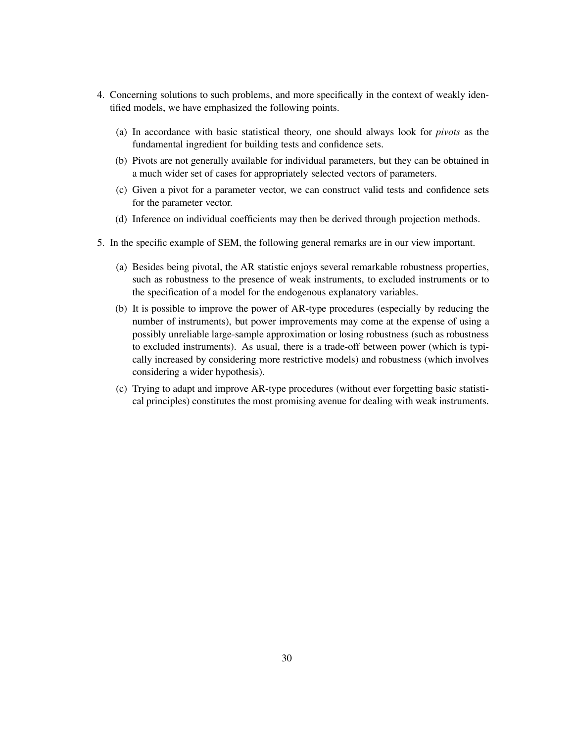4. Concerning solutions to such problems, and more specifically in the context of weakly identified models, we have emphasized the following points.

   (a) In accordance with basic statistical theory, one should always look for *pivots* as the fundamental ingredient for building tests and confidence sets.

   (b) Pivots are not generally available for individual parameters, but they can be obtained in a much wider set of cases for appropriately selected vectors of parameters.

   (c) Given a pivot for a parameter vector, we can construct valid tests and confidence sets for the parameter vector.

   (d) Inference on individual coefficients may then be derived through projection methods.

5. In the specific example of SEM, the following general remarks are in our view important.

   (a) Besides being pivotal, the AR statistic enjoys several remarkable robustness properties, such as robustness to the presence of weak instruments, to excluded instruments or to the specification of a model for the endogenous explanatory variables.

   (b) It is possible to improve the power of AR-type procedures (especially by reducing the number of instruments), but power improvements may come at the expense of using a possibly unreliable large-sample approximation or losing robustness (such as robustness to excluded instruments). As usual, there is a trade-off between power (which is typically increased by considering more restrictive models) and robustness (which involves considering a wider hypothesis).

   (c) Trying to adapt and improve AR-type procedures (without ever forgetting basic statistical principles) constitutes the most promising avenue for dealing with weak instruments.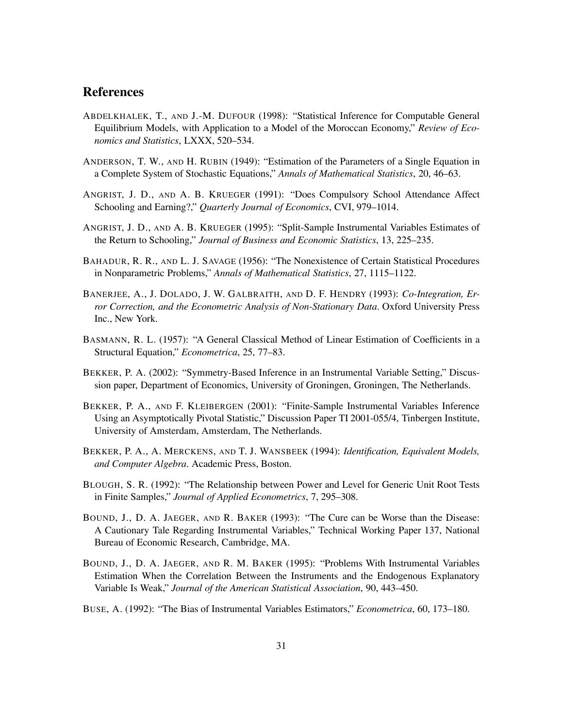## References

ABDELKHALEK, T., AND J.-M. DUFOUR (1998): "Statistical Inference for Computable General Equilibrium Models, with Application to a Model of the Moroccan Economy," *Review of Economics and Statistics*, LXXX, 520–534.

ANDERSON, T. W., AND H. RUBIN (1949): "Estimation of the Parameters of a Single Equation in a Complete System of Stochastic Equations," *Annals of Mathematical Statistics*, 20, 46–63.

ANGRIST, J. D., AND A. B. KRUEGER (1991): "Does Compulsory School Attendance Affect Schooling and Earning?," *Quarterly Journal of Economics*, CVI, 979–1014.

ANGRIST, J. D., AND A. B. KRUEGER (1995): "Split-Sample Instrumental Variables Estimates of the Return to Schooling," *Journal of Business and Economic Statistics*, 13, 225–235.

BAHADUR, R. R., AND L. J. SAVAGE (1956): "The Nonexistence of Certain Statistical Procedures in Nonparametric Problems," *Annals of Mathematical Statistics*, 27, 1115–1122.

BANERJEE, A., J. DOLADO, J. W. GALBRAITH, AND D. F. HENDRY (1993): *Co-Integration, Error Correction, and the Econometric Analysis of Non-Stationary Data*. Oxford University Press Inc., New York.

BASMANN, R. L. (1957): "A General Classical Method of Linear Estimation of Coefficients in a Structural Equation," *Econometrica*, 25, 77–83.

BEKKER, P. A. (2002): "Symmetry-Based Inference in an Instrumental Variable Setting," Discussion paper, Department of Economics, University of Groningen, Groningen, The Netherlands.

BEKKER, P. A., AND F. KLEIBERGEN (2001): "Finite-Sample Instrumental Variables Inference Using an Asymptotically Pivotal Statistic," Discussion Paper TI 2001-055/4, Tinbergen Institute, University of Amsterdam, Amsterdam, The Netherlands.

BEKKER, P. A., A. MERCKENS, AND T. J. WANSBEEK (1994): *Identification, Equivalent Models, and Computer Algebra*. Academic Press, Boston.

BLOUGH, S. R. (1992): "The Relationship between Power and Level for Generic Unit Root Tests in Finite Samples," *Journal of Applied Econometrics*, 7, 295–308.

BOUND, J., D. A. JAEGER, AND R. BAKER (1993): "The Cure can be Worse than the Disease: A Cautionary Tale Regarding Instrumental Variables," Technical Working Paper 137, National Bureau of Economic Research, Cambridge, MA.

BOUND, J., D. A. JAEGER, AND R. M. BAKER (1995): "Problems With Instrumental Variables Estimation When the Correlation Between the Instruments and the Endogenous Explanatory Variable Is Weak," *Journal of the American Statistical Association*, 90, 443–450.

BUSE, A. (1992): "The Bias of Instrumental Variables Estimators," *Econometrica*, 60, 173–180.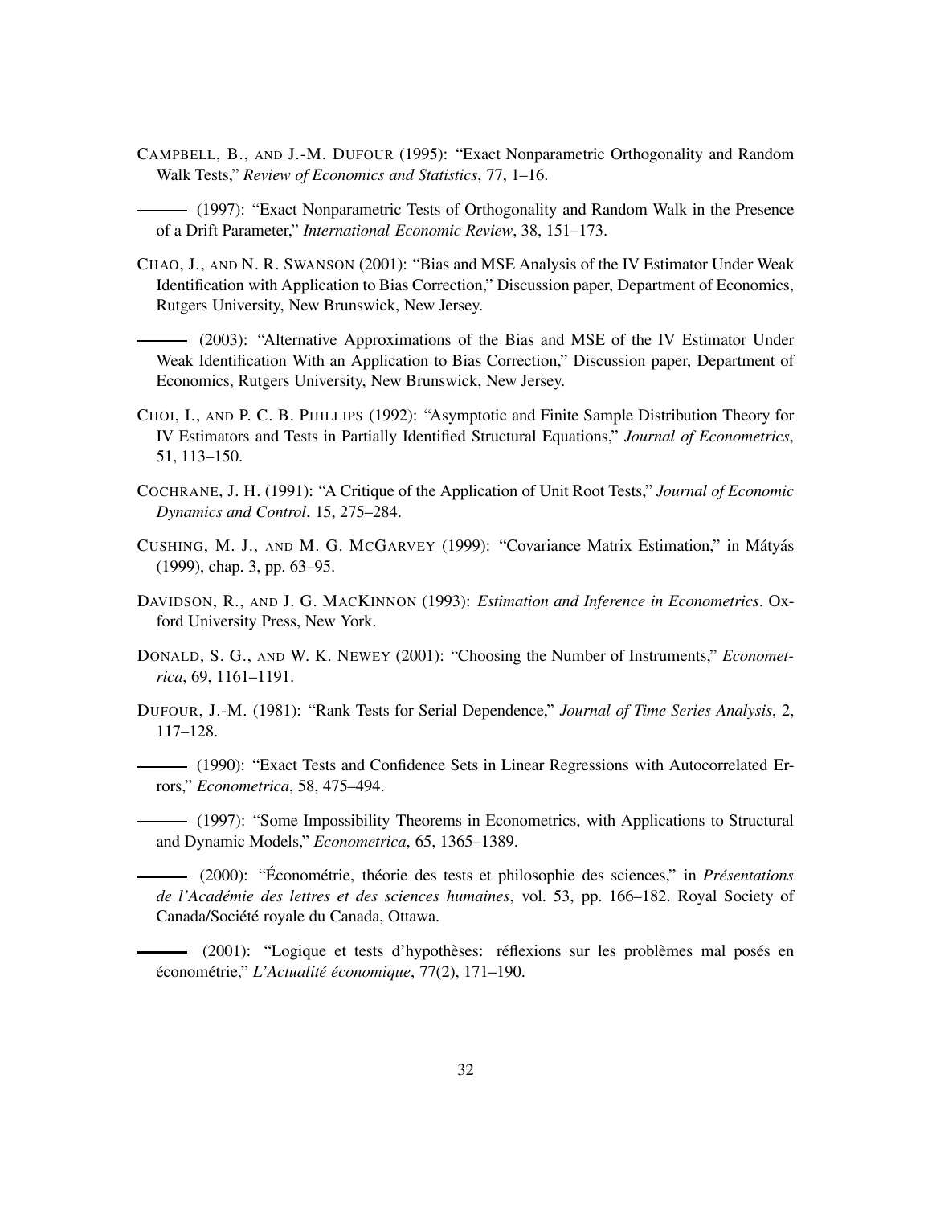Campbell, B., and J.-M. Dufour (1995): "Exact Nonparametric Orthogonality and Random Walk Tests," *Review of Economics and Statistics*, 77, 1–16.

——— (1997): "Exact Nonparametric Tests of Orthogonality and Random Walk in the Presence of a Drift Parameter," *International Economic Review*, 38, 151–173.

Chao, J., and N. R. Swanson (2001): "Bias and MSE Analysis of the IV Estimator Under Weak Identification with Application to Bias Correction," Discussion paper, Department of Economics, Rutgers University, New Brunswick, New Jersey.

——— (2003): "Alternative Approximations of the Bias and MSE of the IV Estimator Under Weak Identification With an Application to Bias Correction," Discussion paper, Department of Economics, Rutgers University, New Brunswick, New Jersey.

Choi, I., and P. C. B. Phillips (1992): "Asymptotic and Finite Sample Distribution Theory for IV Estimators and Tests in Partially Identified Structural Equations," *Journal of Econometrics*, 51, 113–150.

Cochrane, J. H. (1991): "A Critique of the Application of Unit Root Tests," *Journal of Economic Dynamics and Control*, 15, 275–284.

Cushing, M. J., and M. G. McGarvey (1999): "Covariance Matrix Estimation," in Mátyás (1999), chap. 3, pp. 63–95.

Davidson, R., and J. G. MacKinnon (1993): *Estimation and Inference in Econometrics*. Oxford University Press, New York.

Donald, S. G., and W. K. Newey (2001): "Choosing the Number of Instruments," *Econometrica*, 69, 1161–1191.

Dufour, J.-M. (1981): "Rank Tests for Serial Dependence," *Journal of Time Series Analysis*, 2, 117–128.

——— (1990): "Exact Tests and Confidence Sets in Linear Regressions with Autocorrelated Errors," *Econometrica*, 58, 475–494.

——— (1997): "Some Impossibility Theorems in Econometrics, with Applications to Structural and Dynamic Models," *Econometrica*, 65, 1365–1389.

——— (2000): "Économétrie, théorie des tests et philosophie des sciences," in *Présentations de l'Académie des lettres et des sciences humaines*, vol. 53, pp. 166–182. Royal Society of Canada/Société royale du Canada, Ottawa.

——— (2001): "Logique et tests d'hypothèses: réflexions sur les problèmes mal posés en économétrie," *L'Actualité économique*, 77(2), 171–190.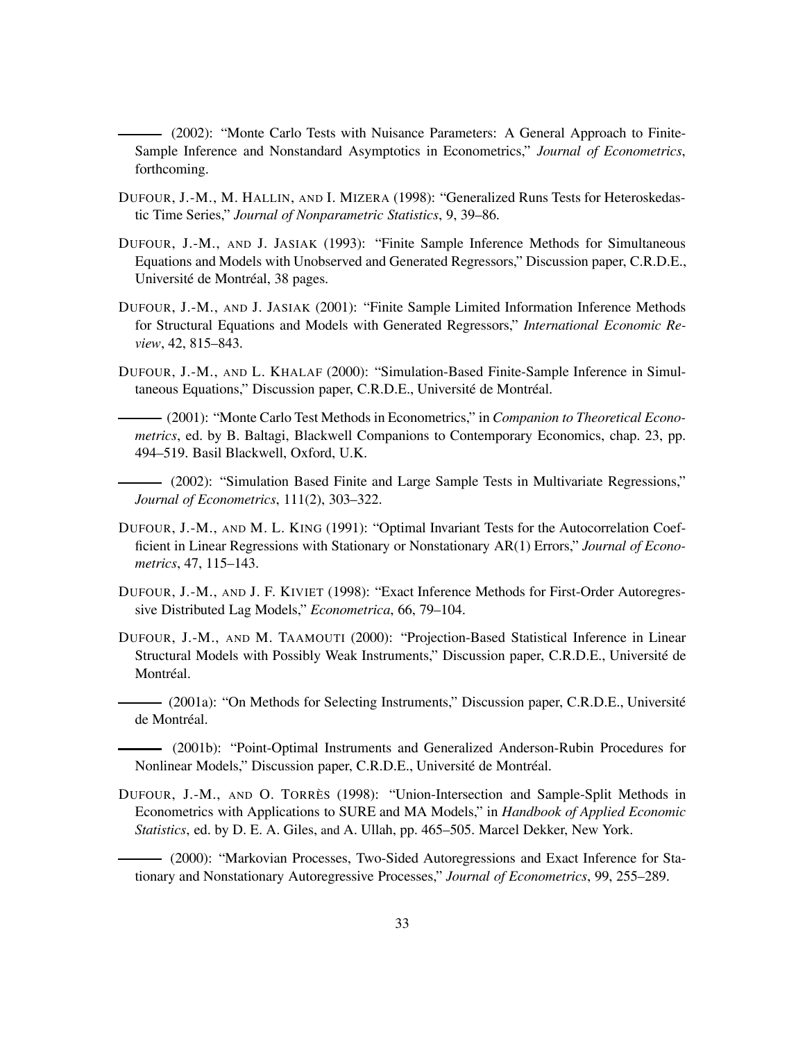——— (2002): "Monte Carlo Tests with Nuisance Parameters: A General Approach to Finite-Sample Inference and Nonstandard Asymptotics in Econometrics," *Journal of Econometrics*, forthcoming.

DUFOUR, J.-M., M. HALLIN, AND I. MIZERA (1998): "Generalized Runs Tests for Heteroskedastic Time Series," *Journal of Nonparametric Statistics*, 9, 39–86.

DUFOUR, J.-M., AND J. JASIAK (1993): "Finite Sample Inference Methods for Simultaneous Equations and Models with Unobserved and Generated Regressors," Discussion paper, C.R.D.E., Université de Montréal, 38 pages.

DUFOUR, J.-M., AND J. JASIAK (2001): "Finite Sample Limited Information Inference Methods for Structural Equations and Models with Generated Regressors," *International Economic Review*, 42, 815–843.

DUFOUR, J.-M., AND L. KHALAF (2000): "Simulation-Based Finite-Sample Inference in Simultaneous Equations," Discussion paper, C.R.D.E., Université de Montréal.

——— (2001): "Monte Carlo Test Methods in Econometrics," in *Companion to Theoretical Econometrics*, ed. by B. Baltagi, Blackwell Companions to Contemporary Economics, chap. 23, pp. 494–519. Basil Blackwell, Oxford, U.K.

——— (2002): "Simulation Based Finite and Large Sample Tests in Multivariate Regressions," *Journal of Econometrics*, 111(2), 303–322.

DUFOUR, J.-M., AND M. L. KING (1991): "Optimal Invariant Tests for the Autocorrelation Coefficient in Linear Regressions with Stationary or Nonstationary AR(1) Errors," *Journal of Econometrics*, 47, 115–143.

DUFOUR, J.-M., AND J. F. KIVIET (1998): "Exact Inference Methods for First-Order Autoregressive Distributed Lag Models," *Econometrica*, 66, 79–104.

DUFOUR, J.-M., AND M. TAAMOUTI (2000): "Projection-Based Statistical Inference in Linear Structural Models with Possibly Weak Instruments," Discussion paper, C.R.D.E., Université de Montréal.

——— (2001a): "On Methods for Selecting Instruments," Discussion paper, C.R.D.E., Université de Montréal.

——— (2001b): "Point-Optimal Instruments and Generalized Anderson-Rubin Procedures for Nonlinear Models," Discussion paper, C.R.D.E., Université de Montréal.

DUFOUR, J.-M., AND O. TORRÈS (1998): "Union-Intersection and Sample-Split Methods in Econometrics with Applications to SURE and MA Models," in *Handbook of Applied Economic Statistics*, ed. by D. E. A. Giles, and A. Ullah, pp. 465–505. Marcel Dekker, New York.

——— (2000): "Markovian Processes, Two-Sided Autoregressions and Exact Inference for Stationary and Nonstationary Autoregressive Processes," *Journal of Econometrics*, 99, 255–289.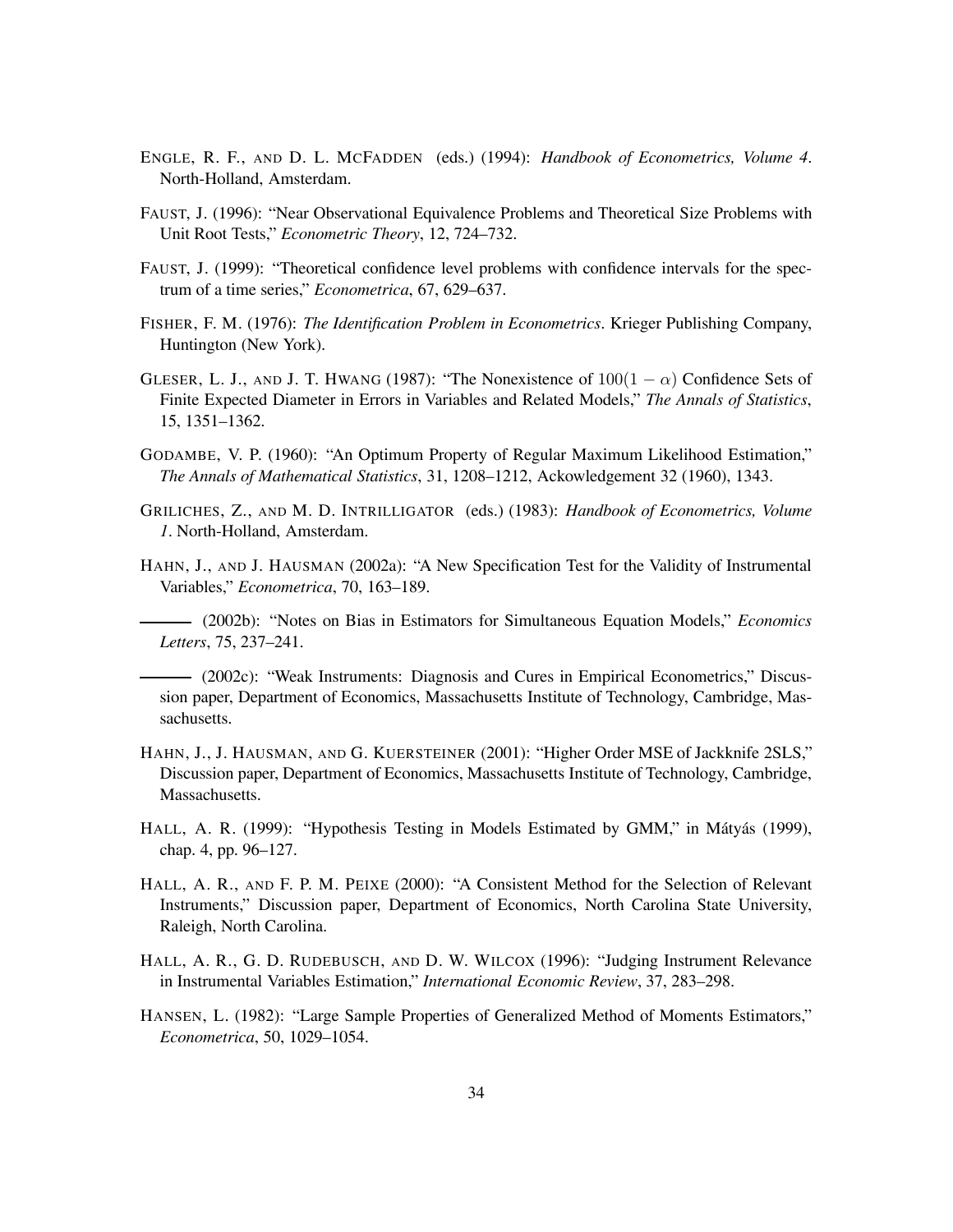ENGLE, R. F., AND D. L. MCFADDEN (eds.) (1994): *Handbook of Econometrics, Volume 4*. North-Holland, Amsterdam.

FAUST, J. (1996): "Near Observational Equivalence Problems and Theoretical Size Problems with Unit Root Tests," *Econometric Theory*, 12, 724–732.

FAUST, J. (1999): "Theoretical confidence level problems with confidence intervals for the spectrum of a time series," *Econometrica*, 67, 629–637.

FISHER, F. M. (1976): *The Identification Problem in Econometrics*. Krieger Publishing Company, Huntington (New York).

GLESER, L. J., AND J. T. HWANG (1987): "The Nonexistence of $100(1-\alpha)$ Confidence Sets of Finite Expected Diameter in Errors in Variables and Related Models," *The Annals of Statistics*, 15, 1351–1362.

GODAMBE, V. P. (1960): "An Optimum Property of Regular Maximum Likelihood Estimation," *The Annals of Mathematical Statistics*, 31, 1208–1212, Ackowledgement 32 (1960), 1343.

GRILICHES, Z., AND M. D. INTRILLIGATOR (eds.) (1983): *Handbook of Econometrics, Volume 1*. North-Holland, Amsterdam.

HAHN, J., AND J. HAUSMAN (2002a): "A New Specification Test for the Validity of Instrumental Variables," *Econometrica*, 70, 163–189.

——— (2002b): "Notes on Bias in Estimators for Simultaneous Equation Models," *Economics Letters*, 75, 237–241.

——— (2002c): "Weak Instruments: Diagnosis and Cures in Empirical Econometrics," Discussion paper, Department of Economics, Massachusetts Institute of Technology, Cambridge, Massachusetts.

HAHN, J., J. HAUSMAN, AND G. KUERSTEINER (2001): "Higher Order MSE of Jackknife 2SLS," Discussion paper, Department of Economics, Massachusetts Institute of Technology, Cambridge, Massachusetts.

HALL, A. R. (1999): "Hypothesis Testing in Models Estimated by GMM," in Mátyás (1999), chap. 4, pp. 96–127.

HALL, A. R., AND F. P. M. PEIXE (2000): "A Consistent Method for the Selection of Relevant Instruments," Discussion paper, Department of Economics, North Carolina State University, Raleigh, North Carolina.

HALL, A. R., G. D. RUDEBUSCH, AND D. W. WILCOX (1996): "Judging Instrument Relevance in Instrumental Variables Estimation," *International Economic Review*, 37, 283–298.

HANSEN, L. (1982): "Large Sample Properties of Generalized Method of Moments Estimators," *Econometrica*, 50, 1029–1054.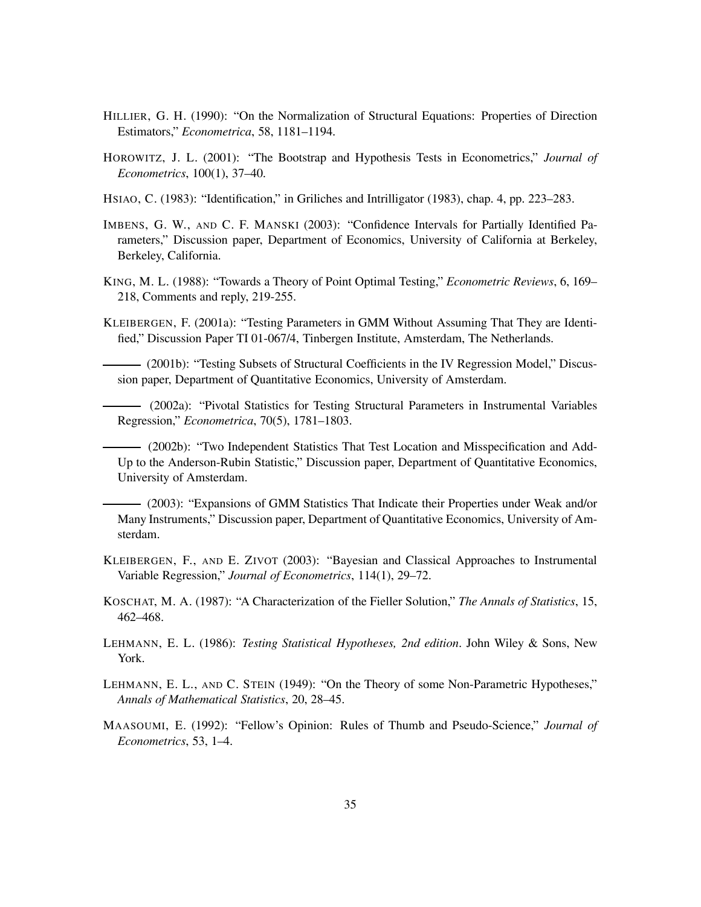HILLIER, G. H. (1990): "On the Normalization of Structural Equations: Properties of Direction Estimators," *Econometrica*, 58, 1181–1194.

HOROWITZ, J. L. (2001): "The Bootstrap and Hypothesis Tests in Econometrics," *Journal of Econometrics*, 100(1), 37–40.

HSIAO, C. (1983): "Identification," in Griliches and Intrilligator (1983), chap. 4, pp. 223–283.

IMBENS, G. W., AND C. F. MANSKI (2003): "Confidence Intervals for Partially Identified Parameters," Discussion paper, Department of Economics, University of California at Berkeley, Berkeley, California.

KING, M. L. (1988): "Towards a Theory of Point Optimal Testing," *Econometric Reviews*, 6, 169–218, Comments and reply, 219-255.

KLEIBERGEN, F. (2001a): "Testing Parameters in GMM Without Assuming That They are Identified," Discussion Paper TI 01-067/4, Tinbergen Institute, Amsterdam, The Netherlands.

——— (2001b): "Testing Subsets of Structural Coefficients in the IV Regression Model," Discussion paper, Department of Quantitative Economics, University of Amsterdam.

——— (2002a): "Pivotal Statistics for Testing Structural Parameters in Instrumental Variables Regression," *Econometrica*, 70(5), 1781–1803.

——— (2002b): "Two Independent Statistics That Test Location and Misspecification and Add-Up to the Anderson-Rubin Statistic," Discussion paper, Department of Quantitative Economics, University of Amsterdam.

——— (2003): "Expansions of GMM Statistics That Indicate their Properties under Weak and/or Many Instruments," Discussion paper, Department of Quantitative Economics, University of Amsterdam.

KLEIBERGEN, F., AND E. ZIVOT (2003): "Bayesian and Classical Approaches to Instrumental Variable Regression," *Journal of Econometrics*, 114(1), 29–72.

KOSCHAT, M. A. (1987): "A Characterization of the Fieller Solution," *The Annals of Statistics*, 15, 462–468.

LEHMANN, E. L. (1986): *Testing Statistical Hypotheses, 2nd edition*. John Wiley & Sons, New York.

LEHMANN, E. L., AND C. STEIN (1949): "On the Theory of some Non-Parametric Hypotheses," *Annals of Mathematical Statistics*, 20, 28–45.

MAASOUMI, E. (1992): "Fellow's Opinion: Rules of Thumb and Pseudo-Science," *Journal of Econometrics*, 53, 1–4.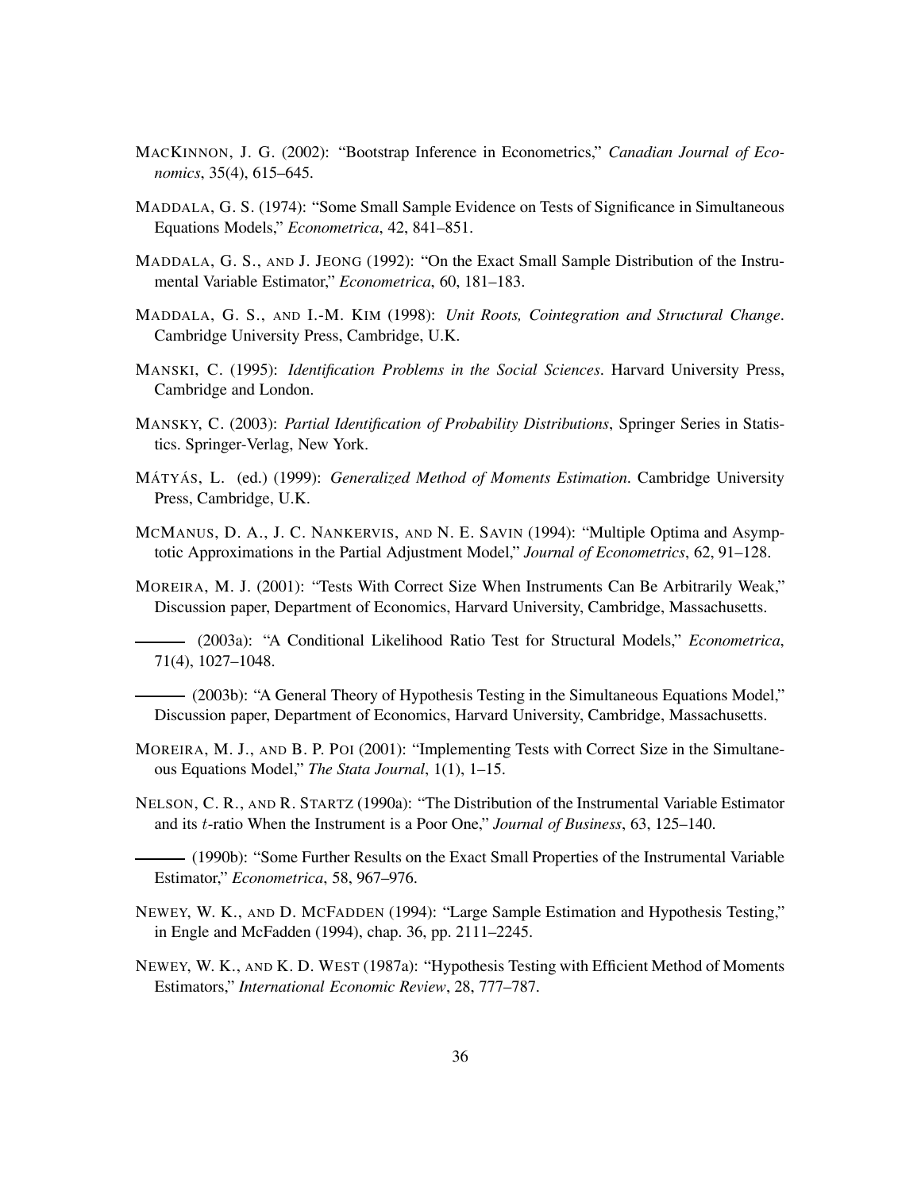MacKinnon, J. G. (2002): "Bootstrap Inference in Econometrics," *Canadian Journal of Economics*, 35(4), 615–645.

Maddala, G. S. (1974): "Some Small Sample Evidence on Tests of Significance in Simultaneous Equations Models," *Econometrica*, 42, 841–851.

Maddala, G. S., and J. Jeong (1992): "On the Exact Small Sample Distribution of the Instrumental Variable Estimator," *Econometrica*, 60, 181–183.

Maddala, G. S., and I.-M. Kim (1998): *Unit Roots, Cointegration and Structural Change*. Cambridge University Press, Cambridge, U.K.

Manski, C. (1995): *Identification Problems in the Social Sciences*. Harvard University Press, Cambridge and London.

Mansky, C. (2003): *Partial Identification of Probability Distributions*, Springer Series in Statistics. Springer-Verlag, New York.

Mátyás, L. (ed.) (1999): *Generalized Method of Moments Estimation*. Cambridge University Press, Cambridge, U.K.

McManus, D. A., J. C. Nankervis, and N. E. Savin (1994): "Multiple Optima and Asymptotic Approximations in the Partial Adjustment Model," *Journal of Econometrics*, 62, 91–128.

Moreira, M. J. (2001): "Tests With Correct Size When Instruments Can Be Arbitrarily Weak," Discussion paper, Department of Economics, Harvard University, Cambridge, Massachusetts.

——— (2003a): "A Conditional Likelihood Ratio Test for Structural Models," *Econometrica*, 71(4), 1027–1048.

——— (2003b): "A General Theory of Hypothesis Testing in the Simultaneous Equations Model," Discussion paper, Department of Economics, Harvard University, Cambridge, Massachusetts.

Moreira, M. J., and B. P. Poi (2001): "Implementing Tests with Correct Size in the Simultaneous Equations Model," *The Stata Journal*, 1(1), 1–15.

Nelson, C. R., and R. Startz (1990a): "The Distribution of the Instrumental Variable Estimator and its $t$-ratio When the Instrument is a Poor One," *Journal of Business*, 63, 125–140.

——— (1990b): "Some Further Results on the Exact Small Properties of the Instrumental Variable Estimator," *Econometrica*, 58, 967–976.

Newey, W. K., and D. McFadden (1994): "Large Sample Estimation and Hypothesis Testing," in Engle and McFadden (1994), chap. 36, pp. 2111–2245.

Newey, W. K., and K. D. West (1987a): "Hypothesis Testing with Efficient Method of Moments Estimators," *International Economic Review*, 28, 777–787.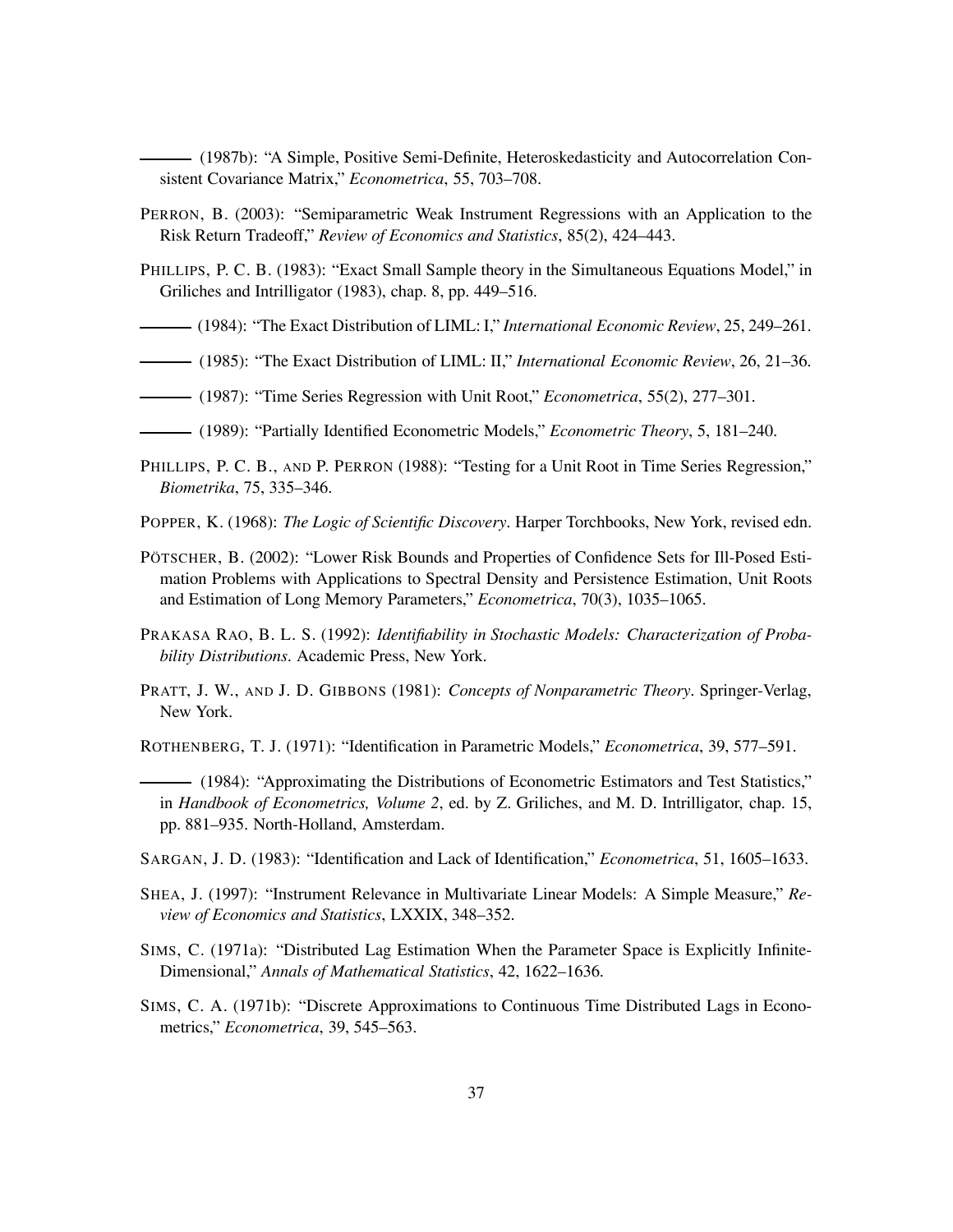——— (1987b): "A Simple, Positive Semi-Definite, Heteroskedasticity and Autocorrelation Consistent Covariance Matrix," *Econometrica*, 55, 703–708.

PERRON, B. (2003): "Semiparametric Weak Instrument Regressions with an Application to the Risk Return Tradeoff," *Review of Economics and Statistics*, 85(2), 424–443.

PHILLIPS, P. C. B. (1983): "Exact Small Sample theory in the Simultaneous Equations Model," in Griliches and Intrilligator (1983), chap. 8, pp. 449–516.

——— (1984): "The Exact Distribution of LIML: I," *International Economic Review*, 25, 249–261.

——— (1985): "The Exact Distribution of LIML: II," *International Economic Review*, 26, 21–36.

——— (1987): "Time Series Regression with Unit Root," *Econometrica*, 55(2), 277–301.

——— (1989): "Partially Identified Econometric Models," *Econometric Theory*, 5, 181–240.

PHILLIPS, P. C. B., AND P. PERRON (1988): "Testing for a Unit Root in Time Series Regression," *Biometrika*, 75, 335–346.

POPPER, K. (1968): *The Logic of Scientific Discovery*. Harper Torchbooks, New York, revised edn.

PÖTSCHER, B. (2002): "Lower Risk Bounds and Properties of Confidence Sets for Ill-Posed Estimation Problems with Applications to Spectral Density and Persistence Estimation, Unit Roots and Estimation of Long Memory Parameters," *Econometrica*, 70(3), 1035–1065.

PRAKASA RAO, B. L. S. (1992): *Identifiability in Stochastic Models: Characterization of Probability Distributions*. Academic Press, New York.

PRATT, J. W., AND J. D. GIBBONS (1981): *Concepts of Nonparametric Theory*. Springer-Verlag, New York.

ROTHENBERG, T. J. (1971): "Identification in Parametric Models," *Econometrica*, 39, 577–591.

——— (1984): "Approximating the Distributions of Econometric Estimators and Test Statistics," in *Handbook of Econometrics, Volume 2*, ed. by Z. Griliches, and M. D. Intrilligator, chap. 15, pp. 881–935. North-Holland, Amsterdam.

SARGAN, J. D. (1983): "Identification and Lack of Identification," *Econometrica*, 51, 1605–1633.

SHEA, J. (1997): "Instrument Relevance in Multivariate Linear Models: A Simple Measure," *Review of Economics and Statistics*, LXXIX, 348–352.

SIMS, C. (1971a): "Distributed Lag Estimation When the Parameter Space is Explicitly Infinite-Dimensional," *Annals of Mathematical Statistics*, 42, 1622–1636.

SIMS, C. A. (1971b): "Discrete Approximations to Continuous Time Distributed Lags in Econometrics," *Econometrica*, 39, 545–563.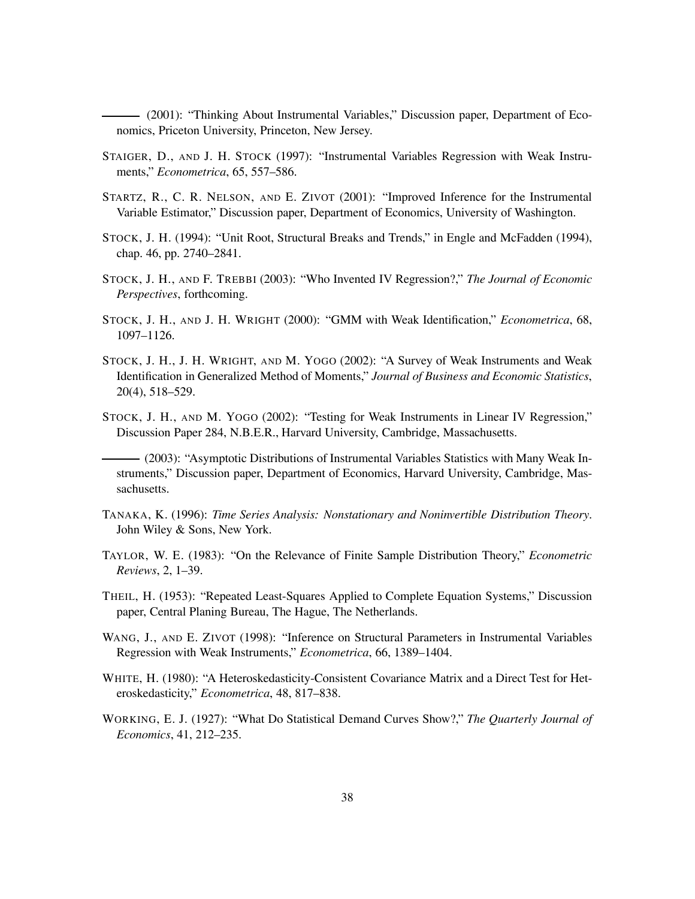——— (2001): "Thinking About Instrumental Variables," Discussion paper, Department of Economics, Priceton University, Princeton, New Jersey.

STAIGER, D., AND J. H. STOCK (1997): "Instrumental Variables Regression with Weak Instruments," *Econometrica*, 65, 557–586.

STARTZ, R., C. R. NELSON, AND E. ZIVOT (2001): "Improved Inference for the Instrumental Variable Estimator," Discussion paper, Department of Economics, University of Washington.

STOCK, J. H. (1994): "Unit Root, Structural Breaks and Trends," in Engle and McFadden (1994), chap. 46, pp. 2740–2841.

STOCK, J. H., AND F. TREBBI (2003): "Who Invented IV Regression?," *The Journal of Economic Perspectives*, forthcoming.

STOCK, J. H., AND J. H. WRIGHT (2000): "GMM with Weak Identification," *Econometrica*, 68, 1097–1126.

STOCK, J. H., J. H. WRIGHT, AND M. YOGO (2002): "A Survey of Weak Instruments and Weak Identification in Generalized Method of Moments," *Journal of Business and Economic Statistics*, 20(4), 518–529.

STOCK, J. H., AND M. YOGO (2002): "Testing for Weak Instruments in Linear IV Regression," Discussion Paper 284, N.B.E.R., Harvard University, Cambridge, Massachusetts.

——— (2003): "Asymptotic Distributions of Instrumental Variables Statistics with Many Weak Instruments," Discussion paper, Department of Economics, Harvard University, Cambridge, Massachusetts.

TANAKA, K. (1996): *Time Series Analysis: Nonstationary and Noninvertible Distribution Theory*. John Wiley & Sons, New York.

TAYLOR, W. E. (1983): "On the Relevance of Finite Sample Distribution Theory," *Econometric Reviews*, 2, 1–39.

THEIL, H. (1953): "Repeated Least-Squares Applied to Complete Equation Systems," Discussion paper, Central Planing Bureau, The Hague, The Netherlands.

WANG, J., AND E. ZIVOT (1998): "Inference on Structural Parameters in Instrumental Variables Regression with Weak Instruments," *Econometrica*, 66, 1389–1404.

WHITE, H. (1980): "A Heteroskedasticity-Consistent Covariance Matrix and a Direct Test for Heteroskedasticity," *Econometrica*, 48, 817–838.

WORKING, E. J. (1927): "What Do Statistical Demand Curves Show?," *The Quarterly Journal of Economics*, 41, 212–235.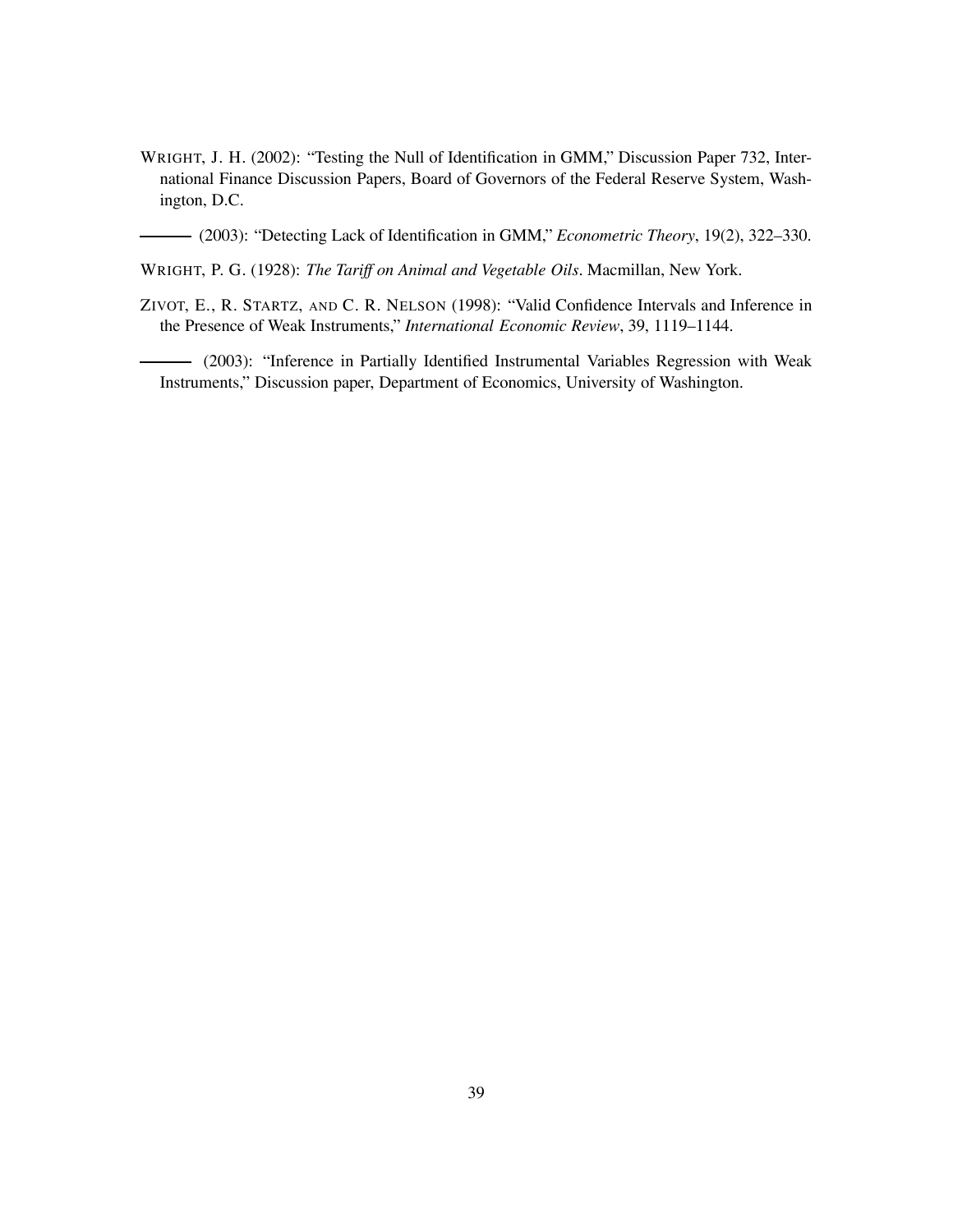WRIGHT, J. H. (2002): "Testing the Null of Identification in GMM," Discussion Paper 732, International Finance Discussion Papers, Board of Governors of the Federal Reserve System, Washington, D.C.

——— (2003): "Detecting Lack of Identification in GMM," *Econometric Theory*, 19(2), 322–330.

WRIGHT, P. G. (1928): *The Tariff on Animal and Vegetable Oils*. Macmillan, New York.

ZIVOT, E., R. STARTZ, AND C. R. NELSON (1998): "Valid Confidence Intervals and Inference in the Presence of Weak Instruments," *International Economic Review*, 39, 1119–1144.

——— (2003): "Inference in Partially Identified Instrumental Variables Regression with Weak Instruments," Discussion paper, Department of Economics, University of Washington.